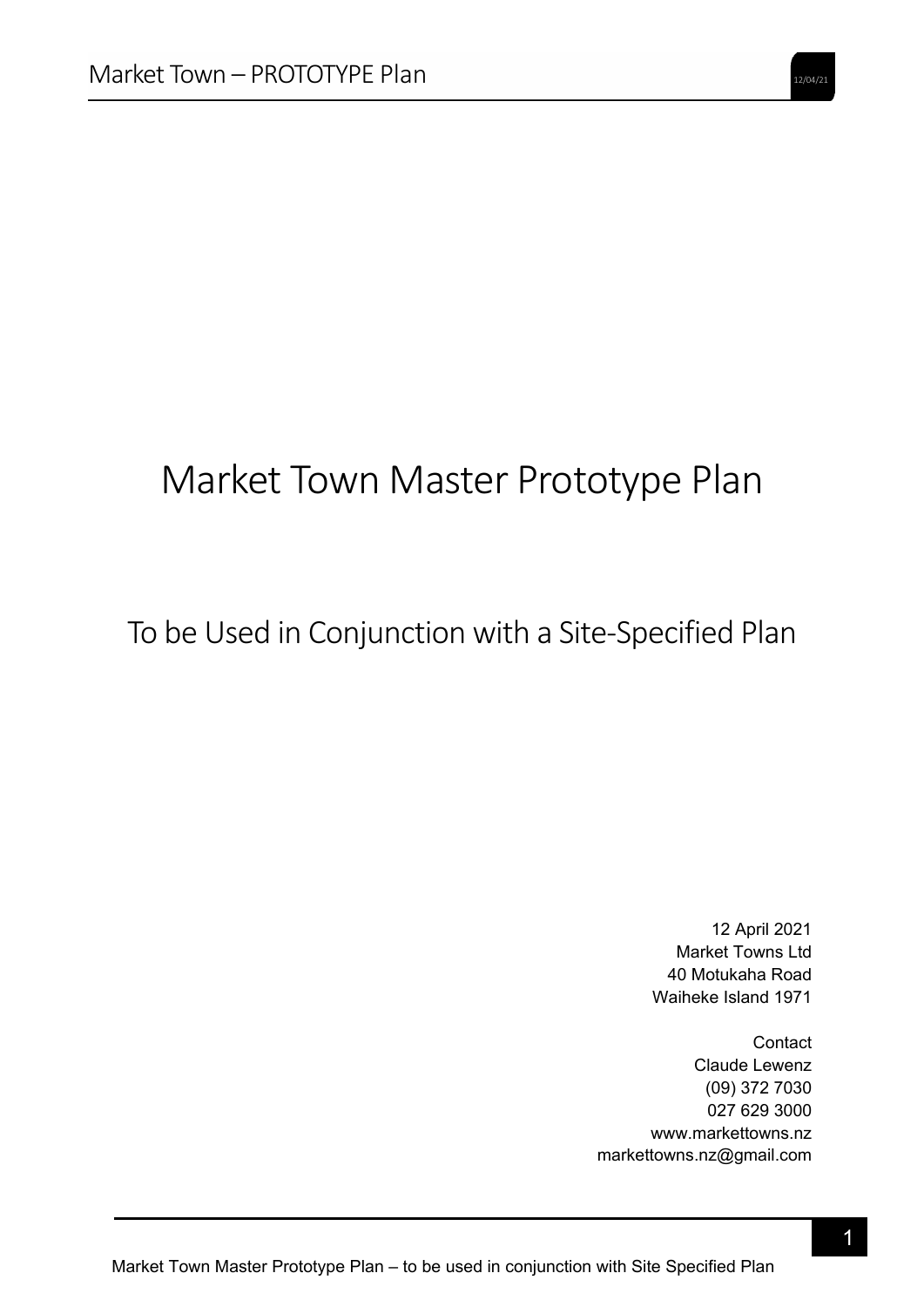# Market Town Master Prototype Plan

## To be Used in Conjunction with a Site-Specified Plan

12 April 2021
Market Towns Ltd
40 Motukaha Road
Waiheke Island 1971

Contact
Claude Lewenz
(09) 372 7030
027 629 3000
www.markettowns.nz
markettowns.nz@gmail.com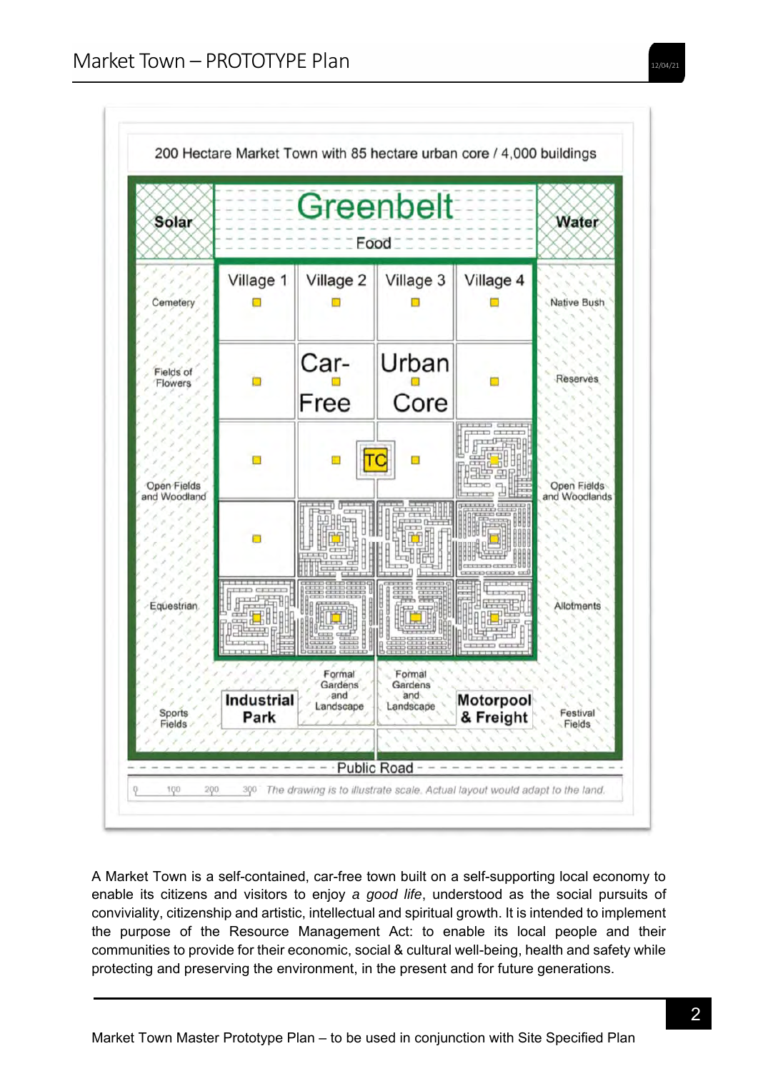200 Hectare Market Town with 85 hectare urban core / 4,000 buildings

Solar

Greenbelt

Food

Water

Village 1

Village 2

Village 3

Village 4

Cemetery

Native Bush

Car-Free

Urban Core

Fields of Flowers

Reserves

TC

Open Fields and Woodland

Open Fields and Woodlands

Equestrian

Allotments

Formal Gardens and Landscape

Formal Gardens and Landscape

Industrial Park

Motorpool & Freight

Sports Fields

Festival Fields

Public Road

0 100 200 300

The drawing is to illustrate scale. Actual layout would adapt to the land.

A Market Town is a self-contained, car-free town built on a self-supporting local economy to enable its citizens and visitors to enjoy *a good life*, understood as the social pursuits of conviviality, citizenship and artistic, intellectual and spiritual growth. It is intended to implement the purpose of the Resource Management Act: to enable its local people and their communities to provide for their economic, social & cultural well-being, health and safety while protecting and preserving the environment, in the present and for future generations.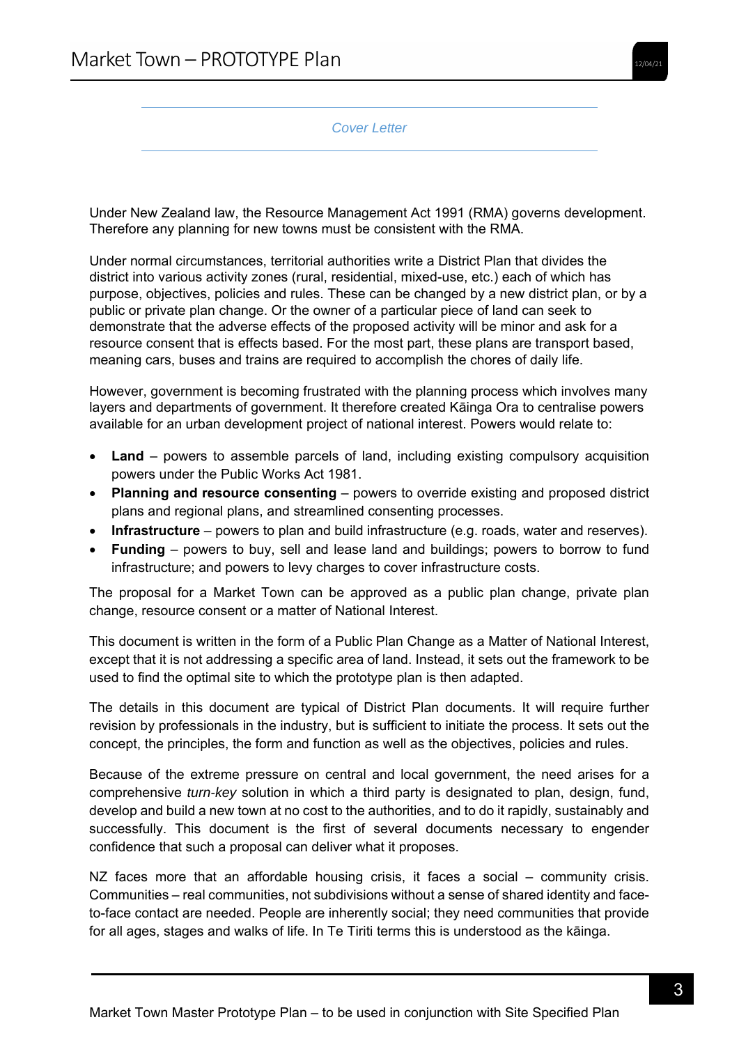*Cover Letter*

Under New Zealand law, the Resource Management Act 1991 (RMA) governs development. Therefore any planning for new towns must be consistent with the RMA.

Under normal circumstances, territorial authorities write a District Plan that divides the district into various activity zones (rural, residential, mixed-use, etc.) each of which has purpose, objectives, policies and rules. These can be changed by a new district plan, or by a public or private plan change. Or the owner of a particular piece of land can seek to demonstrate that the adverse effects of the proposed activity will be minor and ask for a resource consent that is effects based. For the most part, these plans are transport based, meaning cars, buses and trains are required to accomplish the chores of daily life.

However, government is becoming frustrated with the planning process which involves many layers and departments of government. It therefore created Kāinga Ora to centralise powers available for an urban development project of national interest. Powers would relate to:

- **Land** – powers to assemble parcels of land, including existing compulsory acquisition powers under the Public Works Act 1981.
- **Planning and resource consenting** – powers to override existing and proposed district plans and regional plans, and streamlined consenting processes.
- **Infrastructure** – powers to plan and build infrastructure (e.g. roads, water and reserves).
- **Funding** – powers to buy, sell and lease land and buildings; powers to borrow to fund infrastructure; and powers to levy charges to cover infrastructure costs.

The proposal for a Market Town can be approved as a public plan change, private plan change, resource consent or a matter of National Interest.

This document is written in the form of a Public Plan Change as a Matter of National Interest, except that it is not addressing a specific area of land. Instead, it sets out the framework to be used to find the optimal site to which the prototype plan is then adapted.

The details in this document are typical of District Plan documents. It will require further revision by professionals in the industry, but is sufficient to initiate the process. It sets out the concept, the principles, the form and function as well as the objectives, policies and rules.

Because of the extreme pressure on central and local government, the need arises for a comprehensive *turn-key* solution in which a third party is designated to plan, design, fund, develop and build a new town at no cost to the authorities, and to do it rapidly, sustainably and successfully. This document is the first of several documents necessary to engender confidence that such a proposal can deliver what it proposes.

NZ faces more that an affordable housing crisis, it faces a social – community crisis. Communities – real communities, not subdivisions without a sense of shared identity and face-to-face contact are needed. People are inherently social; they need communities that provide for all ages, stages and walks of life. In Te Tiriti terms this is understood as the kāinga.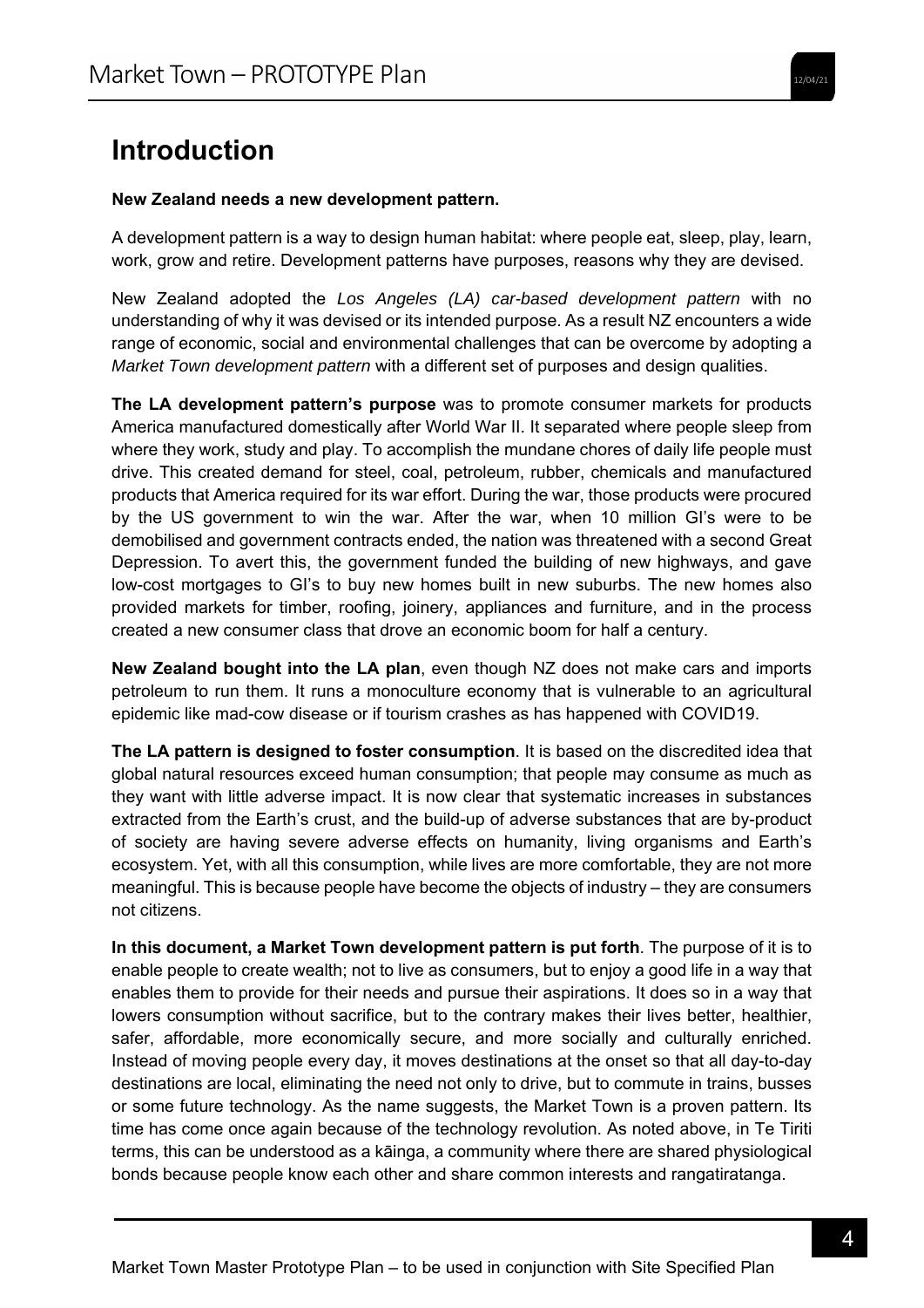# Introduction

**New Zealand needs a new development pattern.**

A development pattern is a way to design human habitat: where people eat, sleep, play, learn, work, grow and retire. Development patterns have purposes, reasons why they are devised.

New Zealand adopted the *Los Angeles (LA) car-based development pattern* with no understanding of why it was devised or its intended purpose. As a result NZ encounters a wide range of economic, social and environmental challenges that can be overcome by adopting a *Market Town development pattern* with a different set of purposes and design qualities.

**The LA development pattern's purpose** was to promote consumer markets for products America manufactured domestically after World War II. It separated where people sleep from where they work, study and play. To accomplish the mundane chores of daily life people must drive. This created demand for steel, coal, petroleum, rubber, chemicals and manufactured products that America required for its war effort. During the war, those products were procured by the US government to win the war. After the war, when 10 million GI's were to be demobilised and government contracts ended, the nation was threatened with a second Great Depression. To avert this, the government funded the building of new highways, and gave low-cost mortgages to GI's to buy new homes built in new suburbs. The new homes also provided markets for timber, roofing, joinery, appliances and furniture, and in the process created a new consumer class that drove an economic boom for half a century.

**New Zealand bought into the LA plan**, even though NZ does not make cars and imports petroleum to run them. It runs a monoculture economy that is vulnerable to an agricultural epidemic like mad-cow disease or if tourism crashes as has happened with COVID19.

**The LA pattern is designed to foster consumption**. It is based on the discredited idea that global natural resources exceed human consumption; that people may consume as much as they want with little adverse impact. It is now clear that systematic increases in substances extracted from the Earth's crust, and the build-up of adverse substances that are by-product of society are having severe adverse effects on humanity, living organisms and Earth's ecosystem. Yet, with all this consumption, while lives are more comfortable, they are not more meaningful. This is because people have become the objects of industry – they are consumers not citizens.

**In this document, a Market Town development pattern is put forth**. The purpose of it is to enable people to create wealth; not to live as consumers, but to enjoy a good life in a way that enables them to provide for their needs and pursue their aspirations. It does so in a way that lowers consumption without sacrifice, but to the contrary makes their lives better, healthier, safer, affordable, more economically secure, and more socially and culturally enriched. Instead of moving people every day, it moves destinations at the onset so that all day-to-day destinations are local, eliminating the need not only to drive, but to commute in trains, busses or some future technology. As the name suggests, the Market Town is a proven pattern. Its time has come once again because of the technology revolution. As noted above, in Te Tiriti terms, this can be understood as a kāinga, a community where there are shared physiological bonds because people know each other and share common interests and rangatiratanga.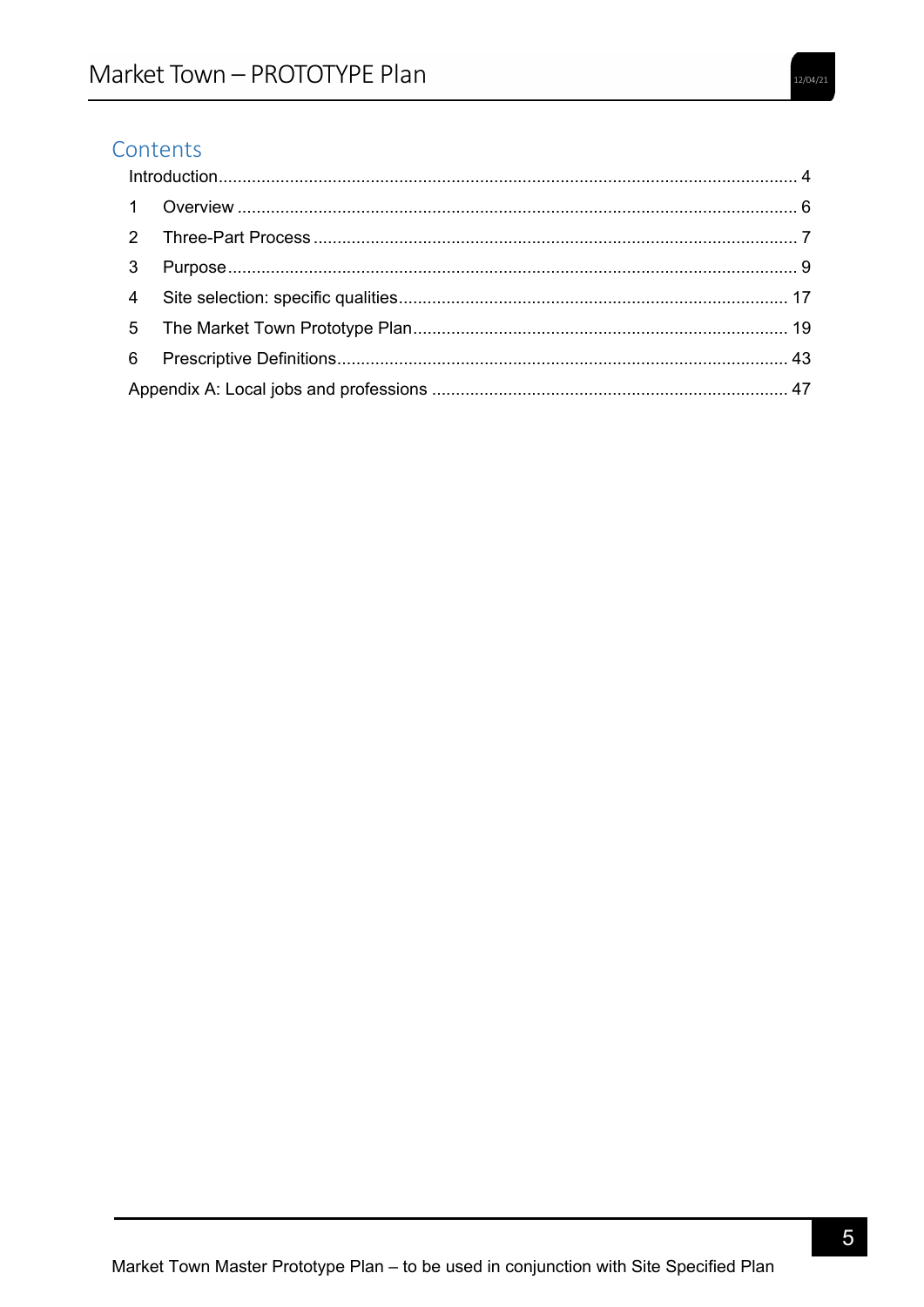## Contents

Introduction........................................................................................................................ 4

1 Overview .................................................................................................................... 6

2 Three-Part Process ..................................................................................................... 7

3 Purpose ...................................................................................................................... 9

4 Site selection: specific qualities................................................................................. 17

5 The Market Town Prototype Plan.............................................................................. 19

6 Prescriptive Definitions.............................................................................................. 43

Appendix A: Local jobs and professions .......................................................................... 47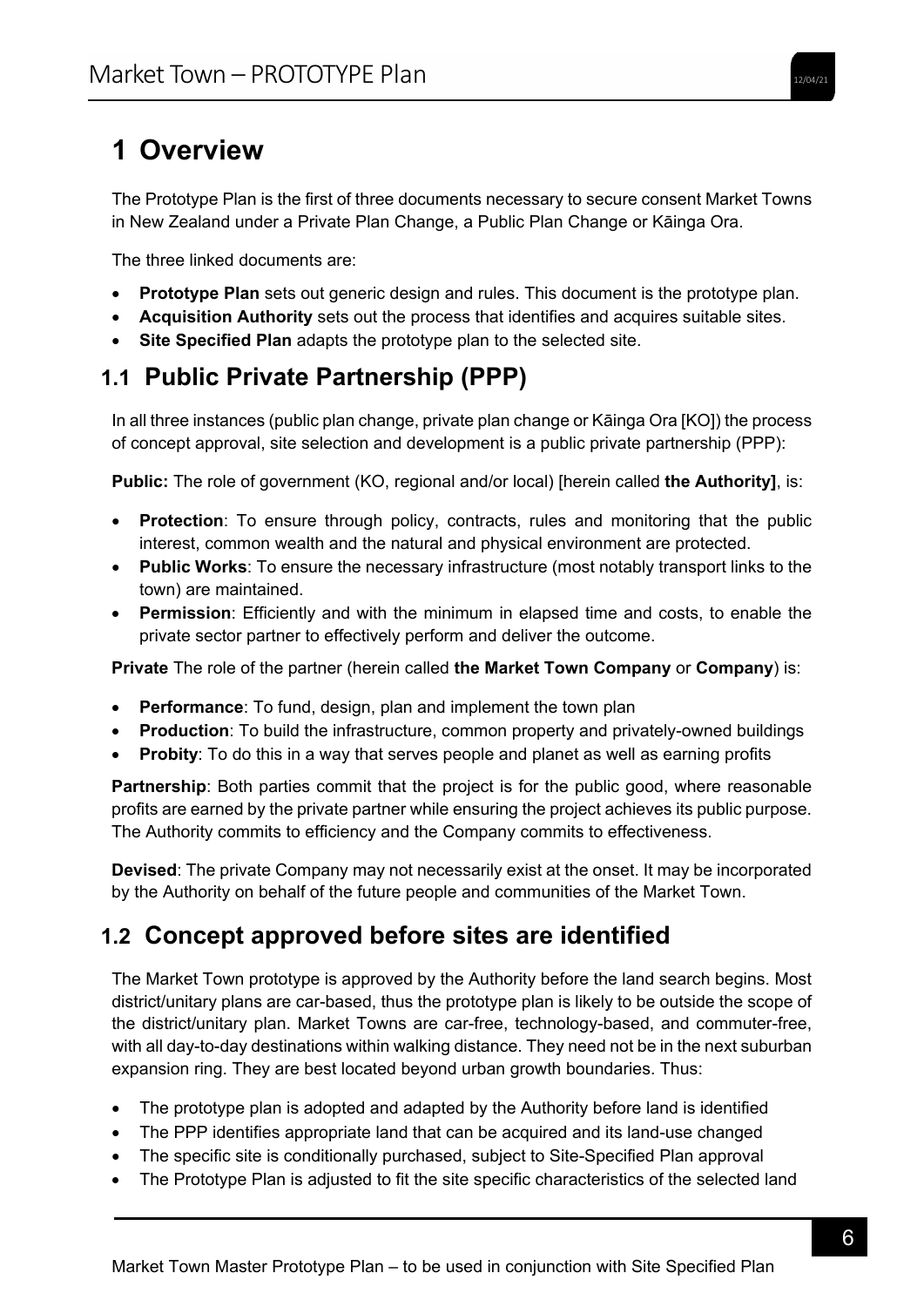# 1 Overview

The Prototype Plan is the first of three documents necessary to secure consent Market Towns in New Zealand under a Private Plan Change, a Public Plan Change or Kāinga Ora.

The three linked documents are:

- **Prototype Plan** sets out generic design and rules. This document is the prototype plan.
- **Acquisition Authority** sets out the process that identifies and acquires suitable sites.
- **Site Specified Plan** adapts the prototype plan to the selected site.

## 1.1 Public Private Partnership (PPP)

In all three instances (public plan change, private plan change or Kāinga Ora [KO]) the process of concept approval, site selection and development is a public private partnership (PPP):

**Public:** The role of government (KO, regional and/or local) [herein called **the Authority]**, is:

- **Protection**: To ensure through policy, contracts, rules and monitoring that the public interest, common wealth and the natural and physical environment are protected.
- **Public Works**: To ensure the necessary infrastructure (most notably transport links to the town) are maintained.
- **Permission**: Efficiently and with the minimum in elapsed time and costs, to enable the private sector partner to effectively perform and deliver the outcome.

**Private** The role of the partner (herein called **the Market Town Company** or **Company**) is:

- **Performance**: To fund, design, plan and implement the town plan
- **Production**: To build the infrastructure, common property and privately-owned buildings
- **Probity**: To do this in a way that serves people and planet as well as earning profits

**Partnership**: Both parties commit that the project is for the public good, where reasonable profits are earned by the private partner while ensuring the project achieves its public purpose. The Authority commits to efficiency and the Company commits to effectiveness.

**Devised**: The private Company may not necessarily exist at the onset. It may be incorporated by the Authority on behalf of the future people and communities of the Market Town.

## 1.2 Concept approved before sites are identified

The Market Town prototype is approved by the Authority before the land search begins. Most district/unitary plans are car-based, thus the prototype plan is likely to be outside the scope of the district/unitary plan. Market Towns are car-free, technology-based, and commuter-free, with all day-to-day destinations within walking distance. They need not be in the next suburban expansion ring. They are best located beyond urban growth boundaries. Thus:

- The prototype plan is adopted and adapted by the Authority before land is identified
- The PPP identifies appropriate land that can be acquired and its land-use changed
- The specific site is conditionally purchased, subject to Site-Specified Plan approval
- The Prototype Plan is adjusted to fit the site specific characteristics of the selected land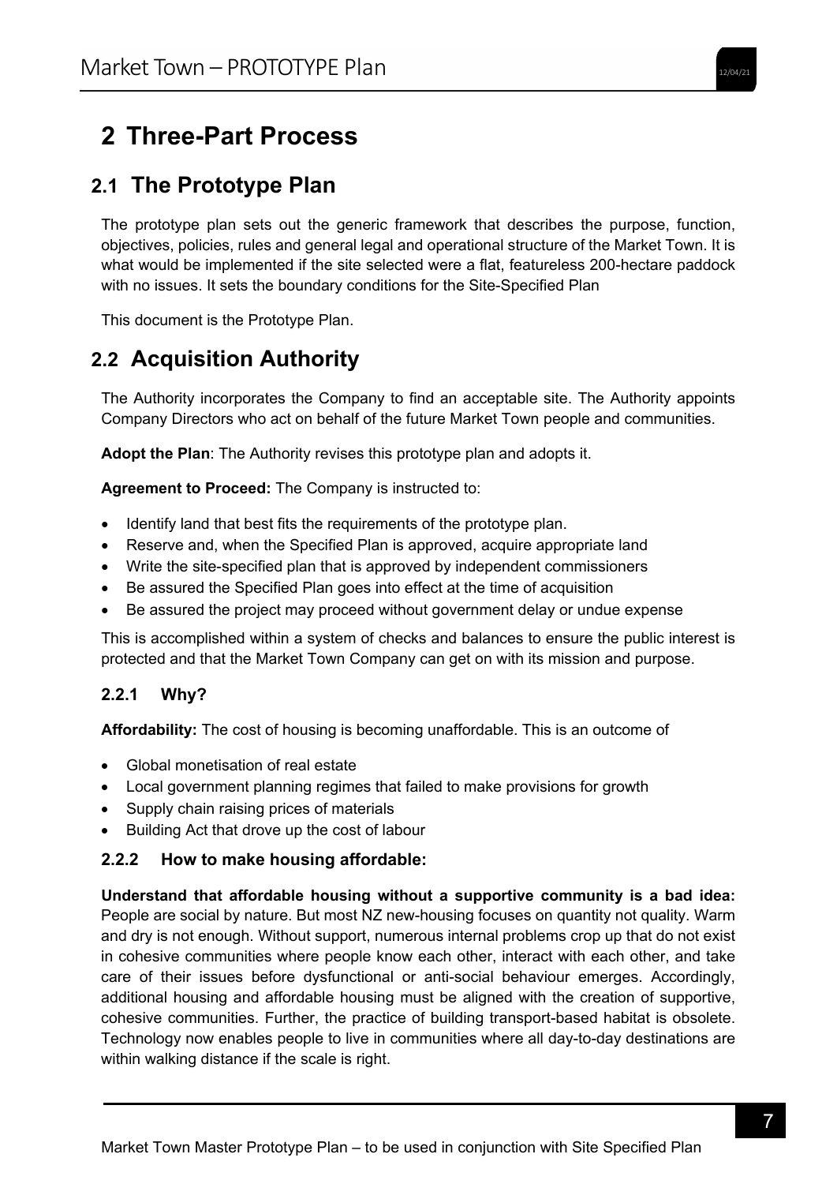# 2 Three-Part Process

## 2.1 The Prototype Plan

The prototype plan sets out the generic framework that describes the purpose, function, objectives, policies, rules and general legal and operational structure of the Market Town. It is what would be implemented if the site selected were a flat, featureless 200-hectare paddock with no issues. It sets the boundary conditions for the Site-Specified Plan

This document is the Prototype Plan.

## 2.2 Acquisition Authority

The Authority incorporates the Company to find an acceptable site. The Authority appoints Company Directors who act on behalf of the future Market Town people and communities.

**Adopt the Plan**: The Authority revises this prototype plan and adopts it.

**Agreement to Proceed:** The Company is instructed to:

- Identify land that best fits the requirements of the prototype plan.
- Reserve and, when the Specified Plan is approved, acquire appropriate land
- Write the site-specified plan that is approved by independent commissioners
- Be assured the Specified Plan goes into effect at the time of acquisition
- Be assured the project may proceed without government delay or undue expense

This is accomplished within a system of checks and balances to ensure the public interest is protected and that the Market Town Company can get on with its mission and purpose.

### 2.2.1 Why?

**Affordability:** The cost of housing is becoming unaffordable. This is an outcome of

- Global monetisation of real estate
- Local government planning regimes that failed to make provisions for growth
- Supply chain raising prices of materials
- Building Act that drove up the cost of labour

### 2.2.2 How to make housing affordable:

**Understand that affordable housing without a supportive community is a bad idea:** People are social by nature. But most NZ new-housing focuses on quantity not quality. Warm and dry is not enough. Without support, numerous internal problems crop up that do not exist in cohesive communities where people know each other, interact with each other, and take care of their issues before dysfunctional or anti-social behaviour emerges. Accordingly, additional housing and affordable housing must be aligned with the creation of supportive, cohesive communities. Further, the practice of building transport-based habitat is obsolete. Technology now enables people to live in communities where all day-to-day destinations are within walking distance if the scale is right.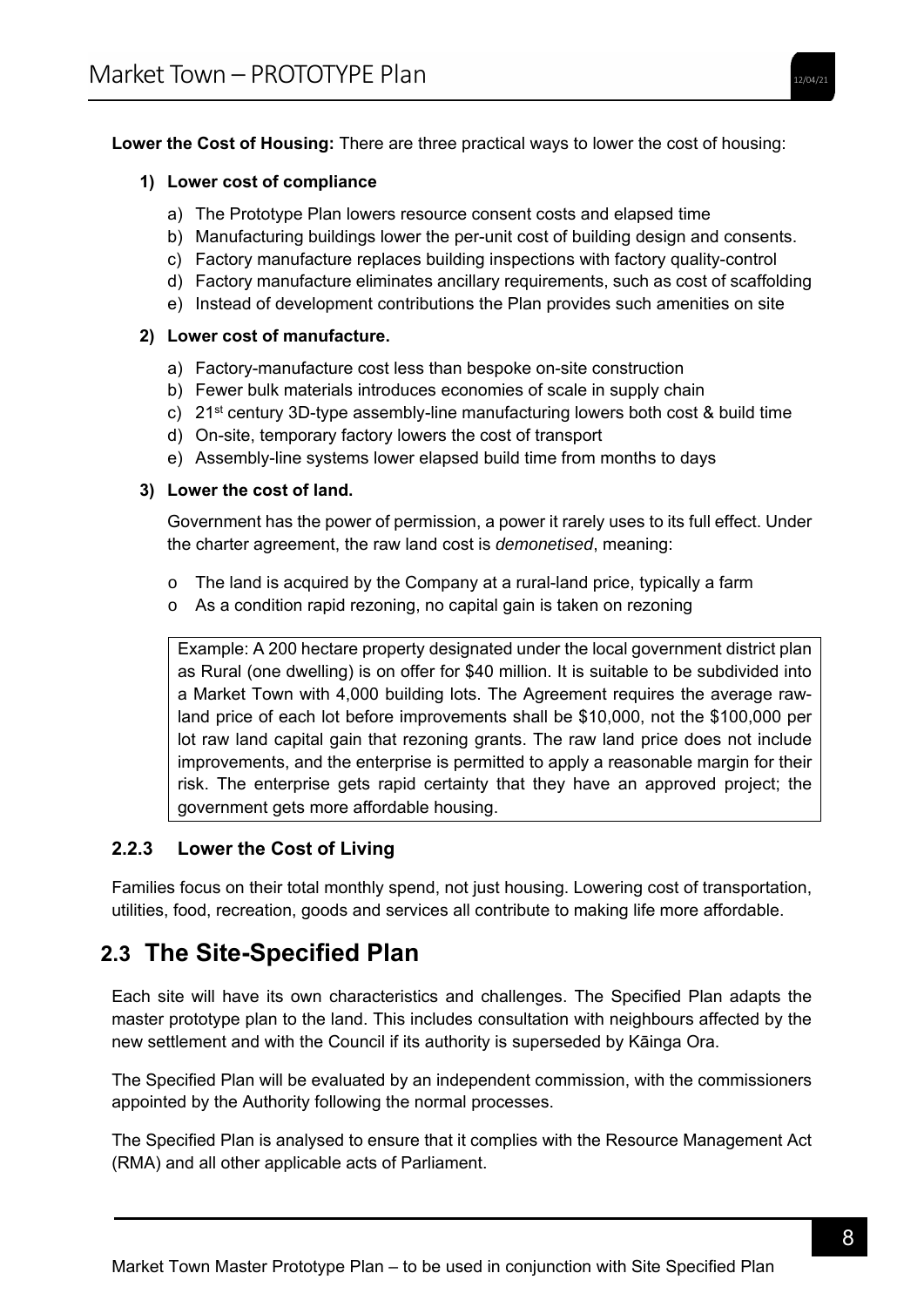**Lower the Cost of Housing:** There are three practical ways to lower the cost of housing:

1) **Lower cost of compliance**
   a) The Prototype Plan lowers resource consent costs and elapsed time
   b) Manufacturing buildings lower the per-unit cost of building design and consents.
   c) Factory manufacture replaces building inspections with factory quality-control
   d) Factory manufacture eliminates ancillary requirements, such as cost of scaffolding
   e) Instead of development contributions the Plan provides such amenities on site

2) **Lower cost of manufacture.**
   a) Factory-manufacture cost less than bespoke on-site construction
   b) Fewer bulk materials introduces economies of scale in supply chain
   c) 21st century 3D-type assembly-line manufacturing lowers both cost & build time
   d) On-site, temporary factory lowers the cost of transport
   e) Assembly-line systems lower elapsed build time from months to days

3) **Lower the cost of land.**

   Government has the power of permission, a power it rarely uses to its full effect. Under the charter agreement, the raw land cost is *demonetised*, meaning:

   - The land is acquired by the Company at a rural-land price, typically a farm
   - As a condition rapid rezoning, no capital gain is taken on rezoning

   > Example: A 200 hectare property designated under the local government district plan as Rural (one dwelling) is on offer for $40 million. It is suitable to be subdivided into a Market Town with 4,000 building lots. The Agreement requires the average raw-land price of each lot before improvements shall be $10,000, not the $100,000 per lot raw land capital gain that rezoning grants. The raw land price does not include improvements, and the enterprise is permitted to apply a reasonable margin for their risk. The enterprise gets rapid certainty that they have an approved project; the government gets more affordable housing.

### 2.2.3 Lower the Cost of Living

Families focus on their total monthly spend, not just housing. Lowering cost of transportation, utilities, food, recreation, goods and services all contribute to making life more affordable.

## 2.3 The Site-Specified Plan

Each site will have its own characteristics and challenges. The Specified Plan adapts the master prototype plan to the land. This includes consultation with neighbours affected by the new settlement and with the Council if its authority is superseded by Kāinga Ora.

The Specified Plan will be evaluated by an independent commission, with the commissioners appointed by the Authority following the normal processes.

The Specified Plan is analysed to ensure that it complies with the Resource Management Act (RMA) and all other applicable acts of Parliament.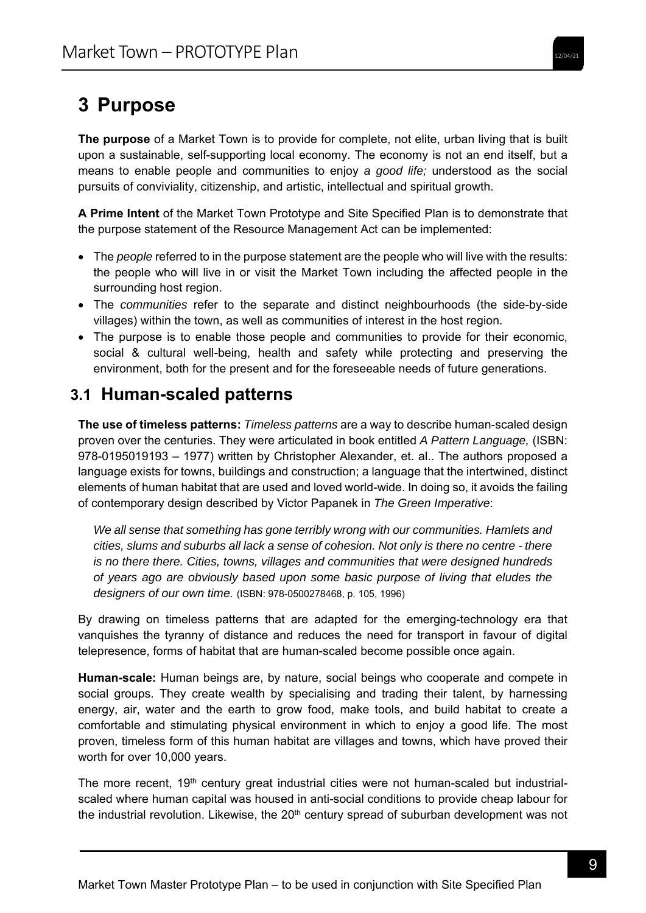# 3 Purpose

**The purpose** of a Market Town is to provide for complete, not elite, urban living that is built upon a sustainable, self-supporting local economy. The economy is not an end itself, but a means to enable people and communities to enjoy *a good life;* understood as the social pursuits of conviviality, citizenship, and artistic, intellectual and spiritual growth.

**A Prime Intent** of the Market Town Prototype and Site Specified Plan is to demonstrate that the purpose statement of the Resource Management Act can be implemented:

- The *people* referred to in the purpose statement are the people who will live with the results: the people who will live in or visit the Market Town including the affected people in the surrounding host region.
- The *communities* refer to the separate and distinct neighbourhoods (the side-by-side villages) within the town, as well as communities of interest in the host region.
- The purpose is to enable those people and communities to provide for their economic, social & cultural well-being, health and safety while protecting and preserving the environment, both for the present and for the foreseeable needs of future generations.

## 3.1 Human-scaled patterns

**The use of timeless patterns:** *Timeless patterns* are a way to describe human-scaled design proven over the centuries. They were articulated in book entitled *A Pattern Language,* (ISBN: 978-0195019193 – 1977) written by Christopher Alexander, et. al.. The authors proposed a language exists for towns, buildings and construction; a language that the intertwined, distinct elements of human habitat that are used and loved world-wide. In doing so, it avoids the failing of contemporary design described by Victor Papanek in *The Green Imperative*:

> *We all sense that something has gone terribly wrong with our communities. Hamlets and cities, slums and suburbs all lack a sense of cohesion. Not only is there no centre - there is no there there. Cities, towns, villages and communities that were designed hundreds of years ago are obviously based upon some basic purpose of living that eludes the designers of our own time.* (ISBN: 978-0500278468, p. 105, 1996)

By drawing on timeless patterns that are adapted for the emerging-technology era that vanquishes the tyranny of distance and reduces the need for transport in favour of digital telepresence, forms of habitat that are human-scaled become possible once again.

**Human-scale:** Human beings are, by nature, social beings who cooperate and compete in social groups. They create wealth by specialising and trading their talent, by harnessing energy, air, water and the earth to grow food, make tools, and build habitat to create a comfortable and stimulating physical environment in which to enjoy a good life. The most proven, timeless form of this human habitat are villages and towns, which have proved their worth for over 10,000 years.

The more recent, 19th century great industrial cities were not human-scaled but industrial-scaled where human capital was housed in anti-social conditions to provide cheap labour for the industrial revolution. Likewise, the 20th century spread of suburban development was not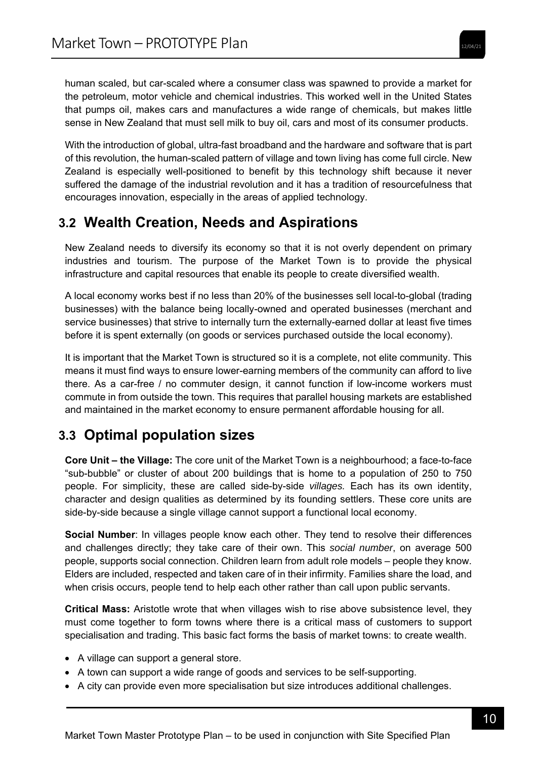human scaled, but car-scaled where a consumer class was spawned to provide a market for the petroleum, motor vehicle and chemical industries. This worked well in the United States that pumps oil, makes cars and manufactures a wide range of chemicals, but makes little sense in New Zealand that must sell milk to buy oil, cars and most of its consumer products.

With the introduction of global, ultra-fast broadband and the hardware and software that is part of this revolution, the human-scaled pattern of village and town living has come full circle. New Zealand is especially well-positioned to benefit by this technology shift because it never suffered the damage of the industrial revolution and it has a tradition of resourcefulness that encourages innovation, especially in the areas of applied technology.

## 3.2 Wealth Creation, Needs and Aspirations

New Zealand needs to diversify its economy so that it is not overly dependent on primary industries and tourism. The purpose of the Market Town is to provide the physical infrastructure and capital resources that enable its people to create diversified wealth.

A local economy works best if no less than 20% of the businesses sell local-to-global (trading businesses) with the balance being locally-owned and operated businesses (merchant and service businesses) that strive to internally turn the externally-earned dollar at least five times before it is spent externally (on goods or services purchased outside the local economy).

It is important that the Market Town is structured so it is a complete, not elite community. This means it must find ways to ensure lower-earning members of the community can afford to live there. As a car-free / no commuter design, it cannot function if low-income workers must commute in from outside the town. This requires that parallel housing markets are established and maintained in the market economy to ensure permanent affordable housing for all.

## 3.3 Optimal population sizes

**Core Unit – the Village:** The core unit of the Market Town is a neighbourhood; a face-to-face "sub-bubble" or cluster of about 200 buildings that is home to a population of 250 to 750 people. For simplicity, these are called side-by-side *villages.* Each has its own identity, character and design qualities as determined by its founding settlers. These core units are side-by-side because a single village cannot support a functional local economy.

**Social Number**: In villages people know each other. They tend to resolve their differences and challenges directly; they take care of their own. This *social number*, on average 500 people, supports social connection. Children learn from adult role models – people they know. Elders are included, respected and taken care of in their infirmity. Families share the load, and when crisis occurs, people tend to help each other rather than call upon public servants.

**Critical Mass:** Aristotle wrote that when villages wish to rise above subsistence level, they must come together to form towns where there is a critical mass of customers to support specialisation and trading. This basic fact forms the basis of market towns: to create wealth.

- A village can support a general store.
- A town can support a wide range of goods and services to be self-supporting.
- A city can provide even more specialisation but size introduces additional challenges.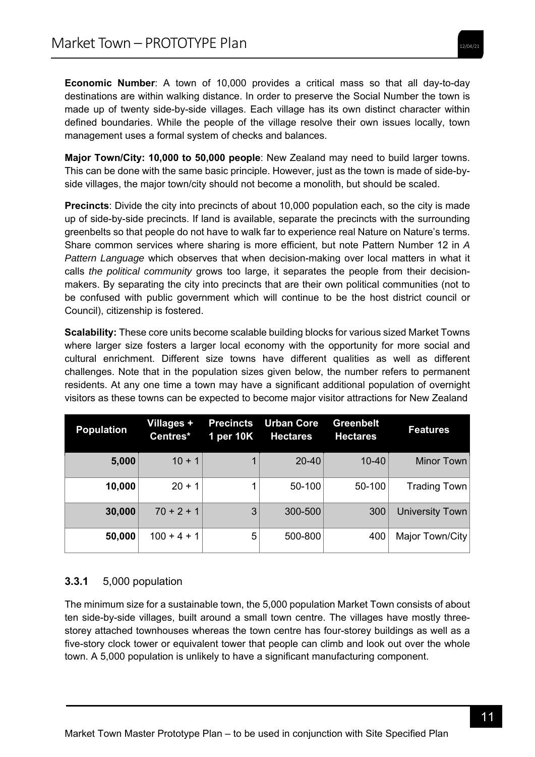**Economic Number**: A town of 10,000 provides a critical mass so that all day-to-day destinations are within walking distance. In order to preserve the Social Number the town is made up of twenty side-by-side villages. Each village has its own distinct character within defined boundaries. While the people of the village resolve their own issues locally, town management uses a formal system of checks and balances.

**Major Town/City: 10,000 to 50,000 people**: New Zealand may need to build larger towns. This can be done with the same basic principle. However, just as the town is made of side-by-side villages, the major town/city should not become a monolith, but should be scaled.

**Precincts**: Divide the city into precincts of about 10,000 population each, so the city is made up of side-by-side precincts. If land is available, separate the precincts with the surrounding greenbelts so that people do not have to walk far to experience real Nature on Nature's terms. Share common services where sharing is more efficient, but note Pattern Number 12 in *A Pattern Language* which observes that when decision-making over local matters in what it calls *the political community* grows too large, it separates the people from their decision-makers. By separating the city into precincts that are their own political communities (not to be confused with public government which will continue to be the host district council or Council), citizenship is fostered.

**Scalability:** These core units become scalable building blocks for various sized Market Towns where larger size fosters a larger local economy with the opportunity for more social and cultural enrichment. Different size towns have different qualities as well as different challenges. Note that in the population sizes given below, the number refers to permanent residents. At any one time a town may have a significant additional population of overnight visitors as these towns can be expected to become major visitor attractions for New Zealand

| Population | Villages + Centres* | Precincts 1 per 10K | Urban Core Hectares | Greenbelt Hectares | Features |
|---|---|---|---|---|---|
| **5,000** | 10 + 1 | 1 | 20-40 | 10-40 | Minor Town |
| **10,000** | 20 + 1 | 1 | 50-100 | 50-100 | Trading Town |
| **30,000** | 70 + 2 + 1 | 3 | 300-500 | 300 | University Town |
| **50,000** | 100 + 4 + 1 | 5 | 500-800 | 400 | Major Town/City |

### **3.3.1** 5,000 population

The minimum size for a sustainable town, the 5,000 population Market Town consists of about ten side-by-side villages, built around a small town centre. The villages have mostly three-storey attached townhouses whereas the town centre has four-storey buildings as well as a five-story clock tower or equivalent tower that people can climb and look out over the whole town. A 5,000 population is unlikely to have a significant manufacturing component.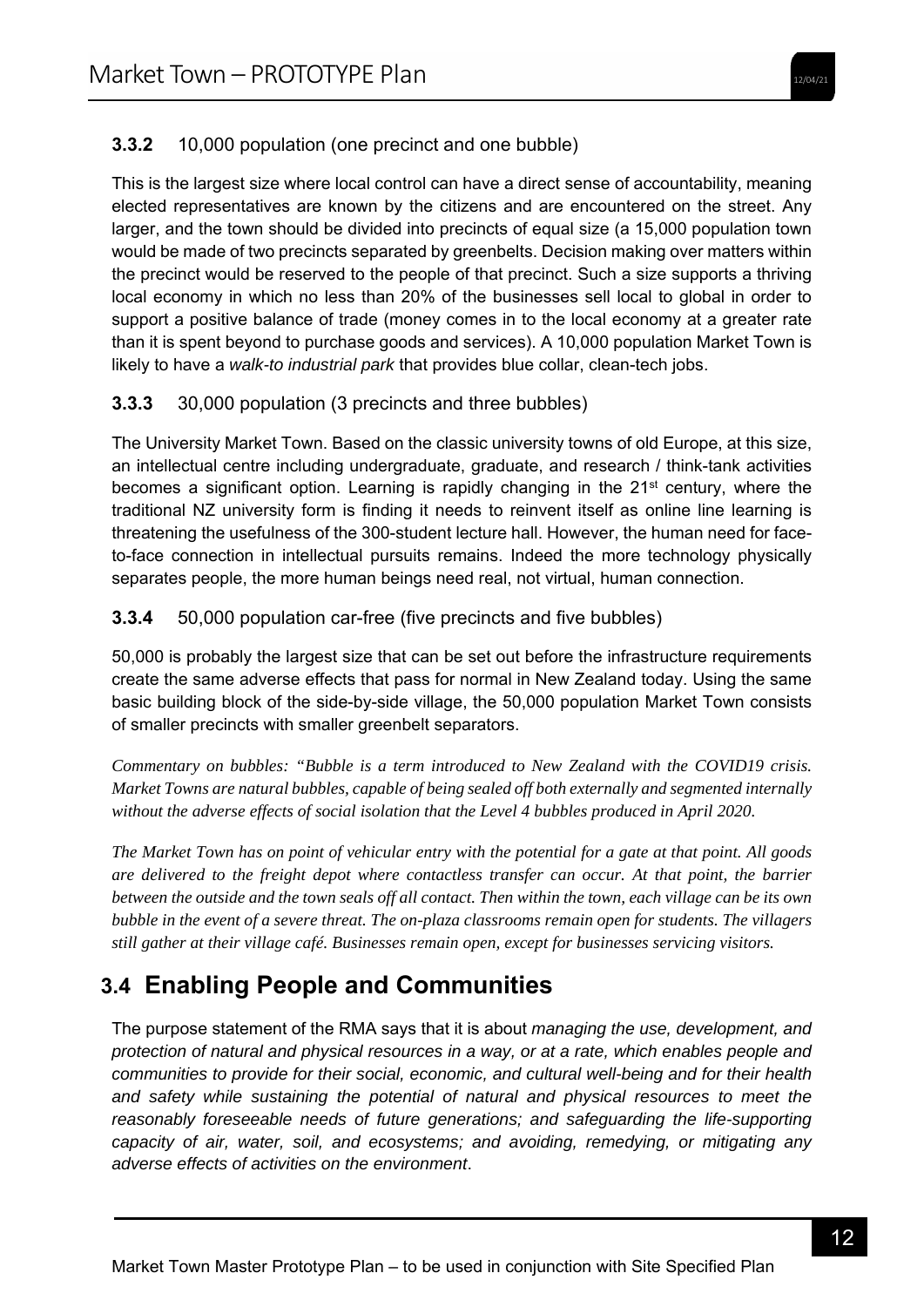**3.3.2** 10,000 population (one precinct and one bubble)

This is the largest size where local control can have a direct sense of accountability, meaning elected representatives are known by the citizens and are encountered on the street. Any larger, and the town should be divided into precincts of equal size (a 15,000 population town would be made of two precincts separated by greenbelts. Decision making over matters within the precinct would be reserved to the people of that precinct. Such a size supports a thriving local economy in which no less than 20% of the businesses sell local to global in order to support a positive balance of trade (money comes in to the local economy at a greater rate than it is spent beyond to purchase goods and services). A 10,000 population Market Town is likely to have a *walk-to industrial park* that provides blue collar, clean-tech jobs.

**3.3.3** 30,000 population (3 precincts and three bubbles)

The University Market Town. Based on the classic university towns of old Europe, at this size, an intellectual centre including undergraduate, graduate, and research / think-tank activities becomes a significant option. Learning is rapidly changing in the 21st century, where the traditional NZ university form is finding it needs to reinvent itself as online line learning is threatening the usefulness of the 300-student lecture hall. However, the human need for face-to-face connection in intellectual pursuits remains. Indeed the more technology physically separates people, the more human beings need real, not virtual, human connection.

**3.3.4** 50,000 population car-free (five precincts and five bubbles)

50,000 is probably the largest size that can be set out before the infrastructure requirements create the same adverse effects that pass for normal in New Zealand today. Using the same basic building block of the side-by-side village, the 50,000 population Market Town consists of smaller precincts with smaller greenbelt separators.

*Commentary on bubbles: "Bubble is a term introduced to New Zealand with the COVID19 crisis. Market Towns are natural bubbles, capable of being sealed off both externally and segmented internally without the adverse effects of social isolation that the Level 4 bubbles produced in April 2020.*

*The Market Town has on point of vehicular entry with the potential for a gate at that point. All goods are delivered to the freight depot where contactless transfer can occur. At that point, the barrier between the outside and the town seals off all contact. Then within the town, each village can be its own bubble in the event of a severe threat. The on-plaza classrooms remain open for students. The villagers still gather at their village café. Businesses remain open, except for businesses servicing visitors.*

## 3.4 Enabling People and Communities

The purpose statement of the RMA says that it is about *managing the use, development, and protection of natural and physical resources in a way, or at a rate, which enables people and communities to provide for their social, economic, and cultural well-being and for their health and safety while sustaining the potential of natural and physical resources to meet the reasonably foreseeable needs of future generations; and safeguarding the life-supporting capacity of air, water, soil, and ecosystems; and avoiding, remedying, or mitigating any adverse effects of activities on the environment*.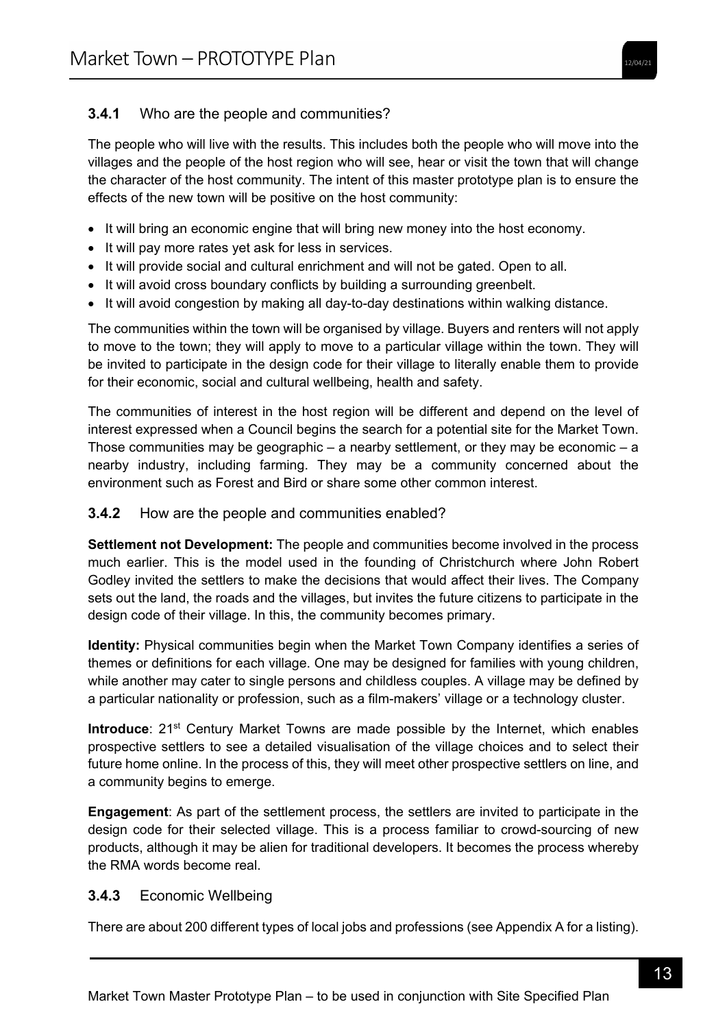### 3.4.1 Who are the people and communities?

The people who will live with the results. This includes both the people who will move into the villages and the people of the host region who will see, hear or visit the town that will change the character of the host community. The intent of this master prototype plan is to ensure the effects of the new town will be positive on the host community:

- It will bring an economic engine that will bring new money into the host economy.
- It will pay more rates yet ask for less in services.
- It will provide social and cultural enrichment and will not be gated. Open to all.
- It will avoid cross boundary conflicts by building a surrounding greenbelt.
- It will avoid congestion by making all day-to-day destinations within walking distance.

The communities within the town will be organised by village. Buyers and renters will not apply to move to the town; they will apply to move to a particular village within the town. They will be invited to participate in the design code for their village to literally enable them to provide for their economic, social and cultural wellbeing, health and safety.

The communities of interest in the host region will be different and depend on the level of interest expressed when a Council begins the search for a potential site for the Market Town. Those communities may be geographic – a nearby settlement, or they may be economic – a nearby industry, including farming. They may be a community concerned about the environment such as Forest and Bird or share some other common interest.

### 3.4.2 How are the people and communities enabled?

**Settlement not Development:** The people and communities become involved in the process much earlier. This is the model used in the founding of Christchurch where John Robert Godley invited the settlers to make the decisions that would affect their lives. The Company sets out the land, the roads and the villages, but invites the future citizens to participate in the design code of their village. In this, the community becomes primary.

**Identity:** Physical communities begin when the Market Town Company identifies a series of themes or definitions for each village. One may be designed for families with young children, while another may cater to single persons and childless couples. A village may be defined by a particular nationality or profession, such as a film-makers' village or a technology cluster.

**Introduce**: 21st Century Market Towns are made possible by the Internet, which enables prospective settlers to see a detailed visualisation of the village choices and to select their future home online. In the process of this, they will meet other prospective settlers on line, and a community begins to emerge.

**Engagement**: As part of the settlement process, the settlers are invited to participate in the design code for their selected village. This is a process familiar to crowd-sourcing of new products, although it may be alien for traditional developers. It becomes the process whereby the RMA words become real.

### 3.4.3 Economic Wellbeing

There are about 200 different types of local jobs and professions (see Appendix A for a listing).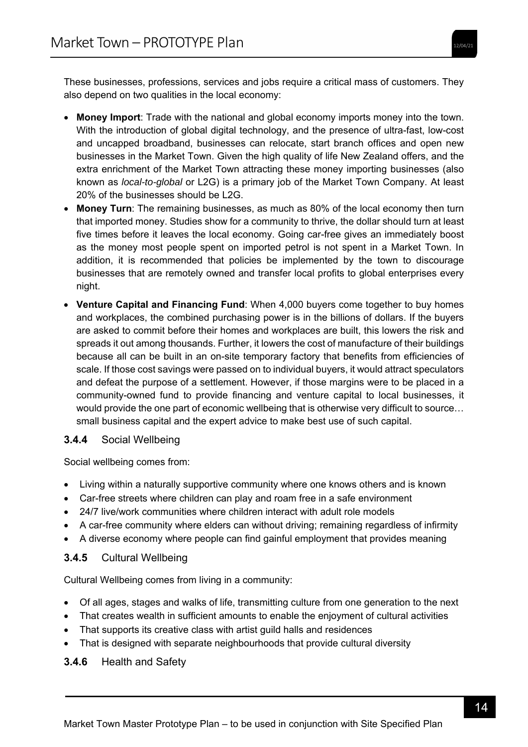These businesses, professions, services and jobs require a critical mass of customers. They also depend on two qualities in the local economy:

- **Money Import**: Trade with the national and global economy imports money into the town. With the introduction of global digital technology, and the presence of ultra-fast, low-cost and uncapped broadband, businesses can relocate, start branch offices and open new businesses in the Market Town. Given the high quality of life New Zealand offers, and the extra enrichment of the Market Town attracting these money importing businesses (also known as *local-to-global* or L2G) is a primary job of the Market Town Company. At least 20% of the businesses should be L2G.
- **Money Turn**: The remaining businesses, as much as 80% of the local economy then turn that imported money. Studies show for a community to thrive, the dollar should turn at least five times before it leaves the local economy. Going car-free gives an immediately boost as the money most people spent on imported petrol is not spent in a Market Town. In addition, it is recommended that policies be implemented by the town to discourage businesses that are remotely owned and transfer local profits to global enterprises every night.
- **Venture Capital and Financing Fund**: When 4,000 buyers come together to buy homes and workplaces, the combined purchasing power is in the billions of dollars. If the buyers are asked to commit before their homes and workplaces are built, this lowers the risk and spreads it out among thousands. Further, it lowers the cost of manufacture of their buildings because all can be built in an on-site temporary factory that benefits from efficiencies of scale. If those cost savings were passed on to individual buyers, it would attract speculators and defeat the purpose of a settlement. However, if those margins were to be placed in a community-owned fund to provide financing and venture capital to local businesses, it would provide the one part of economic wellbeing that is otherwise very difficult to source… small business capital and the expert advice to make best use of such capital.

### 3.4.4 Social Wellbeing

Social wellbeing comes from:

- Living within a naturally supportive community where one knows others and is known
- Car-free streets where children can play and roam free in a safe environment
- 24/7 live/work communities where children interact with adult role models
- A car-free community where elders can without driving; remaining regardless of infirmity
- A diverse economy where people can find gainful employment that provides meaning

### 3.4.5 Cultural Wellbeing

Cultural Wellbeing comes from living in a community:

- Of all ages, stages and walks of life, transmitting culture from one generation to the next
- That creates wealth in sufficient amounts to enable the enjoyment of cultural activities
- That supports its creative class with artist guild halls and residences
- That is designed with separate neighbourhoods that provide cultural diversity

### 3.4.6 Health and Safety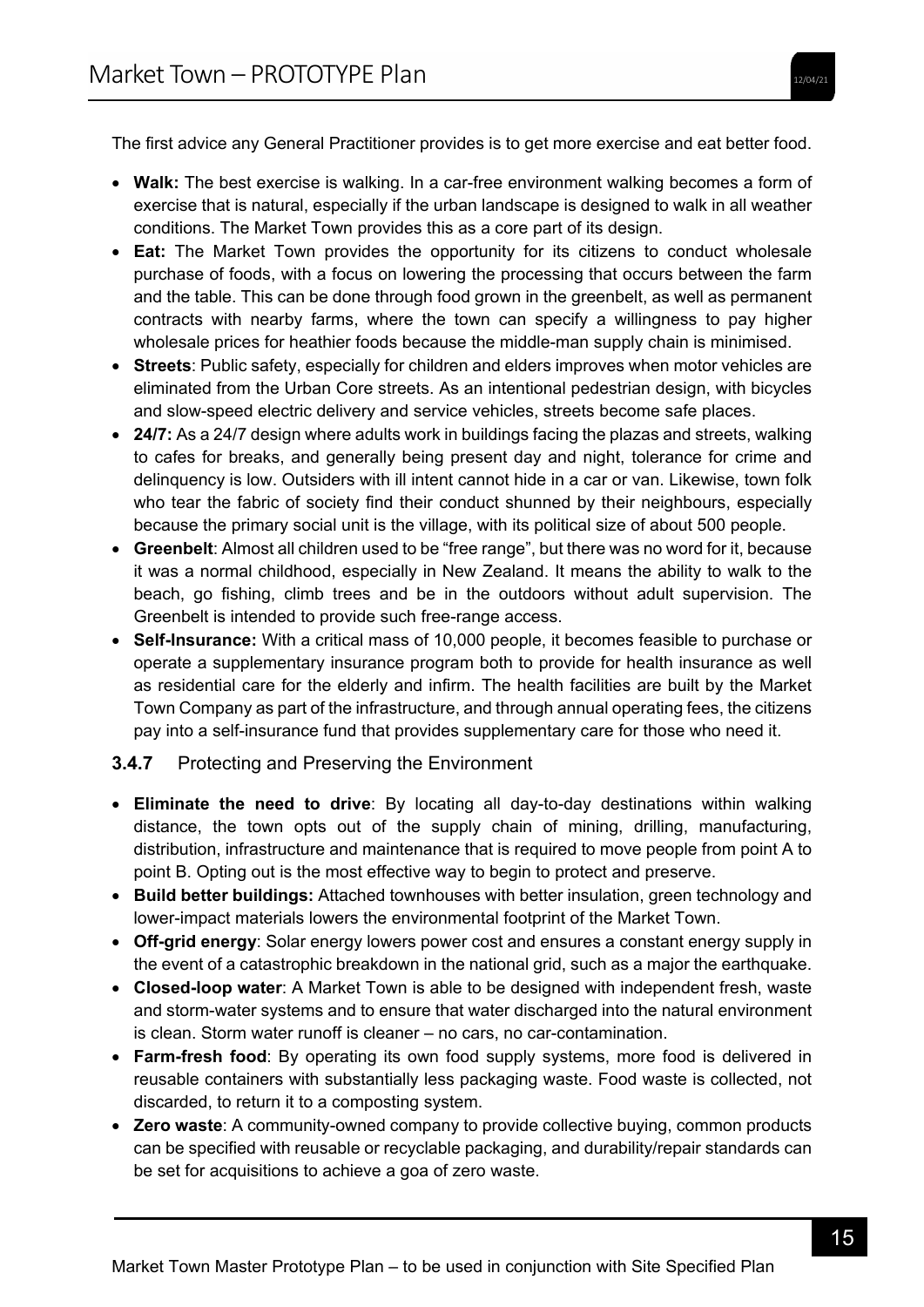The first advice any General Practitioner provides is to get more exercise and eat better food.

- **Walk:** The best exercise is walking. In a car-free environment walking becomes a form of exercise that is natural, especially if the urban landscape is designed to walk in all weather conditions. The Market Town provides this as a core part of its design.
- **Eat:** The Market Town provides the opportunity for its citizens to conduct wholesale purchase of foods, with a focus on lowering the processing that occurs between the farm and the table. This can be done through food grown in the greenbelt, as well as permanent contracts with nearby farms, where the town can specify a willingness to pay higher wholesale prices for heathier foods because the middle-man supply chain is minimised.
- **Streets**: Public safety, especially for children and elders improves when motor vehicles are eliminated from the Urban Core streets. As an intentional pedestrian design, with bicycles and slow-speed electric delivery and service vehicles, streets become safe places.
- **24/7:** As a 24/7 design where adults work in buildings facing the plazas and streets, walking to cafes for breaks, and generally being present day and night, tolerance for crime and delinquency is low. Outsiders with ill intent cannot hide in a car or van. Likewise, town folk who tear the fabric of society find their conduct shunned by their neighbours, especially because the primary social unit is the village, with its political size of about 500 people.
- **Greenbelt**: Almost all children used to be "free range", but there was no word for it, because it was a normal childhood, especially in New Zealand. It means the ability to walk to the beach, go fishing, climb trees and be in the outdoors without adult supervision. The Greenbelt is intended to provide such free-range access.
- **Self-Insurance:** With a critical mass of 10,000 people, it becomes feasible to purchase or operate a supplementary insurance program both to provide for health insurance as well as residential care for the elderly and infirm. The health facilities are built by the Market Town Company as part of the infrastructure, and through annual operating fees, the citizens pay into a self-insurance fund that provides supplementary care for those who need it.

### **3.4.7** Protecting and Preserving the Environment

- **Eliminate the need to drive**: By locating all day-to-day destinations within walking distance, the town opts out of the supply chain of mining, drilling, manufacturing, distribution, infrastructure and maintenance that is required to move people from point A to point B. Opting out is the most effective way to begin to protect and preserve.
- **Build better buildings:** Attached townhouses with better insulation, green technology and lower-impact materials lowers the environmental footprint of the Market Town.
- **Off-grid energy**: Solar energy lowers power cost and ensures a constant energy supply in the event of a catastrophic breakdown in the national grid, such as a major the earthquake.
- **Closed-loop water**: A Market Town is able to be designed with independent fresh, waste and storm-water systems and to ensure that water discharged into the natural environment is clean. Storm water runoff is cleaner – no cars, no car-contamination.
- **Farm-fresh food**: By operating its own food supply systems, more food is delivered in reusable containers with substantially less packaging waste. Food waste is collected, not discarded, to return it to a composting system.
- **Zero waste**: A community-owned company to provide collective buying, common products can be specified with reusable or recyclable packaging, and durability/repair standards can be set for acquisitions to achieve a goa of zero waste.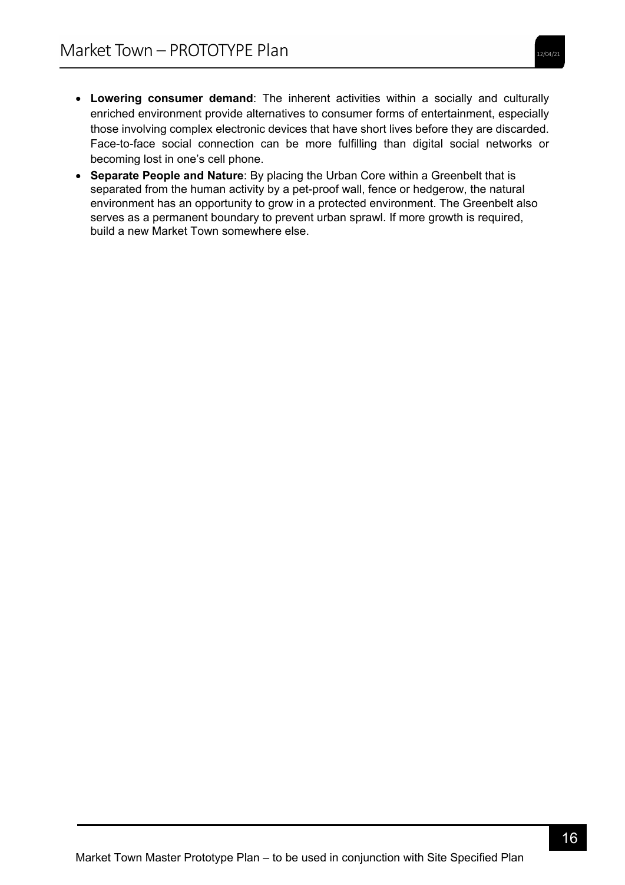- **Lowering consumer demand**: The inherent activities within a socially and culturally enriched environment provide alternatives to consumer forms of entertainment, especially those involving complex electronic devices that have short lives before they are discarded. Face-to-face social connection can be more fulfilling than digital social networks or becoming lost in one's cell phone.
- **Separate People and Nature**: By placing the Urban Core within a Greenbelt that is separated from the human activity by a pet-proof wall, fence or hedgerow, the natural environment has an opportunity to grow in a protected environment. The Greenbelt also serves as a permanent boundary to prevent urban sprawl. If more growth is required, build a new Market Town somewhere else.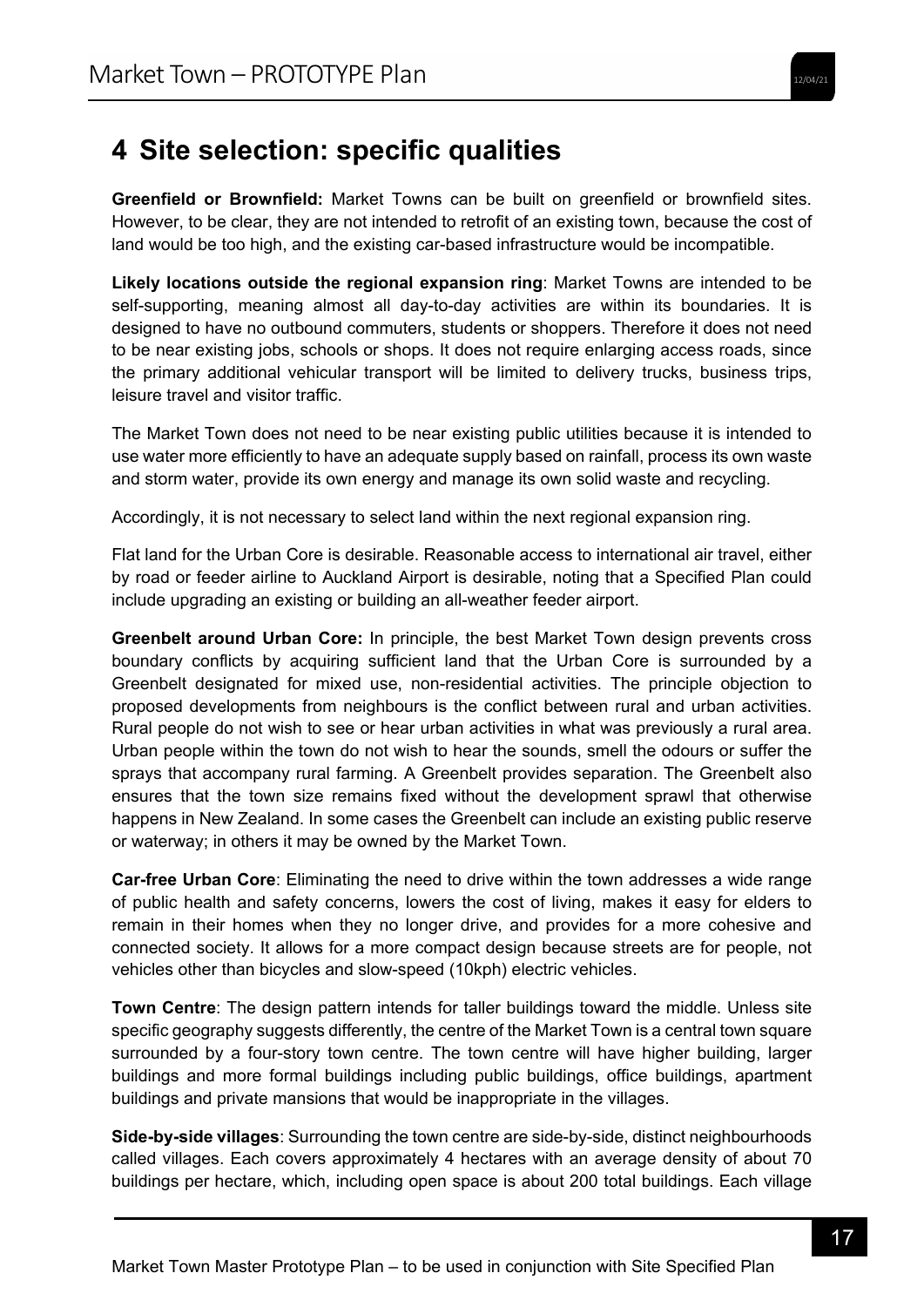# 4 Site selection: specific qualities

**Greenfield or Brownfield:** Market Towns can be built on greenfield or brownfield sites. However, to be clear, they are not intended to retrofit of an existing town, because the cost of land would be too high, and the existing car-based infrastructure would be incompatible.

**Likely locations outside the regional expansion ring**: Market Towns are intended to be self-supporting, meaning almost all day-to-day activities are within its boundaries. It is designed to have no outbound commuters, students or shoppers. Therefore it does not need to be near existing jobs, schools or shops. It does not require enlarging access roads, since the primary additional vehicular transport will be limited to delivery trucks, business trips, leisure travel and visitor traffic.

The Market Town does not need to be near existing public utilities because it is intended to use water more efficiently to have an adequate supply based on rainfall, process its own waste and storm water, provide its own energy and manage its own solid waste and recycling.

Accordingly, it is not necessary to select land within the next regional expansion ring.

Flat land for the Urban Core is desirable. Reasonable access to international air travel, either by road or feeder airline to Auckland Airport is desirable, noting that a Specified Plan could include upgrading an existing or building an all-weather feeder airport.

**Greenbelt around Urban Core:** In principle, the best Market Town design prevents cross boundary conflicts by acquiring sufficient land that the Urban Core is surrounded by a Greenbelt designated for mixed use, non-residential activities. The principle objection to proposed developments from neighbours is the conflict between rural and urban activities. Rural people do not wish to see or hear urban activities in what was previously a rural area. Urban people within the town do not wish to hear the sounds, smell the odours or suffer the sprays that accompany rural farming. A Greenbelt provides separation. The Greenbelt also ensures that the town size remains fixed without the development sprawl that otherwise happens in New Zealand. In some cases the Greenbelt can include an existing public reserve or waterway; in others it may be owned by the Market Town.

**Car-free Urban Core**: Eliminating the need to drive within the town addresses a wide range of public health and safety concerns, lowers the cost of living, makes it easy for elders to remain in their homes when they no longer drive, and provides for a more cohesive and connected society. It allows for a more compact design because streets are for people, not vehicles other than bicycles and slow-speed (10kph) electric vehicles.

**Town Centre**: The design pattern intends for taller buildings toward the middle. Unless site specific geography suggests differently, the centre of the Market Town is a central town square surrounded by a four-story town centre. The town centre will have higher building, larger buildings and more formal buildings including public buildings, office buildings, apartment buildings and private mansions that would be inappropriate in the villages.

**Side-by-side villages**: Surrounding the town centre are side-by-side, distinct neighbourhoods called villages. Each covers approximately 4 hectares with an average density of about 70 buildings per hectare, which, including open space is about 200 total buildings. Each village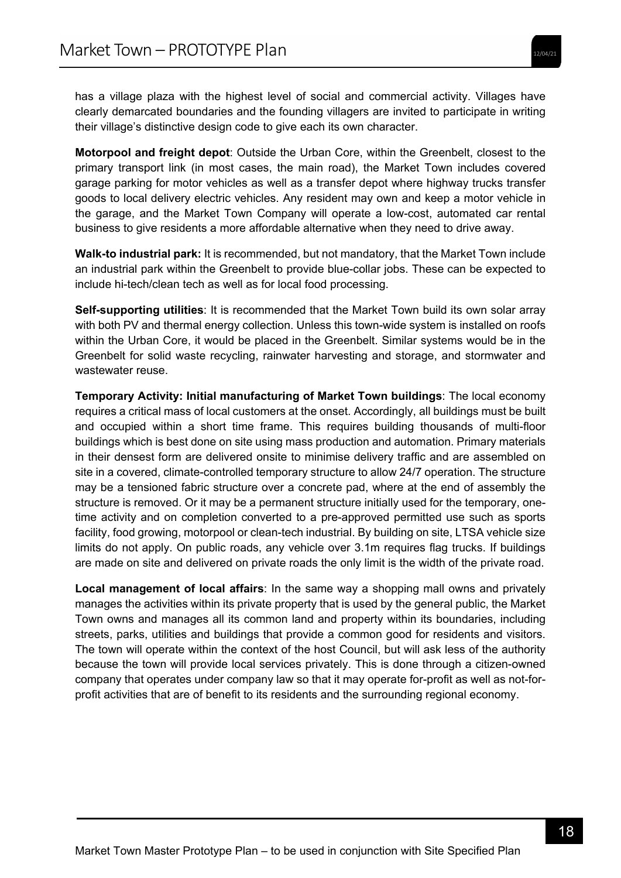has a village plaza with the highest level of social and commercial activity. Villages have clearly demarcated boundaries and the founding villagers are invited to participate in writing their village's distinctive design code to give each its own character.

**Motorpool and freight depot**: Outside the Urban Core, within the Greenbelt, closest to the primary transport link (in most cases, the main road), the Market Town includes covered garage parking for motor vehicles as well as a transfer depot where highway trucks transfer goods to local delivery electric vehicles. Any resident may own and keep a motor vehicle in the garage, and the Market Town Company will operate a low-cost, automated car rental business to give residents a more affordable alternative when they need to drive away.

**Walk-to industrial park:** It is recommended, but not mandatory, that the Market Town include an industrial park within the Greenbelt to provide blue-collar jobs. These can be expected to include hi-tech/clean tech as well as for local food processing.

**Self-supporting utilities**: It is recommended that the Market Town build its own solar array with both PV and thermal energy collection. Unless this town-wide system is installed on roofs within the Urban Core, it would be placed in the Greenbelt. Similar systems would be in the Greenbelt for solid waste recycling, rainwater harvesting and storage, and stormwater and wastewater reuse.

**Temporary Activity: Initial manufacturing of Market Town buildings**: The local economy requires a critical mass of local customers at the onset. Accordingly, all buildings must be built and occupied within a short time frame. This requires building thousands of multi-floor buildings which is best done on site using mass production and automation. Primary materials in their densest form are delivered onsite to minimise delivery traffic and are assembled on site in a covered, climate-controlled temporary structure to allow 24/7 operation. The structure may be a tensioned fabric structure over a concrete pad, where at the end of assembly the structure is removed. Or it may be a permanent structure initially used for the temporary, one-time activity and on completion converted to a pre-approved permitted use such as sports facility, food growing, motorpool or clean-tech industrial. By building on site, LTSA vehicle size limits do not apply. On public roads, any vehicle over 3.1m requires flag trucks. If buildings are made on site and delivered on private roads the only limit is the width of the private road.

**Local management of local affairs**: In the same way a shopping mall owns and privately manages the activities within its private property that is used by the general public, the Market Town owns and manages all its common land and property within its boundaries, including streets, parks, utilities and buildings that provide a common good for residents and visitors. The town will operate within the context of the host Council, but will ask less of the authority because the town will provide local services privately. This is done through a citizen-owned company that operates under company law so that it may operate for-profit as well as not-for-profit activities that are of benefit to its residents and the surrounding regional economy.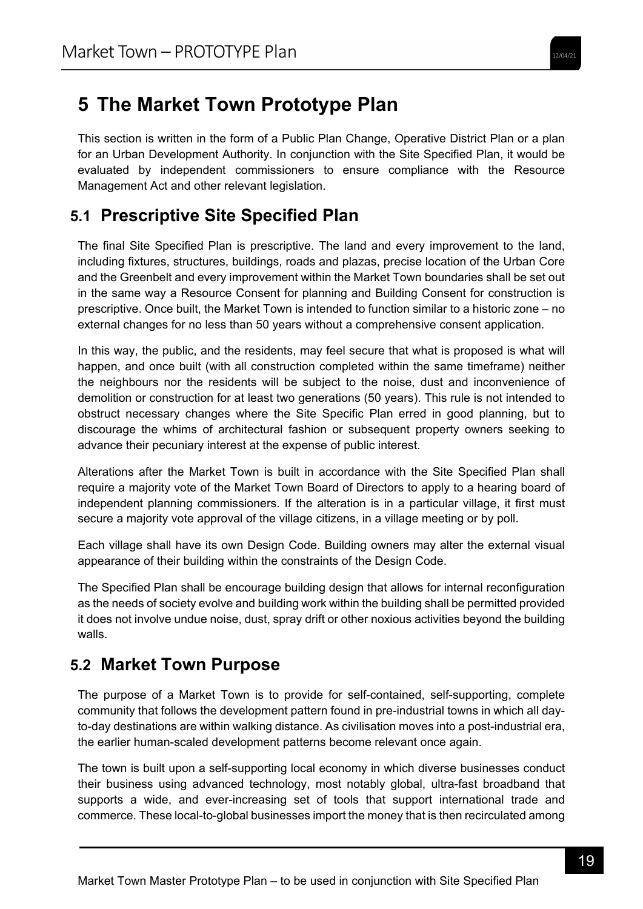# 5 The Market Town Prototype Plan

This section is written in the form of a Public Plan Change, Operative District Plan or a plan for an Urban Development Authority. In conjunction with the Site Specified Plan, it would be evaluated by independent commissioners to ensure compliance with the Resource Management Act and other relevant legislation.

## 5.1 Prescriptive Site Specified Plan

The final Site Specified Plan is prescriptive. The land and every improvement to the land, including fixtures, structures, buildings, roads and plazas, precise location of the Urban Core and the Greenbelt and every improvement within the Market Town boundaries shall be set out in the same way a Resource Consent for planning and Building Consent for construction is prescriptive. Once built, the Market Town is intended to function similar to a historic zone – no external changes for no less than 50 years without a comprehensive consent application.

In this way, the public, and the residents, may feel secure that what is proposed is what will happen, and once built (with all construction completed within the same timeframe) neither the neighbours nor the residents will be subject to the noise, dust and inconvenience of demolition or construction for at least two generations (50 years). This rule is not intended to obstruct necessary changes where the Site Specific Plan erred in good planning, but to discourage the whims of architectural fashion or subsequent property owners seeking to advance their pecuniary interest at the expense of public interest.

Alterations after the Market Town is built in accordance with the Site Specified Plan shall require a majority vote of the Market Town Board of Directors to apply to a hearing board of independent planning commissioners. If the alteration is in a particular village, it first must secure a majority vote approval of the village citizens, in a village meeting or by poll.

Each village shall have its own Design Code. Building owners may alter the external visual appearance of their building within the constraints of the Design Code.

The Specified Plan shall be encourage building design that allows for internal reconfiguration as the needs of society evolve and building work within the building shall be permitted provided it does not involve undue noise, dust, spray drift or other noxious activities beyond the building walls.

## 5.2 Market Town Purpose

The purpose of a Market Town is to provide for self-contained, self-supporting, complete community that follows the development pattern found in pre-industrial towns in which all day-to-day destinations are within walking distance. As civilisation moves into a post-industrial era, the earlier human-scaled development patterns become relevant once again.

The town is built upon a self-supporting local economy in which diverse businesses conduct their business using advanced technology, most notably global, ultra-fast broadband that supports a wide, and ever-increasing set of tools that support international trade and commerce. These local-to-global businesses import the money that is then recirculated among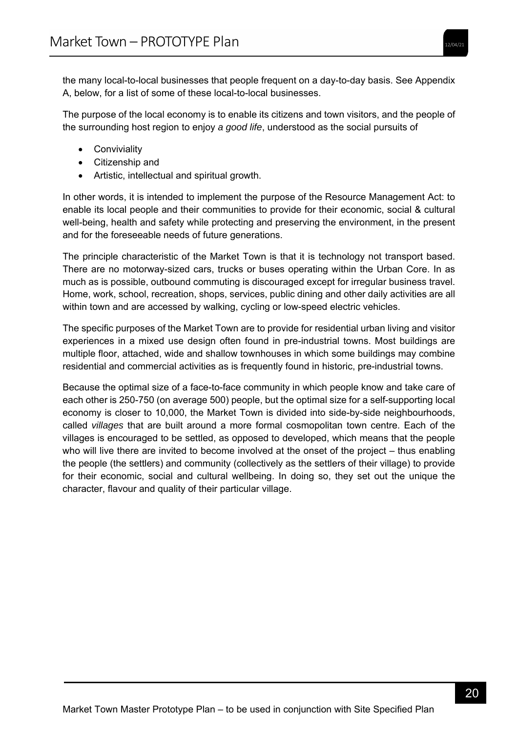the many local-to-local businesses that people frequent on a day-to-day basis. See Appendix A, below, for a list of some of these local-to-local businesses.

The purpose of the local economy is to enable its citizens and town visitors, and the people of the surrounding host region to enjoy *a good life*, understood as the social pursuits of

- Conviviality
- Citizenship and
- Artistic, intellectual and spiritual growth.

In other words, it is intended to implement the purpose of the Resource Management Act: to enable its local people and their communities to provide for their economic, social & cultural well-being, health and safety while protecting and preserving the environment, in the present and for the foreseeable needs of future generations.

The principle characteristic of the Market Town is that it is technology not transport based. There are no motorway-sized cars, trucks or buses operating within the Urban Core. In as much as is possible, outbound commuting is discouraged except for irregular business travel. Home, work, school, recreation, shops, services, public dining and other daily activities are all within town and are accessed by walking, cycling or low-speed electric vehicles.

The specific purposes of the Market Town are to provide for residential urban living and visitor experiences in a mixed use design often found in pre-industrial towns. Most buildings are multiple floor, attached, wide and shallow townhouses in which some buildings may combine residential and commercial activities as is frequently found in historic, pre-industrial towns.

Because the optimal size of a face-to-face community in which people know and take care of each other is 250-750 (on average 500) people, but the optimal size for a self-supporting local economy is closer to 10,000, the Market Town is divided into side-by-side neighbourhoods, called *villages* that are built around a more formal cosmopolitan town centre. Each of the villages is encouraged to be settled, as opposed to developed, which means that the people who will live there are invited to become involved at the onset of the project – thus enabling the people (the settlers) and community (collectively as the settlers of their village) to provide for their economic, social and cultural wellbeing. In doing so, they set out the unique the character, flavour and quality of their particular village.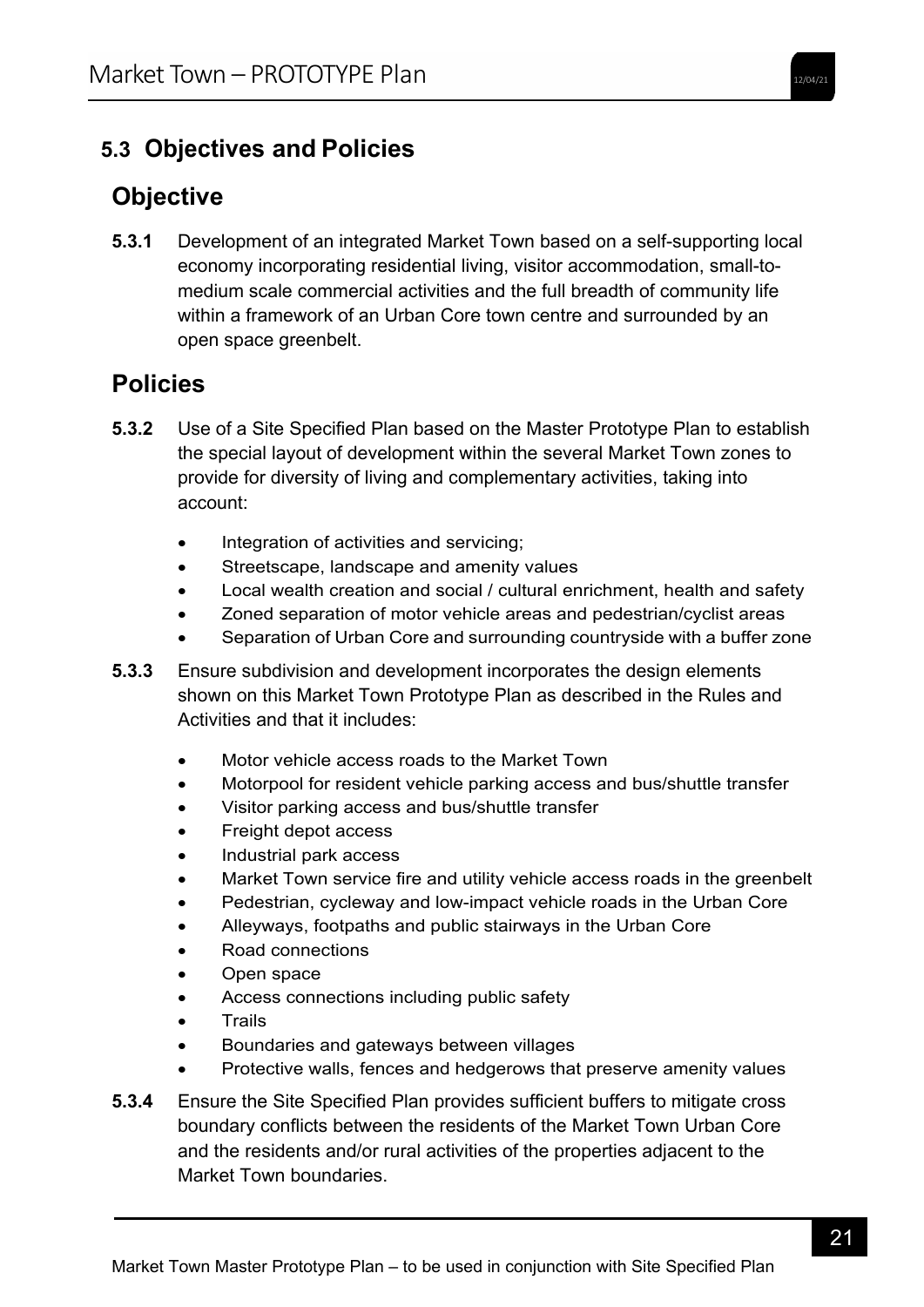## 5.3 Objectives and Policies

### Objective

**5.3.1** Development of an integrated Market Town based on a self-supporting local economy incorporating residential living, visitor accommodation, small-to-medium scale commercial activities and the full breadth of community life within a framework of an Urban Core town centre and surrounded by an open space greenbelt.

### Policies

**5.3.2** Use of a Site Specified Plan based on the Master Prototype Plan to establish the special layout of development within the several Market Town zones to provide for diversity of living and complementary activities, taking into account:

- Integration of activities and servicing;
- Streetscape, landscape and amenity values
- Local wealth creation and social / cultural enrichment, health and safety
- Zoned separation of motor vehicle areas and pedestrian/cyclist areas
- Separation of Urban Core and surrounding countryside with a buffer zone

**5.3.3** Ensure subdivision and development incorporates the design elements shown on this Market Town Prototype Plan as described in the Rules and Activities and that it includes:

- Motor vehicle access roads to the Market Town
- Motorpool for resident vehicle parking access and bus/shuttle transfer
- Visitor parking access and bus/shuttle transfer
- Freight depot access
- Industrial park access
- Market Town service fire and utility vehicle access roads in the greenbelt
- Pedestrian, cycleway and low-impact vehicle roads in the Urban Core
- Alleyways, footpaths and public stairways in the Urban Core
- Road connections
- Open space
- Access connections including public safety
- Trails
- Boundaries and gateways between villages
- Protective walls, fences and hedgerows that preserve amenity values

**5.3.4** Ensure the Site Specified Plan provides sufficient buffers to mitigate cross boundary conflicts between the residents of the Market Town Urban Core and the residents and/or rural activities of the properties adjacent to the Market Town boundaries.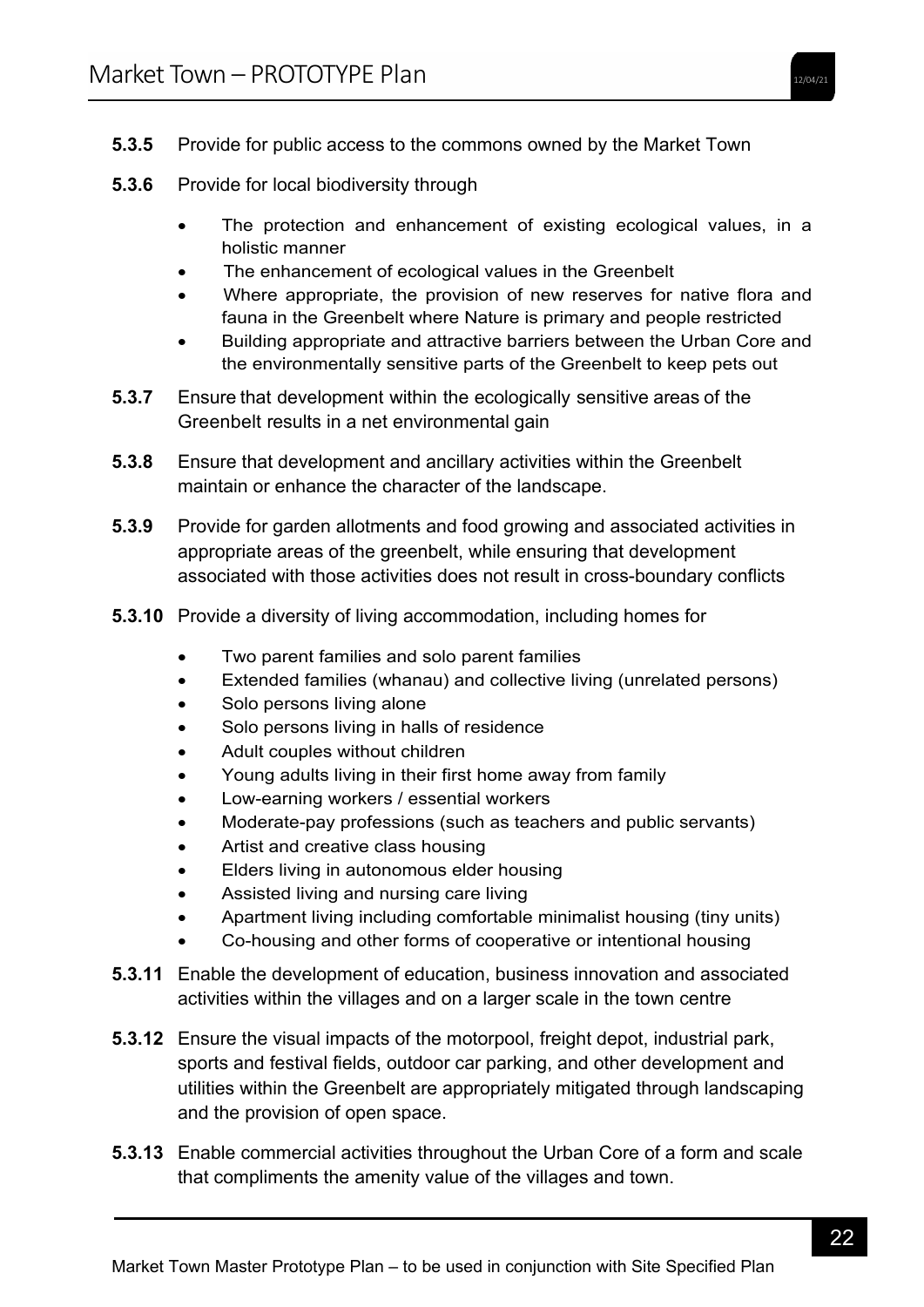**5.3.5** Provide for public access to the commons owned by the Market Town

**5.3.6** Provide for local biodiversity through

- The protection and enhancement of existing ecological values, in a holistic manner
- The enhancement of ecological values in the Greenbelt
- Where appropriate, the provision of new reserves for native flora and fauna in the Greenbelt where Nature is primary and people restricted
- Building appropriate and attractive barriers between the Urban Core and the environmentally sensitive parts of the Greenbelt to keep pets out

**5.3.7** Ensure that development within the ecologically sensitive areas of the Greenbelt results in a net environmental gain

**5.3.8** Ensure that development and ancillary activities within the Greenbelt maintain or enhance the character of the landscape.

**5.3.9** Provide for garden allotments and food growing and associated activities in appropriate areas of the greenbelt, while ensuring that development associated with those activities does not result in cross-boundary conflicts

**5.3.10** Provide a diversity of living accommodation, including homes for

- Two parent families and solo parent families
- Extended families (whanau) and collective living (unrelated persons)
- Solo persons living alone
- Solo persons living in halls of residence
- Adult couples without children
- Young adults living in their first home away from family
- Low-earning workers / essential workers
- Moderate-pay professions (such as teachers and public servants)
- Artist and creative class housing
- Elders living in autonomous elder housing
- Assisted living and nursing care living
- Apartment living including comfortable minimalist housing (tiny units)
- Co-housing and other forms of cooperative or intentional housing

**5.3.11** Enable the development of education, business innovation and associated activities within the villages and on a larger scale in the town centre

**5.3.12** Ensure the visual impacts of the motorpool, freight depot, industrial park, sports and festival fields, outdoor car parking, and other development and utilities within the Greenbelt are appropriately mitigated through landscaping and the provision of open space.

**5.3.13** Enable commercial activities throughout the Urban Core of a form and scale that compliments the amenity value of the villages and town.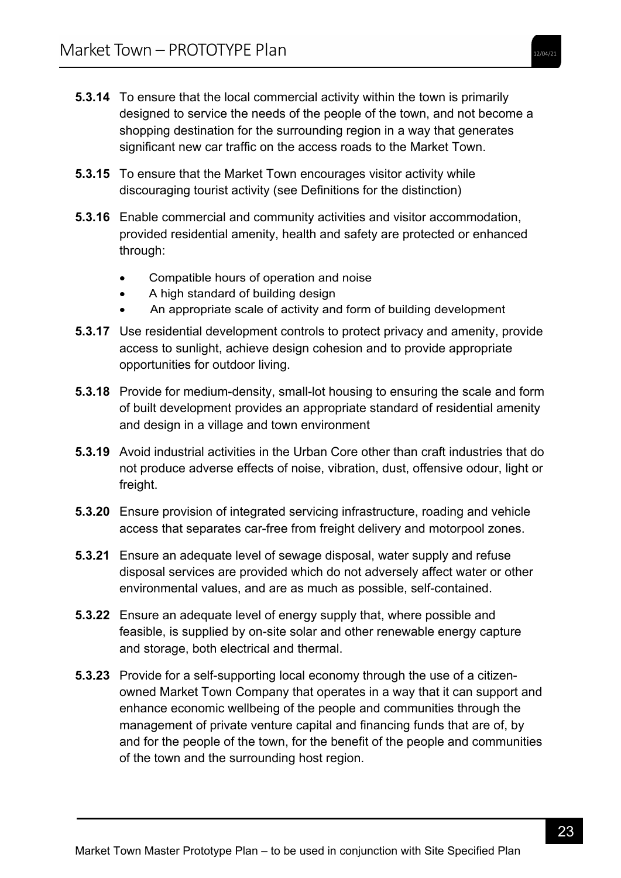**5.3.14** To ensure that the local commercial activity within the town is primarily designed to service the needs of the people of the town, and not become a shopping destination for the surrounding region in a way that generates significant new car traffic on the access roads to the Market Town.

**5.3.15** To ensure that the Market Town encourages visitor activity while discouraging tourist activity (see Definitions for the distinction)

**5.3.16** Enable commercial and community activities and visitor accommodation, provided residential amenity, health and safety are protected or enhanced through:

- Compatible hours of operation and noise
- A high standard of building design
- An appropriate scale of activity and form of building development

**5.3.17** Use residential development controls to protect privacy and amenity, provide access to sunlight, achieve design cohesion and to provide appropriate opportunities for outdoor living.

**5.3.18** Provide for medium-density, small-lot housing to ensuring the scale and form of built development provides an appropriate standard of residential amenity and design in a village and town environment

**5.3.19** Avoid industrial activities in the Urban Core other than craft industries that do not produce adverse effects of noise, vibration, dust, offensive odour, light or freight.

**5.3.20** Ensure provision of integrated servicing infrastructure, roading and vehicle access that separates car-free from freight delivery and motorpool zones.

**5.3.21** Ensure an adequate level of sewage disposal, water supply and refuse disposal services are provided which do not adversely affect water or other environmental values, and are as much as possible, self-contained.

**5.3.22** Ensure an adequate level of energy supply that, where possible and feasible, is supplied by on-site solar and other renewable energy capture and storage, both electrical and thermal.

**5.3.23** Provide for a self-supporting local economy through the use of a citizen-owned Market Town Company that operates in a way that it can support and enhance economic wellbeing of the people and communities through the management of private venture capital and financing funds that are of, by and for the people of the town, for the benefit of the people and communities of the town and the surrounding host region.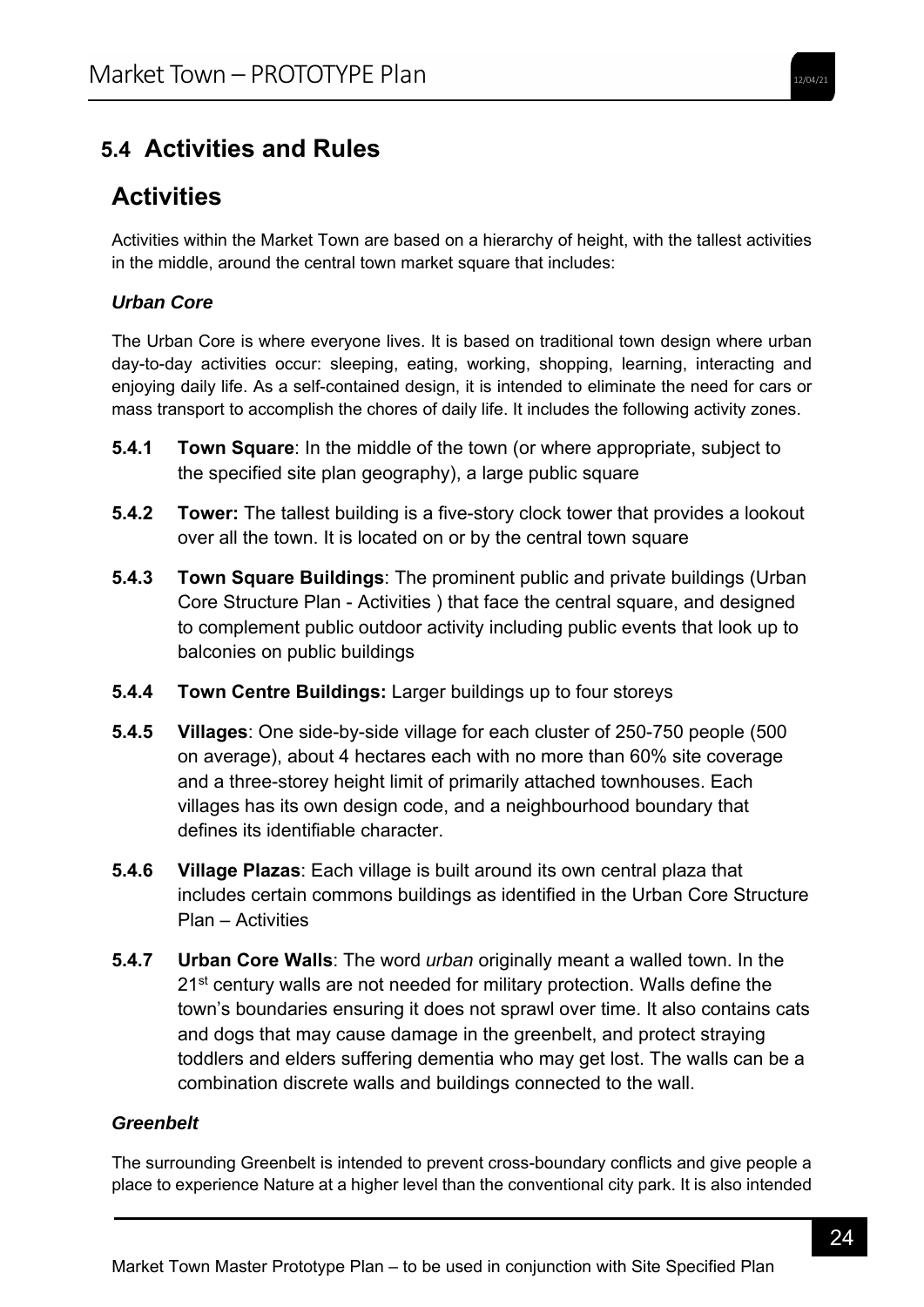## 5.4 Activities and Rules

## Activities

Activities within the Market Town are based on a hierarchy of height, with the tallest activities in the middle, around the central town market square that includes:

***Urban Core***

The Urban Core is where everyone lives. It is based on traditional town design where urban day-to-day activities occur: sleeping, eating, working, shopping, learning, interacting and enjoying daily life. As a self-contained design, it is intended to eliminate the need for cars or mass transport to accomplish the chores of daily life. It includes the following activity zones.

**5.4.1** **Town Square**: In the middle of the town (or where appropriate, subject to the specified site plan geography), a large public square

**5.4.2** **Tower:** The tallest building is a five-story clock tower that provides a lookout over all the town. It is located on or by the central town square

**5.4.3** **Town Square Buildings**: The prominent public and private buildings (Urban Core Structure Plan - Activities ) that face the central square, and designed to complement public outdoor activity including public events that look up to balconies on public buildings

**5.4.4** **Town Centre Buildings:** Larger buildings up to four storeys

**5.4.5** **Villages**: One side-by-side village for each cluster of 250-750 people (500 on average), about 4 hectares each with no more than 60% site coverage and a three-storey height limit of primarily attached townhouses. Each villages has its own design code, and a neighbourhood boundary that defines its identifiable character.

**5.4.6** **Village Plazas**: Each village is built around its own central plaza that includes certain commons buildings as identified in the Urban Core Structure Plan – Activities

**5.4.7** **Urban Core Walls**: The word *urban* originally meant a walled town. In the 21st century walls are not needed for military protection. Walls define the town's boundaries ensuring it does not sprawl over time. It also contains cats and dogs that may cause damage in the greenbelt, and protect straying toddlers and elders suffering dementia who may get lost. The walls can be a combination discrete walls and buildings connected to the wall.

***Greenbelt***

The surrounding Greenbelt is intended to prevent cross-boundary conflicts and give people a place to experience Nature at a higher level than the conventional city park. It is also intended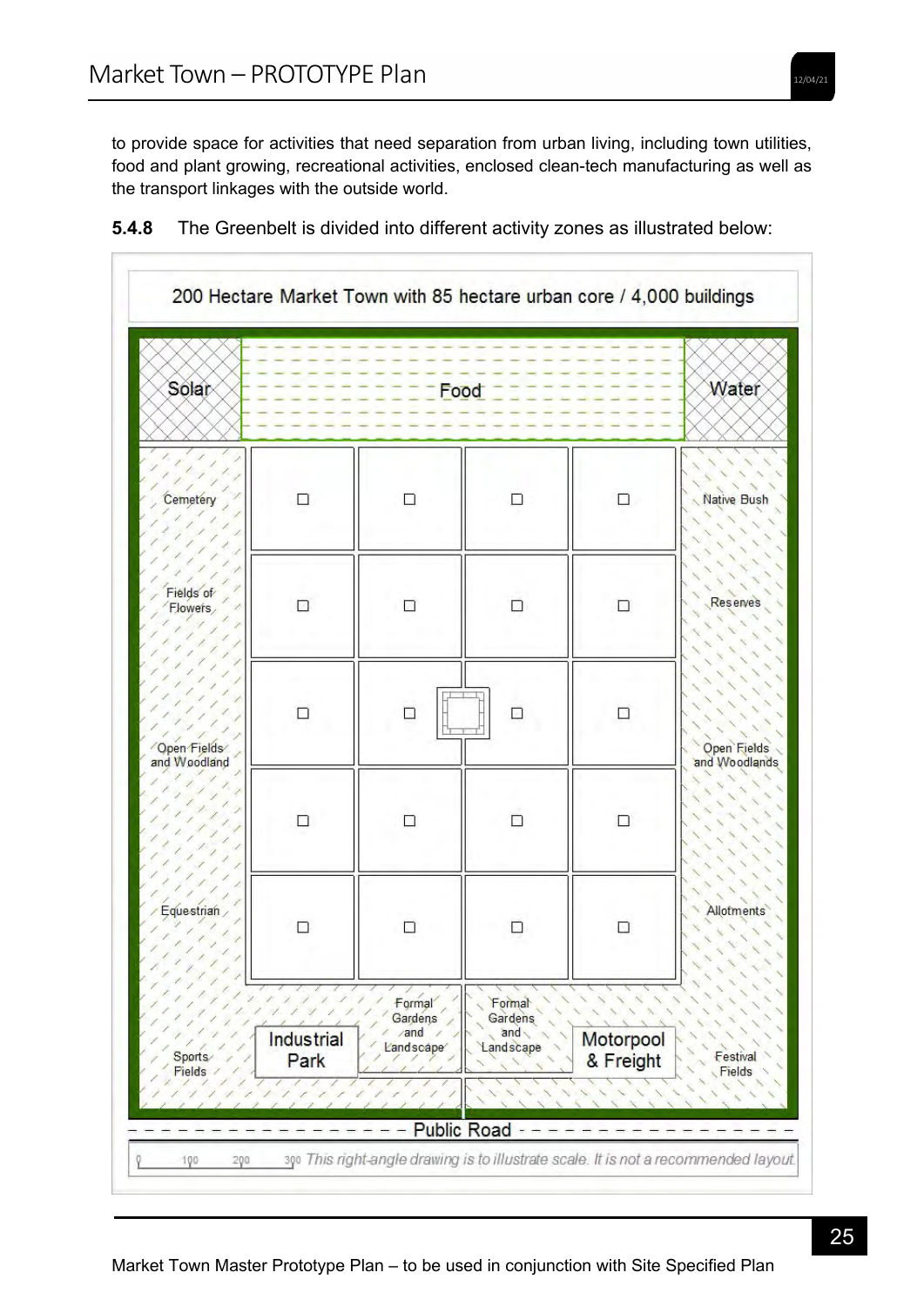to provide space for activities that need separation from urban living, including town utilities, food and plant growing, recreational activities, enclosed clean-tech manufacturing as well as the transport linkages with the outside world.

**5.4.8** The Greenbelt is divided into different activity zones as illustrated below:

200 Hectare Market Town with 85 hectare urban core / 4,000 buildings

Solar

Food

Water

Cemetery

Fields of Flowers

Open Fields and Woodland

Equestrian

Sports Fields

Native Bush

Reserves

Open Fields and Woodlands

Allotments

Festival Fields

Industrial Park

Formal Gardens and Landscape

Formal Gardens and Landscape

Motorpool & Freight

Public Road

0 100 200 300

*This right-angle drawing is to illustrate scale. It is not a recommended layout.*

Market Town Master Prototype Plan – to be used in conjunction with Site Specified Plan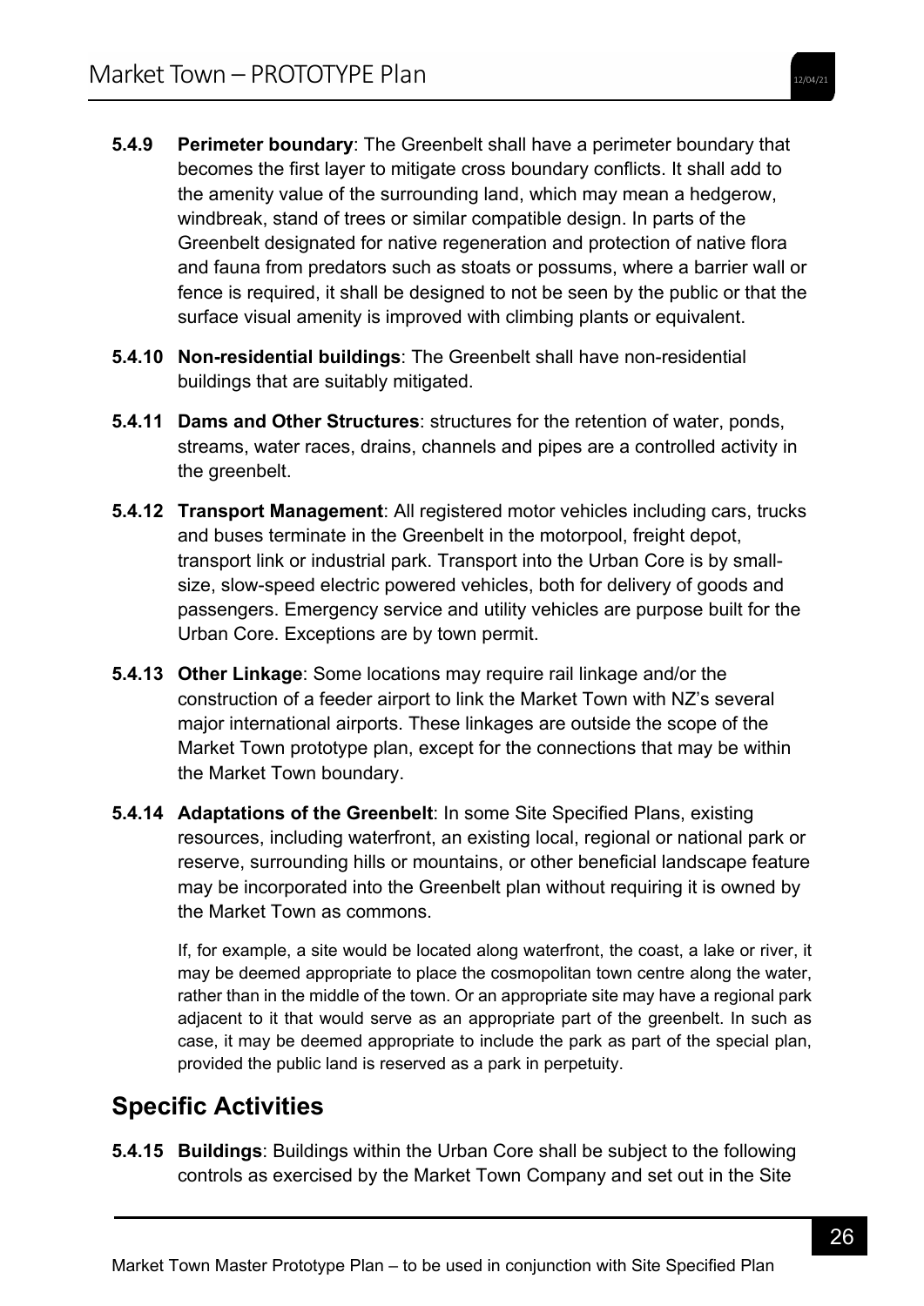**5.4.9 Perimeter boundary**: The Greenbelt shall have a perimeter boundary that becomes the first layer to mitigate cross boundary conflicts. It shall add to the amenity value of the surrounding land, which may mean a hedgerow, windbreak, stand of trees or similar compatible design. In parts of the Greenbelt designated for native regeneration and protection of native flora and fauna from predators such as stoats or possums, where a barrier wall or fence is required, it shall be designed to not be seen by the public or that the surface visual amenity is improved with climbing plants or equivalent.

**5.4.10 Non-residential buildings**: The Greenbelt shall have non-residential buildings that are suitably mitigated.

**5.4.11 Dams and Other Structures**: structures for the retention of water, ponds, streams, water races, drains, channels and pipes are a controlled activity in the greenbelt.

**5.4.12 Transport Management**: All registered motor vehicles including cars, trucks and buses terminate in the Greenbelt in the motorpool, freight depot, transport link or industrial park. Transport into the Urban Core is by small-size, slow-speed electric powered vehicles, both for delivery of goods and passengers. Emergency service and utility vehicles are purpose built for the Urban Core. Exceptions are by town permit.

**5.4.13 Other Linkage**: Some locations may require rail linkage and/or the construction of a feeder airport to link the Market Town with NZ's several major international airports. These linkages are outside the scope of the Market Town prototype plan, except for the connections that may be within the Market Town boundary.

**5.4.14 Adaptations of the Greenbelt**: In some Site Specified Plans, existing resources, including waterfront, an existing local, regional or national park or reserve, surrounding hills or mountains, or other beneficial landscape feature may be incorporated into the Greenbelt plan without requiring it is owned by the Market Town as commons.

If, for example, a site would be located along waterfront, the coast, a lake or river, it may be deemed appropriate to place the cosmopolitan town centre along the water, rather than in the middle of the town. Or an appropriate site may have a regional park adjacent to it that would serve as an appropriate part of the greenbelt. In such as case, it may be deemed appropriate to include the park as part of the special plan, provided the public land is reserved as a park in perpetuity.

## Specific Activities

**5.4.15 Buildings**: Buildings within the Urban Core shall be subject to the following controls as exercised by the Market Town Company and set out in the Site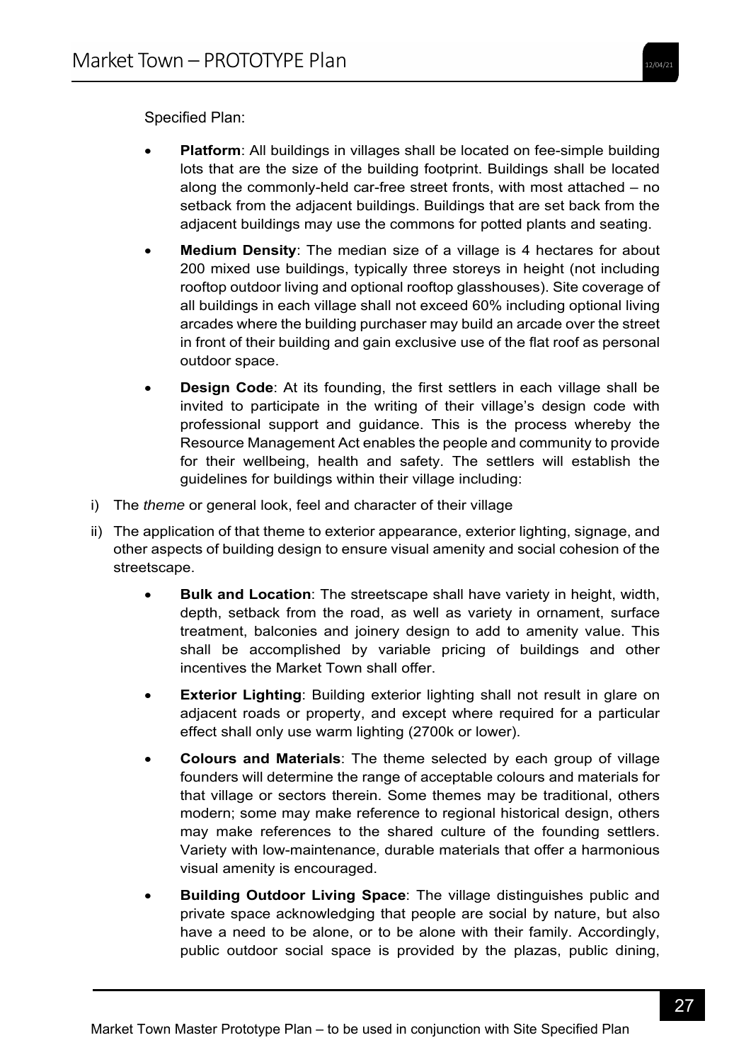Specified Plan:

- **Platform**: All buildings in villages shall be located on fee-simple building lots that are the size of the building footprint. Buildings shall be located along the commonly-held car-free street fronts, with most attached – no setback from the adjacent buildings. Buildings that are set back from the adjacent buildings may use the commons for potted plants and seating.
- **Medium Density**: The median size of a village is 4 hectares for about 200 mixed use buildings, typically three storeys in height (not including rooftop outdoor living and optional rooftop glasshouses). Site coverage of all buildings in each village shall not exceed 60% including optional living arcades where the building purchaser may build an arcade over the street in front of their building and gain exclusive use of the flat roof as personal outdoor space.
- **Design Code**: At its founding, the first settlers in each village shall be invited to participate in the writing of their village's design code with professional support and guidance. This is the process whereby the Resource Management Act enables the people and community to provide for their wellbeing, health and safety. The settlers will establish the guidelines for buildings within their village including:

i) The *theme* or general look, feel and character of their village

ii) The application of that theme to exterior appearance, exterior lighting, signage, and other aspects of building design to ensure visual amenity and social cohesion of the streetscape.

- **Bulk and Location**: The streetscape shall have variety in height, width, depth, setback from the road, as well as variety in ornament, surface treatment, balconies and joinery design to add to amenity value. This shall be accomplished by variable pricing of buildings and other incentives the Market Town shall offer.
- **Exterior Lighting**: Building exterior lighting shall not result in glare on adjacent roads or property, and except where required for a particular effect shall only use warm lighting (2700k or lower).
- **Colours and Materials**: The theme selected by each group of village founders will determine the range of acceptable colours and materials for that village or sectors therein. Some themes may be traditional, others modern; some may make reference to regional historical design, others may make references to the shared culture of the founding settlers. Variety with low-maintenance, durable materials that offer a harmonious visual amenity is encouraged.
- **Building Outdoor Living Space**: The village distinguishes public and private space acknowledging that people are social by nature, but also have a need to be alone, or to be alone with their family. Accordingly, public outdoor social space is provided by the plazas, public dining,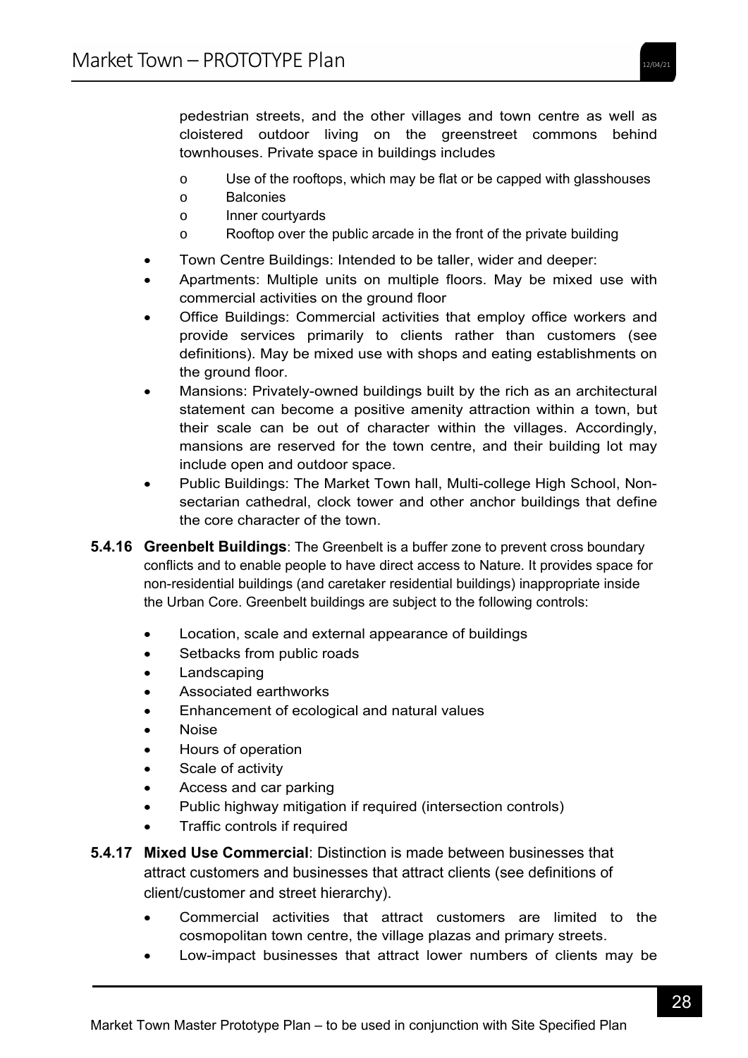pedestrian streets, and the other villages and town centre as well as cloistered outdoor living on the greenstreet commons behind townhouses. Private space in buildings includes

  - Use of the rooftops, which may be flat or be capped with glasshouses
  - Balconies
  - Inner courtyards
  - Rooftop over the public arcade in the front of the private building

- Town Centre Buildings: Intended to be taller, wider and deeper:
- Apartments: Multiple units on multiple floors. May be mixed use with commercial activities on the ground floor
- Office Buildings: Commercial activities that employ office workers and provide services primarily to clients rather than customers (see definitions). May be mixed use with shops and eating establishments on the ground floor.
- Mansions: Privately-owned buildings built by the rich as an architectural statement can become a positive amenity attraction within a town, but their scale can be out of character within the villages. Accordingly, mansions are reserved for the town centre, and their building lot may include open and outdoor space.
- Public Buildings: The Market Town hall, Multi-college High School, Non-sectarian cathedral, clock tower and other anchor buildings that define the core character of the town.

**5.4.16 Greenbelt Buildings**: The Greenbelt is a buffer zone to prevent cross boundary conflicts and to enable people to have direct access to Nature. It provides space for non-residential buildings (and caretaker residential buildings) inappropriate inside the Urban Core. Greenbelt buildings are subject to the following controls:

- Location, scale and external appearance of buildings
- Setbacks from public roads
- Landscaping
- Associated earthworks
- Enhancement of ecological and natural values
- Noise
- Hours of operation
- Scale of activity
- Access and car parking
- Public highway mitigation if required (intersection controls)
- Traffic controls if required

**5.4.17 Mixed Use Commercial**: Distinction is made between businesses that attract customers and businesses that attract clients (see definitions of client/customer and street hierarchy).

- Commercial activities that attract customers are limited to the cosmopolitan town centre, the village plazas and primary streets.
- Low-impact businesses that attract lower numbers of clients may be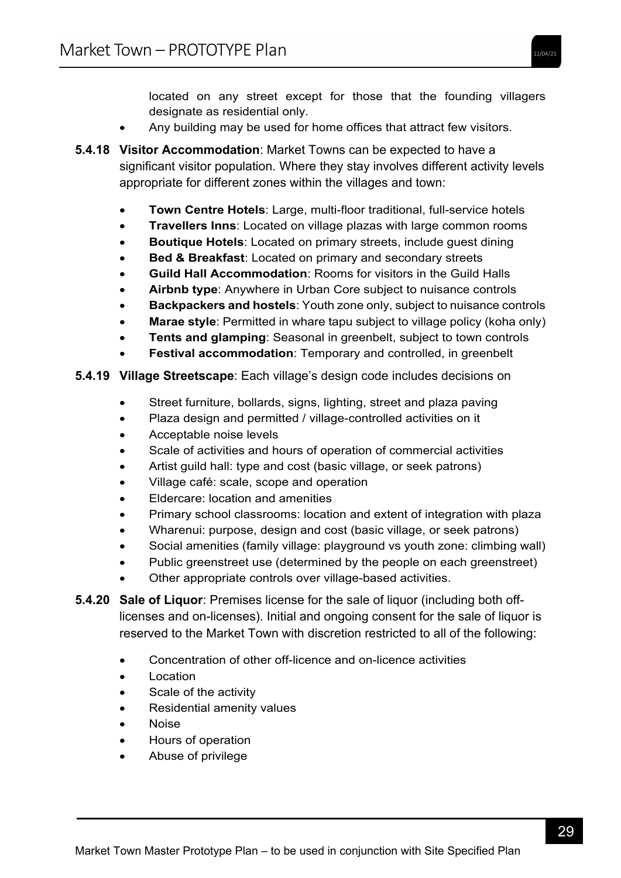located on any street except for those that the founding villagers designate as residential only.

- Any building may be used for home offices that attract few visitors.

**5.4.18 Visitor Accommodation**: Market Towns can be expected to have a significant visitor population. Where they stay involves different activity levels appropriate for different zones within the villages and town:

- **Town Centre Hotels**: Large, multi-floor traditional, full-service hotels
- **Travellers Inns**: Located on village plazas with large common rooms
- **Boutique Hotels**: Located on primary streets, include guest dining
- **Bed & Breakfast**: Located on primary and secondary streets
- **Guild Hall Accommodation**: Rooms for visitors in the Guild Halls
- **Airbnb type**: Anywhere in Urban Core subject to nuisance controls
- **Backpackers and hostels**: Youth zone only, subject to nuisance controls
- **Marae style**: Permitted in whare tapu subject to village policy (koha only)
- **Tents and glamping**: Seasonal in greenbelt, subject to town controls
- **Festival accommodation**: Temporary and controlled, in greenbelt

**5.4.19 Village Streetscape**: Each village's design code includes decisions on

- Street furniture, bollards, signs, lighting, street and plaza paving
- Plaza design and permitted / village-controlled activities on it
- Acceptable noise levels
- Scale of activities and hours of operation of commercial activities
- Artist guild hall: type and cost (basic village, or seek patrons)
- Village café: scale, scope and operation
- Eldercare: location and amenities
- Primary school classrooms: location and extent of integration with plaza
- Wharenui: purpose, design and cost (basic village, or seek patrons)
- Social amenities (family village: playground vs youth zone: climbing wall)
- Public greenstreet use (determined by the people on each greenstreet)
- Other appropriate controls over village-based activities.

**5.4.20 Sale of Liquor**: Premises license for the sale of liquor (including both off-licenses and on-licenses). Initial and ongoing consent for the sale of liquor is reserved to the Market Town with discretion restricted to all of the following:

- Concentration of other off-licence and on-licence activities
- Location
- Scale of the activity
- Residential amenity values
- Noise
- Hours of operation
- Abuse of privilege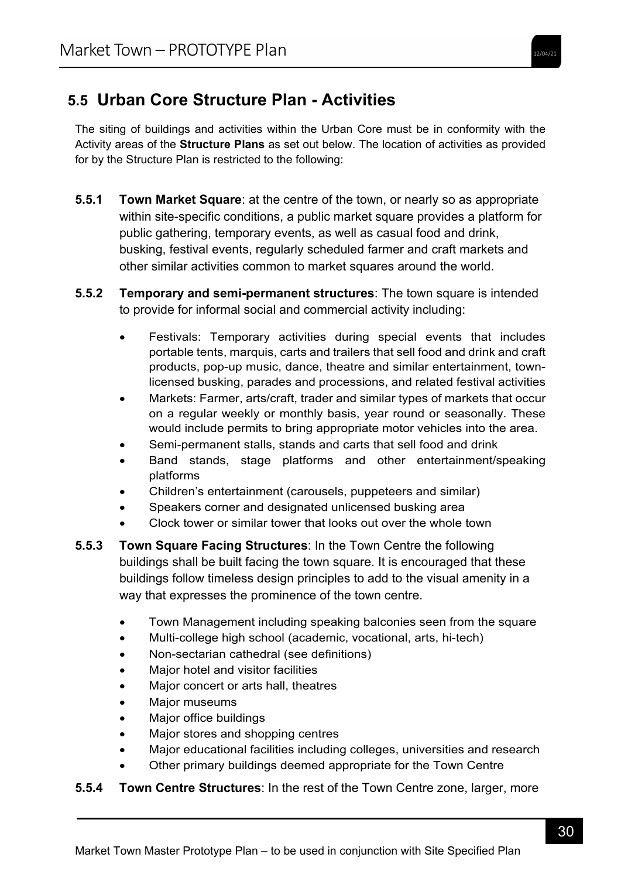## 5.5 Urban Core Structure Plan - Activities

The siting of buildings and activities within the Urban Core must be in conformity with the Activity areas of the **Structure Plans** as set out below. The location of activities as provided for by the Structure Plan is restricted to the following:

**5.5.1 Town Market Square**: at the centre of the town, or nearly so as appropriate within site-specific conditions, a public market square provides a platform for public gathering, temporary events, as well as casual food and drink, busking, festival events, regularly scheduled farmer and craft markets and other similar activities common to market squares around the world.

**5.5.2 Temporary and semi-permanent structures**: The town square is intended to provide for informal social and commercial activity including:

- Festivals: Temporary activities during special events that includes portable tents, marquis, carts and trailers that sell food and drink and craft products, pop-up music, dance, theatre and similar entertainment, town-licensed busking, parades and processions, and related festival activities
- Markets: Farmer, arts/craft, trader and similar types of markets that occur on a regular weekly or monthly basis, year round or seasonally. These would include permits to bring appropriate motor vehicles into the area.
- Semi-permanent stalls, stands and carts that sell food and drink
- Band stands, stage platforms and other entertainment/speaking platforms
- Children's entertainment (carousels, puppeteers and similar)
- Speakers corner and designated unlicensed busking area
- Clock tower or similar tower that looks out over the whole town

**5.5.3 Town Square Facing Structures**: In the Town Centre the following buildings shall be built facing the town square. It is encouraged that these buildings follow timeless design principles to add to the visual amenity in a way that expresses the prominence of the town centre.

- Town Management including speaking balconies seen from the square
- Multi-college high school (academic, vocational, arts, hi-tech)
- Non-sectarian cathedral (see definitions)
- Major hotel and visitor facilities
- Major concert or arts hall, theatres
- Major museums
- Major office buildings
- Major stores and shopping centres
- Major educational facilities including colleges, universities and research
- Other primary buildings deemed appropriate for the Town Centre

**5.5.4 Town Centre Structures**: In the rest of the Town Centre zone, larger, more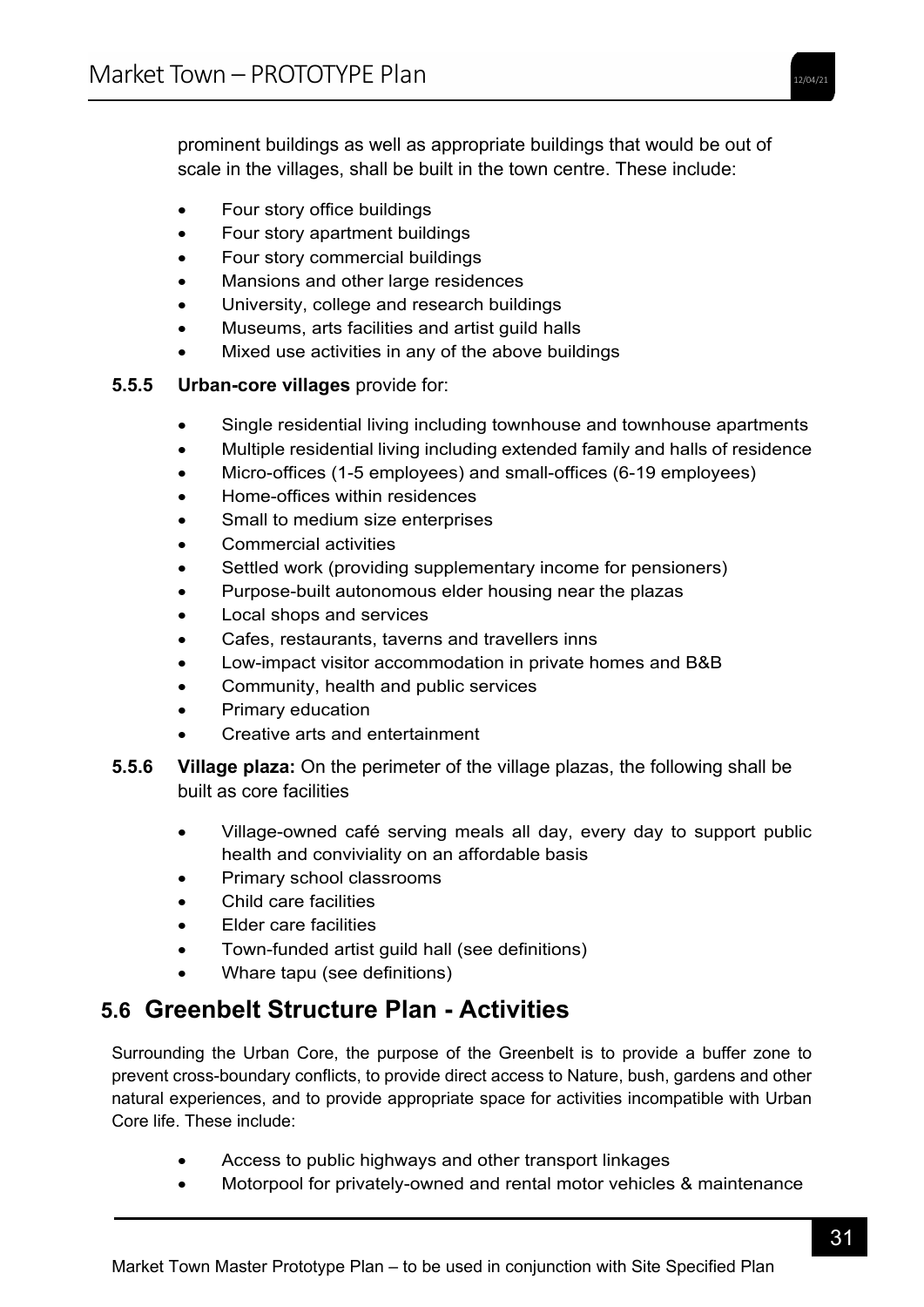prominent buildings as well as appropriate buildings that would be out of scale in the villages, shall be built in the town centre. These include:

- Four story office buildings
- Four story apartment buildings
- Four story commercial buildings
- Mansions and other large residences
- University, college and research buildings
- Museums, arts facilities and artist guild halls
- Mixed use activities in any of the above buildings

**5.5.5 Urban-core villages** provide for:

- Single residential living including townhouse and townhouse apartments
- Multiple residential living including extended family and halls of residence
- Micro-offices (1-5 employees) and small-offices (6-19 employees)
- Home-offices within residences
- Small to medium size enterprises
- Commercial activities
- Settled work (providing supplementary income for pensioners)
- Purpose-built autonomous elder housing near the plazas
- Local shops and services
- Cafes, restaurants, taverns and travellers inns
- Low-impact visitor accommodation in private homes and B&B
- Community, health and public services
- Primary education
- Creative arts and entertainment

**5.5.6 Village plaza:** On the perimeter of the village plazas, the following shall be built as core facilities

- Village-owned café serving meals all day, every day to support public health and conviviality on an affordable basis
- Primary school classrooms
- Child care facilities
- Elder care facilities
- Town-funded artist guild hall (see definitions)
- Whare tapu (see definitions)

## 5.6 Greenbelt Structure Plan - Activities

Surrounding the Urban Core, the purpose of the Greenbelt is to provide a buffer zone to prevent cross-boundary conflicts, to provide direct access to Nature, bush, gardens and other natural experiences, and to provide appropriate space for activities incompatible with Urban Core life. These include:

- Access to public highways and other transport linkages
- Motorpool for privately-owned and rental motor vehicles & maintenance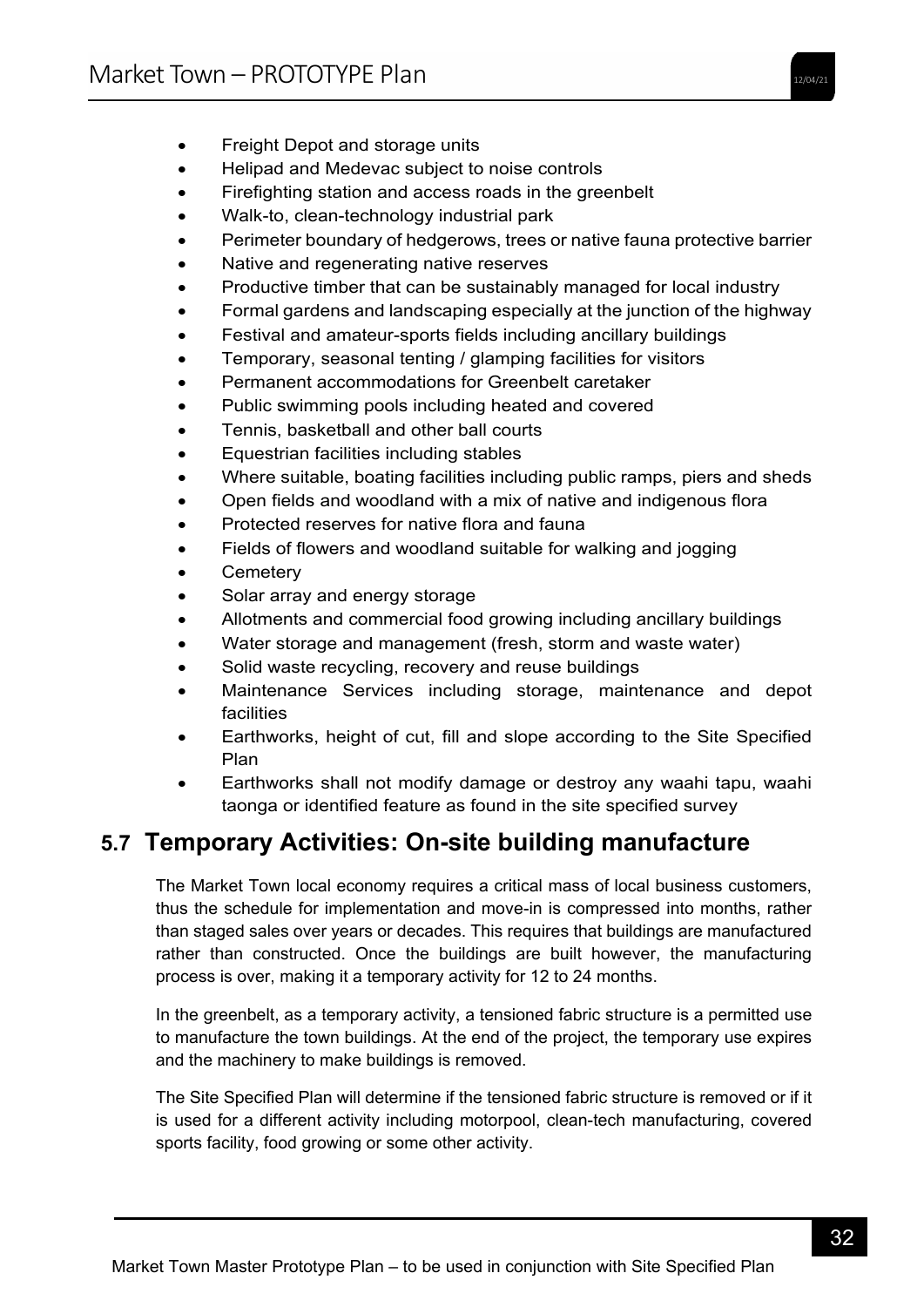- Freight Depot and storage units
- Helipad and Medevac subject to noise controls
- Firefighting station and access roads in the greenbelt
- Walk-to, clean-technology industrial park
- Perimeter boundary of hedgerows, trees or native fauna protective barrier
- Native and regenerating native reserves
- Productive timber that can be sustainably managed for local industry
- Formal gardens and landscaping especially at the junction of the highway
- Festival and amateur-sports fields including ancillary buildings
- Temporary, seasonal tenting / glamping facilities for visitors
- Permanent accommodations for Greenbelt caretaker
- Public swimming pools including heated and covered
- Tennis, basketball and other ball courts
- Equestrian facilities including stables
- Where suitable, boating facilities including public ramps, piers and sheds
- Open fields and woodland with a mix of native and indigenous flora
- Protected reserves for native flora and fauna
- Fields of flowers and woodland suitable for walking and jogging
- Cemetery
- Solar array and energy storage
- Allotments and commercial food growing including ancillary buildings
- Water storage and management (fresh, storm and waste water)
- Solid waste recycling, recovery and reuse buildings
- Maintenance Services including storage, maintenance and depot facilities
- Earthworks, height of cut, fill and slope according to the Site Specified Plan
- Earthworks shall not modify damage or destroy any waahi tapu, waahi taonga or identified feature as found in the site specified survey

## 5.7 Temporary Activities: On-site building manufacture

The Market Town local economy requires a critical mass of local business customers, thus the schedule for implementation and move-in is compressed into months, rather than staged sales over years or decades. This requires that buildings are manufactured rather than constructed. Once the buildings are built however, the manufacturing process is over, making it a temporary activity for 12 to 24 months.

In the greenbelt, as a temporary activity, a tensioned fabric structure is a permitted use to manufacture the town buildings. At the end of the project, the temporary use expires and the machinery to make buildings is removed.

The Site Specified Plan will determine if the tensioned fabric structure is removed or if it is used for a different activity including motorpool, clean-tech manufacturing, covered sports facility, food growing or some other activity.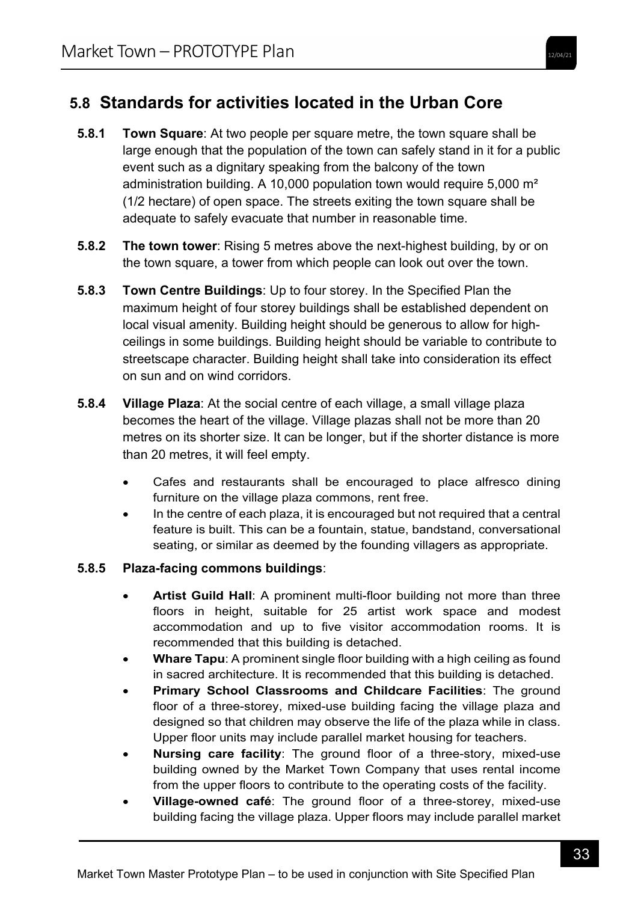## 5.8 Standards for activities located in the Urban Core

**5.8.1** **Town Square**: At two people per square metre, the town square shall be large enough that the population of the town can safely stand in it for a public event such as a dignitary speaking from the balcony of the town administration building. A 10,000 population town would require 5,000 m² (1/2 hectare) of open space. The streets exiting the town square shall be adequate to safely evacuate that number in reasonable time.

**5.8.2** **The town tower**: Rising 5 metres above the next-highest building, by or on the town square, a tower from which people can look out over the town.

**5.8.3** **Town Centre Buildings**: Up to four storey. In the Specified Plan the maximum height of four storey buildings shall be established dependent on local visual amenity. Building height should be generous to allow for high-ceilings in some buildings. Building height should be variable to contribute to streetscape character. Building height shall take into consideration its effect on sun and on wind corridors.

**5.8.4** **Village Plaza**: At the social centre of each village, a small village plaza becomes the heart of the village. Village plazas shall not be more than 20 metres on its shorter size. It can be longer, but if the shorter distance is more than 20 metres, it will feel empty.

- Cafes and restaurants shall be encouraged to place alfresco dining furniture on the village plaza commons, rent free.
- In the centre of each plaza, it is encouraged but not required that a central feature is built. This can be a fountain, statue, bandstand, conversational seating, or similar as deemed by the founding villagers as appropriate.

**5.8.5** **Plaza-facing commons buildings**:

- **Artist Guild Hall**: A prominent multi-floor building not more than three floors in height, suitable for 25 artist work space and modest accommodation and up to five visitor accommodation rooms. It is recommended that this building is detached.
- **Whare Tapu**: A prominent single floor building with a high ceiling as found in sacred architecture. It is recommended that this building is detached.
- **Primary School Classrooms and Childcare Facilities**: The ground floor of a three-storey, mixed-use building facing the village plaza and designed so that children may observe the life of the plaza while in class. Upper floor units may include parallel market housing for teachers.
- **Nursing care facility**: The ground floor of a three-story, mixed-use building owned by the Market Town Company that uses rental income from the upper floors to contribute to the operating costs of the facility.
- **Village-owned café**: The ground floor of a three-storey, mixed-use building facing the village plaza. Upper floors may include parallel market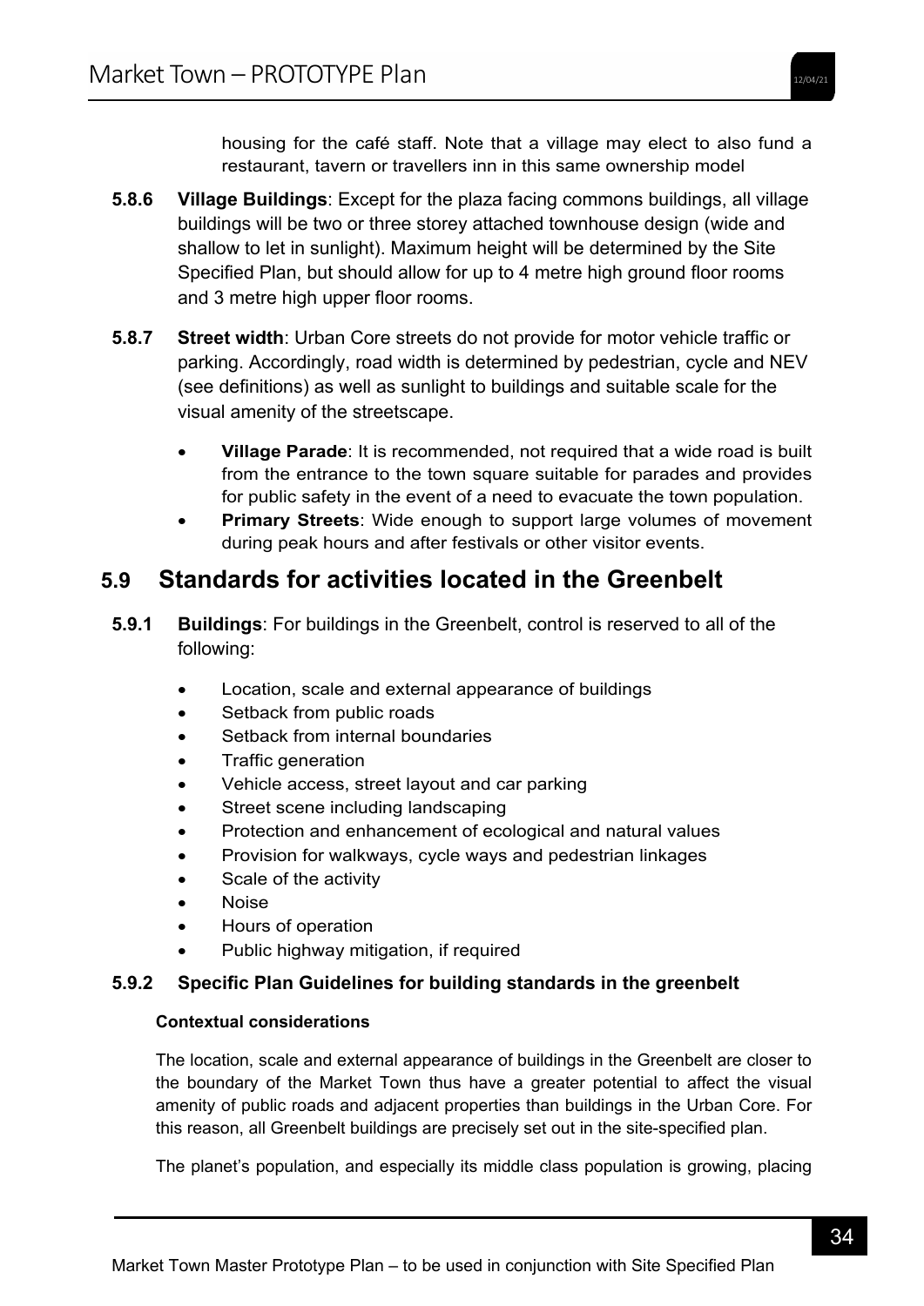housing for the café staff. Note that a village may elect to also fund a restaurant, tavern or travellers inn in this same ownership model

**5.8.6 Village Buildings**: Except for the plaza facing commons buildings, all village buildings will be two or three storey attached townhouse design (wide and shallow to let in sunlight). Maximum height will be determined by the Site Specified Plan, but should allow for up to 4 metre high ground floor rooms and 3 metre high upper floor rooms.

**5.8.7 Street width**: Urban Core streets do not provide for motor vehicle traffic or parking. Accordingly, road width is determined by pedestrian, cycle and NEV (see definitions) as well as sunlight to buildings and suitable scale for the visual amenity of the streetscape.

- **Village Parade**: It is recommended, not required that a wide road is built from the entrance to the town square suitable for parades and provides for public safety in the event of a need to evacuate the town population.
- **Primary Streets**: Wide enough to support large volumes of movement during peak hours and after festivals or other visitor events.

## 5.9 Standards for activities located in the Greenbelt

**5.9.1 Buildings**: For buildings in the Greenbelt, control is reserved to all of the following:

- Location, scale and external appearance of buildings
- Setback from public roads
- Setback from internal boundaries
- Traffic generation
- Vehicle access, street layout and car parking
- Street scene including landscaping
- Protection and enhancement of ecological and natural values
- Provision for walkways, cycle ways and pedestrian linkages
- Scale of the activity
- Noise
- Hours of operation
- Public highway mitigation, if required

**5.9.2 Specific Plan Guidelines for building standards in the greenbelt**

**Contextual considerations**

The location, scale and external appearance of buildings in the Greenbelt are closer to the boundary of the Market Town thus have a greater potential to affect the visual amenity of public roads and adjacent properties than buildings in the Urban Core. For this reason, all Greenbelt buildings are precisely set out in the site-specified plan.

The planet's population, and especially its middle class population is growing, placing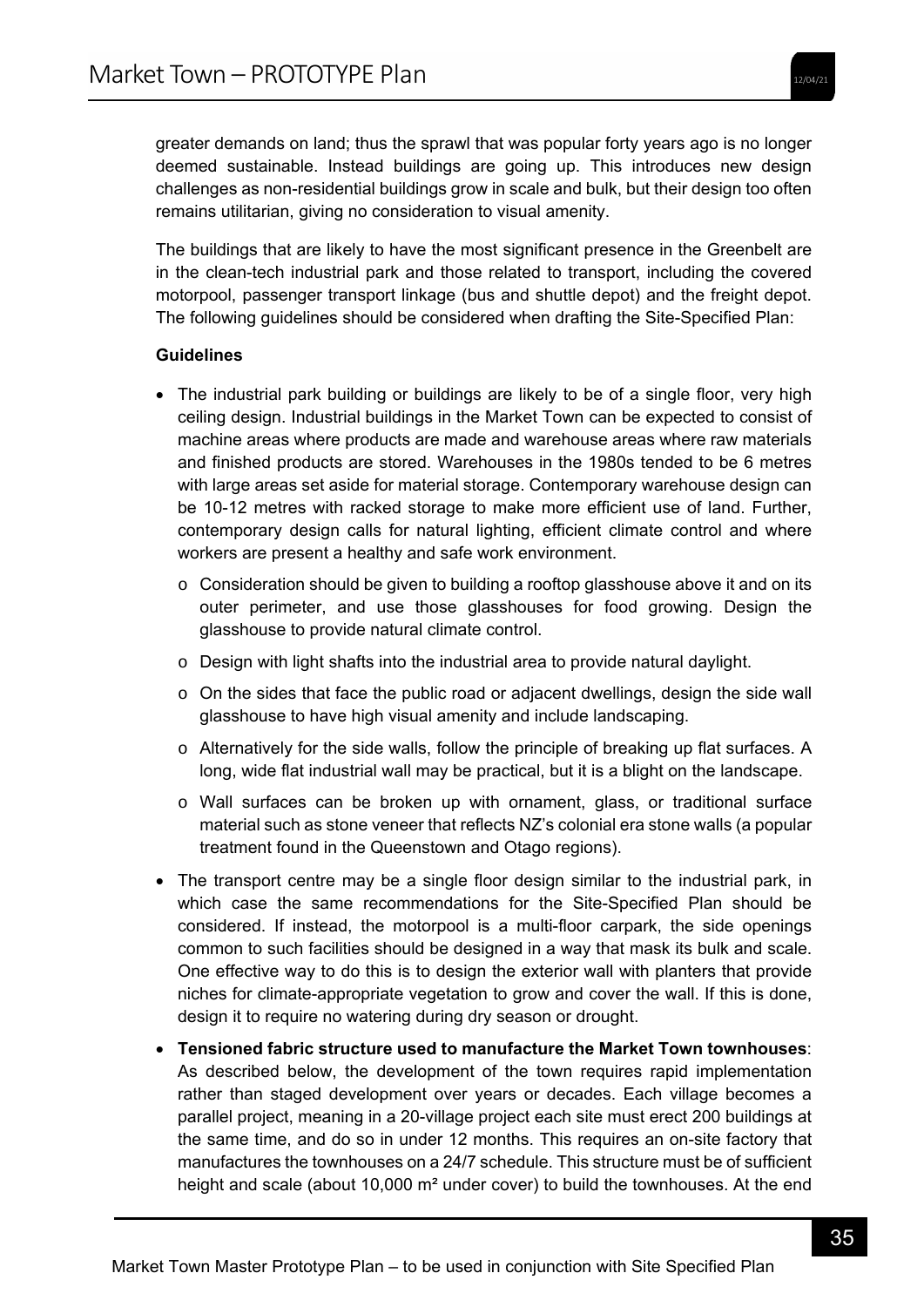greater demands on land; thus the sprawl that was popular forty years ago is no longer deemed sustainable. Instead buildings are going up. This introduces new design challenges as non-residential buildings grow in scale and bulk, but their design too often remains utilitarian, giving no consideration to visual amenity.

The buildings that are likely to have the most significant presence in the Greenbelt are in the clean-tech industrial park and those related to transport, including the covered motorpool, passenger transport linkage (bus and shuttle depot) and the freight depot. The following guidelines should be considered when drafting the Site-Specified Plan:

**Guidelines**

- The industrial park building or buildings are likely to be of a single floor, very high ceiling design. Industrial buildings in the Market Town can be expected to consist of machine areas where products are made and warehouse areas where raw materials and finished products are stored. Warehouses in the 1980s tended to be 6 metres with large areas set aside for material storage. Contemporary warehouse design can be 10-12 metres with racked storage to make more efficient use of land. Further, contemporary design calls for natural lighting, efficient climate control and where workers are present a healthy and safe work environment.
  - Consideration should be given to building a rooftop glasshouse above it and on its outer perimeter, and use those glasshouses for food growing. Design the glasshouse to provide natural climate control.
  - Design with light shafts into the industrial area to provide natural daylight.
  - On the sides that face the public road or adjacent dwellings, design the side wall glasshouse to have high visual amenity and include landscaping.
  - Alternatively for the side walls, follow the principle of breaking up flat surfaces. A long, wide flat industrial wall may be practical, but it is a blight on the landscape.
  - Wall surfaces can be broken up with ornament, glass, or traditional surface material such as stone veneer that reflects NZ's colonial era stone walls (a popular treatment found in the Queenstown and Otago regions).
- The transport centre may be a single floor design similar to the industrial park, in which case the same recommendations for the Site-Specified Plan should be considered. If instead, the motorpool is a multi-floor carpark, the side openings common to such facilities should be designed in a way that mask its bulk and scale. One effective way to do this is to design the exterior wall with planters that provide niches for climate-appropriate vegetation to grow and cover the wall. If this is done, design it to require no watering during dry season or drought.
- **Tensioned fabric structure used to manufacture the Market Town townhouses**: As described below, the development of the town requires rapid implementation rather than staged development over years or decades. Each village becomes a parallel project, meaning in a 20-village project each site must erect 200 buildings at the same time, and do so in under 12 months. This requires an on-site factory that manufactures the townhouses on a 24/7 schedule. This structure must be of sufficient height and scale (about 10,000 m² under cover) to build the townhouses. At the end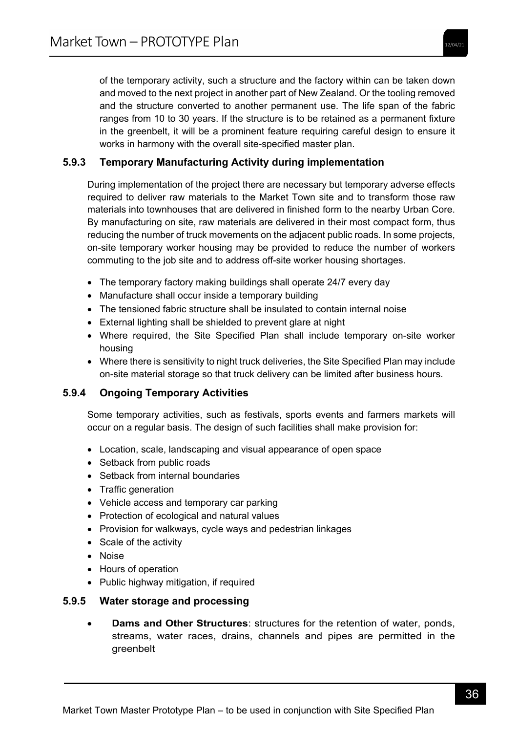of the temporary activity, such a structure and the factory within can be taken down and moved to the next project in another part of New Zealand. Or the tooling removed and the structure converted to another permanent use. The life span of the fabric ranges from 10 to 30 years. If the structure is to be retained as a permanent fixture in the greenbelt, it will be a prominent feature requiring careful design to ensure it works in harmony with the overall site-specified master plan.

### 5.9.3 Temporary Manufacturing Activity during implementation

During implementation of the project there are necessary but temporary adverse effects required to deliver raw materials to the Market Town site and to transform those raw materials into townhouses that are delivered in finished form to the nearby Urban Core. By manufacturing on site, raw materials are delivered in their most compact form, thus reducing the number of truck movements on the adjacent public roads. In some projects, on-site temporary worker housing may be provided to reduce the number of workers commuting to the job site and to address off-site worker housing shortages.

- The temporary factory making buildings shall operate 24/7 every day
- Manufacture shall occur inside a temporary building
- The tensioned fabric structure shall be insulated to contain internal noise
- External lighting shall be shielded to prevent glare at night
- Where required, the Site Specified Plan shall include temporary on-site worker housing
- Where there is sensitivity to night truck deliveries, the Site Specified Plan may include on-site material storage so that truck delivery can be limited after business hours.

### 5.9.4 Ongoing Temporary Activities

Some temporary activities, such as festivals, sports events and farmers markets will occur on a regular basis. The design of such facilities shall make provision for:

- Location, scale, landscaping and visual appearance of open space
- Setback from public roads
- Setback from internal boundaries
- Traffic generation
- Vehicle access and temporary car parking
- Protection of ecological and natural values
- Provision for walkways, cycle ways and pedestrian linkages
- Scale of the activity
- Noise
- Hours of operation
- Public highway mitigation, if required

### 5.9.5 Water storage and processing

- **Dams and Other Structures**: structures for the retention of water, ponds, streams, water races, drains, channels and pipes are permitted in the greenbelt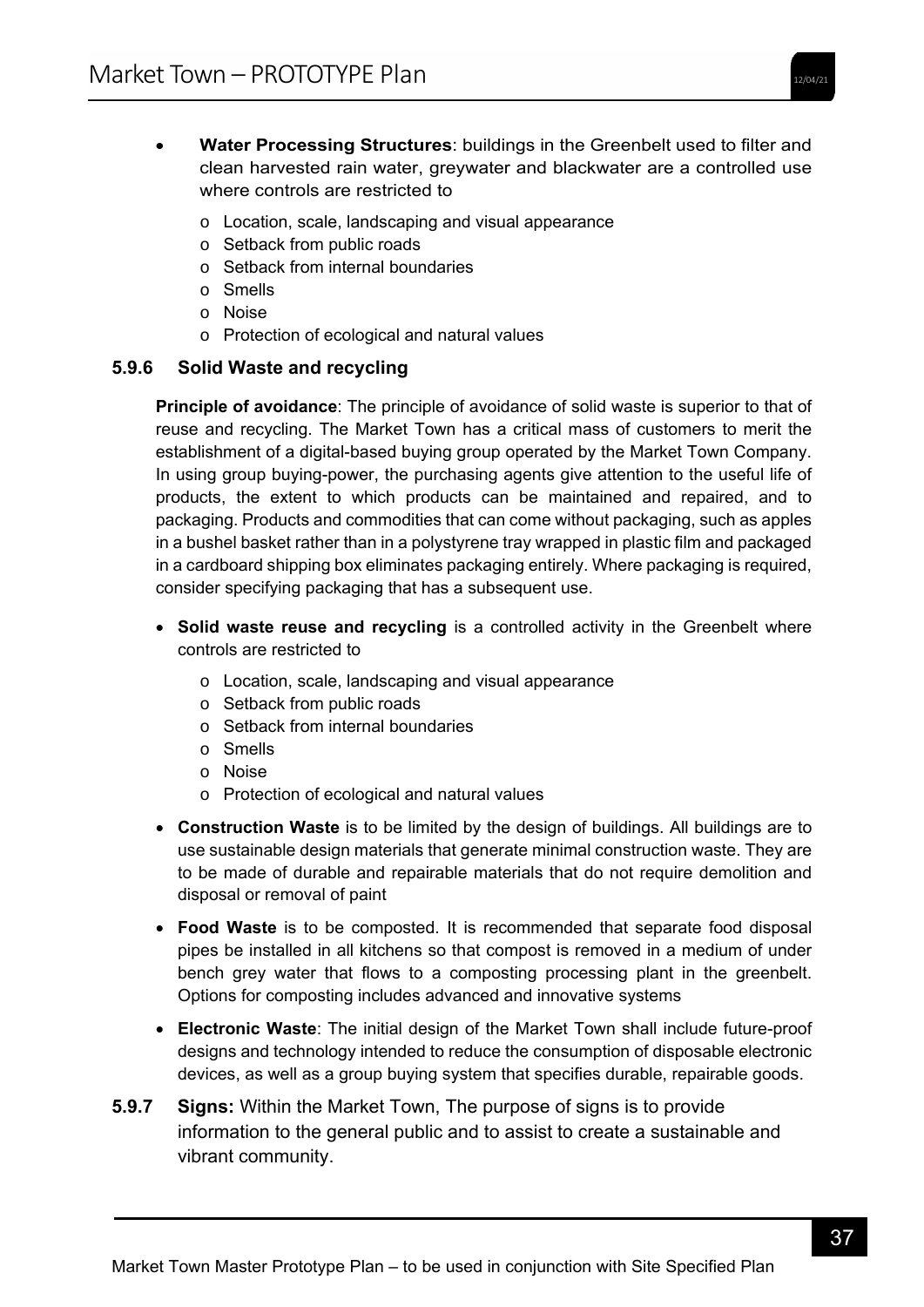- **Water Processing Structures**: buildings in the Greenbelt used to filter and clean harvested rain water, greywater and blackwater are a controlled use where controls are restricted to
  - Location, scale, landscaping and visual appearance
  - Setback from public roads
  - Setback from internal boundaries
  - Smells
  - Noise
  - Protection of ecological and natural values

### 5.9.6 Solid Waste and recycling

**Principle of avoidance**: The principle of avoidance of solid waste is superior to that of reuse and recycling. The Market Town has a critical mass of customers to merit the establishment of a digital-based buying group operated by the Market Town Company. In using group buying-power, the purchasing agents give attention to the useful life of products, the extent to which products can be maintained and repaired, and to packaging. Products and commodities that can come without packaging, such as apples in a bushel basket rather than in a polystyrene tray wrapped in plastic film and packaged in a cardboard shipping box eliminates packaging entirely. Where packaging is required, consider specifying packaging that has a subsequent use.

- **Solid waste reuse and recycling** is a controlled activity in the Greenbelt where controls are restricted to
  - Location, scale, landscaping and visual appearance
  - Setback from public roads
  - Setback from internal boundaries
  - Smells
  - Noise
  - Protection of ecological and natural values
- **Construction Waste** is to be limited by the design of buildings. All buildings are to use sustainable design materials that generate minimal construction waste. They are to be made of durable and repairable materials that do not require demolition and disposal or removal of paint
- **Food Waste** is to be composted. It is recommended that separate food disposal pipes be installed in all kitchens so that compost is removed in a medium of under bench grey water that flows to a composting processing plant in the greenbelt. Options for composting includes advanced and innovative systems
- **Electronic Waste**: The initial design of the Market Town shall include future-proof designs and technology intended to reduce the consumption of disposable electronic devices, as well as a group buying system that specifies durable, repairable goods.

**5.9.7 Signs:** Within the Market Town, The purpose of signs is to provide information to the general public and to assist to create a sustainable and vibrant community.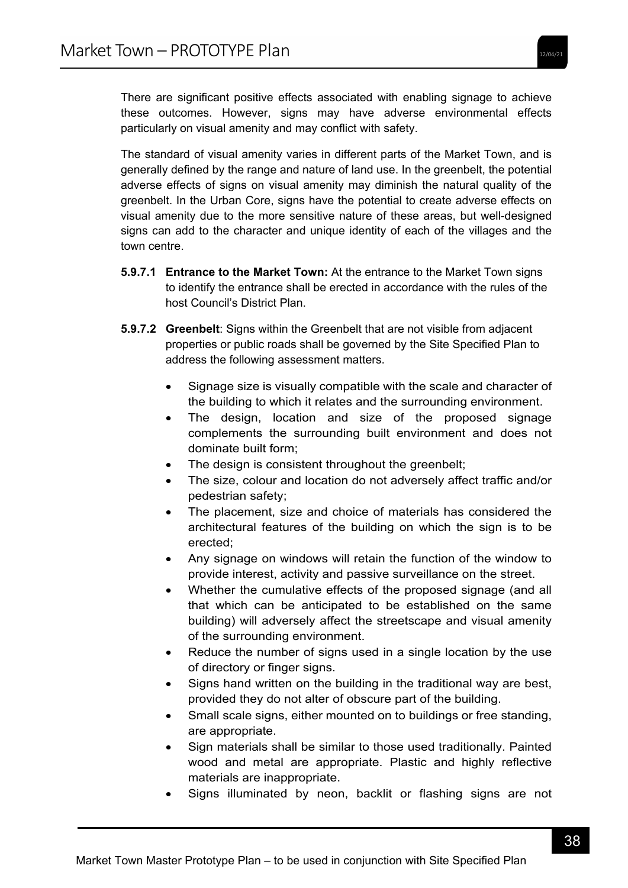There are significant positive effects associated with enabling signage to achieve these outcomes. However, signs may have adverse environmental effects particularly on visual amenity and may conflict with safety.

The standard of visual amenity varies in different parts of the Market Town, and is generally defined by the range and nature of land use. In the greenbelt, the potential adverse effects of signs on visual amenity may diminish the natural quality of the greenbelt. In the Urban Core, signs have the potential to create adverse effects on visual amenity due to the more sensitive nature of these areas, but well-designed signs can add to the character and unique identity of each of the villages and the town centre.

**5.9.7.1 Entrance to the Market Town:** At the entrance to the Market Town signs to identify the entrance shall be erected in accordance with the rules of the host Council's District Plan.

**5.9.7.2 Greenbelt**: Signs within the Greenbelt that are not visible from adjacent properties or public roads shall be governed by the Site Specified Plan to address the following assessment matters.

- Signage size is visually compatible with the scale and character of the building to which it relates and the surrounding environment.
- The design, location and size of the proposed signage complements the surrounding built environment and does not dominate built form;
- The design is consistent throughout the greenbelt;
- The size, colour and location do not adversely affect traffic and/or pedestrian safety;
- The placement, size and choice of materials has considered the architectural features of the building on which the sign is to be erected;
- Any signage on windows will retain the function of the window to provide interest, activity and passive surveillance on the street.
- Whether the cumulative effects of the proposed signage (and all that which can be anticipated to be established on the same building) will adversely affect the streetscape and visual amenity of the surrounding environment.
- Reduce the number of signs used in a single location by the use of directory or finger signs.
- Signs hand written on the building in the traditional way are best, provided they do not alter of obscure part of the building.
- Small scale signs, either mounted on to buildings or free standing, are appropriate.
- Sign materials shall be similar to those used traditionally. Painted wood and metal are appropriate. Plastic and highly reflective materials are inappropriate.
- Signs illuminated by neon, backlit or flashing signs are not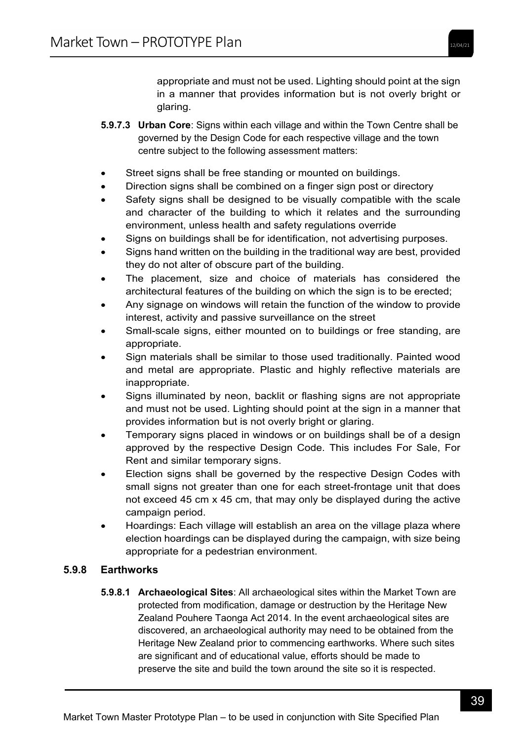appropriate and must not be used. Lighting should point at the sign in a manner that provides information but is not overly bright or glaring.

**5.9.7.3 Urban Core**: Signs within each village and within the Town Centre shall be governed by the Design Code for each respective village and the town centre subject to the following assessment matters:

- Street signs shall be free standing or mounted on buildings.
- Direction signs shall be combined on a finger sign post or directory
- Safety signs shall be designed to be visually compatible with the scale and character of the building to which it relates and the surrounding environment, unless health and safety regulations override
- Signs on buildings shall be for identification, not advertising purposes.
- Signs hand written on the building in the traditional way are best, provided they do not alter of obscure part of the building.
- The placement, size and choice of materials has considered the architectural features of the building on which the sign is to be erected;
- Any signage on windows will retain the function of the window to provide interest, activity and passive surveillance on the street
- Small-scale signs, either mounted on to buildings or free standing, are appropriate.
- Sign materials shall be similar to those used traditionally. Painted wood and metal are appropriate. Plastic and highly reflective materials are inappropriate.
- Signs illuminated by neon, backlit or flashing signs are not appropriate and must not be used. Lighting should point at the sign in a manner that provides information but is not overly bright or glaring.
- Temporary signs placed in windows or on buildings shall be of a design approved by the respective Design Code. This includes For Sale, For Rent and similar temporary signs.
- Election signs shall be governed by the respective Design Codes with small signs not greater than one for each street-frontage unit that does not exceed 45 cm x 45 cm, that may only be displayed during the active campaign period.
- Hoardings: Each village will establish an area on the village plaza where election hoardings can be displayed during the campaign, with size being appropriate for a pedestrian environment.

### 5.9.8 Earthworks

**5.9.8.1 Archaeological Sites**: All archaeological sites within the Market Town are protected from modification, damage or destruction by the Heritage New Zealand Pouhere Taonga Act 2014. In the event archaeological sites are discovered, an archaeological authority may need to be obtained from the Heritage New Zealand prior to commencing earthworks. Where such sites are significant and of educational value, efforts should be made to preserve the site and build the town around the site so it is respected.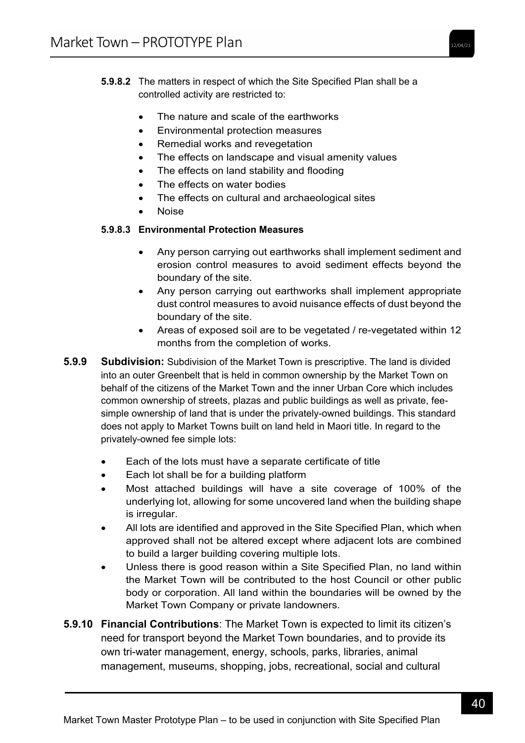**5.9.8.2** The matters in respect of which the Site Specified Plan shall be a controlled activity are restricted to:

- The nature and scale of the earthworks
- Environmental protection measures
- Remedial works and revegetation
- The effects on landscape and visual amenity values
- The effects on land stability and flooding
- The effects on water bodies
- The effects on cultural and archaeological sites
- Noise

**5.9.8.3 Environmental Protection Measures**

- Any person carrying out earthworks shall implement sediment and erosion control measures to avoid sediment effects beyond the boundary of the site.
- Any person carrying out earthworks shall implement appropriate dust control measures to avoid nuisance effects of dust beyond the boundary of the site.
- Areas of exposed soil are to be vegetated / re-vegetated within 12 months from the completion of works.

**5.9.9 Subdivision:** Subdivision of the Market Town is prescriptive. The land is divided into an outer Greenbelt that is held in common ownership by the Market Town on behalf of the citizens of the Market Town and the inner Urban Core which includes common ownership of streets, plazas and public buildings as well as private, fee-simple ownership of land that is under the privately-owned buildings. This standard does not apply to Market Towns built on land held in Maori title. In regard to the privately-owned fee simple lots:

- Each of the lots must have a separate certificate of title
- Each lot shall be for a building platform
- Most attached buildings will have a site coverage of 100% of the underlying lot, allowing for some uncovered land when the building shape is irregular.
- All lots are identified and approved in the Site Specified Plan, which when approved shall not be altered except where adjacent lots are combined to build a larger building covering multiple lots.
- Unless there is good reason within a Site Specified Plan, no land within the Market Town will be contributed to the host Council or other public body or corporation. All land within the boundaries will be owned by the Market Town Company or private landowners.

**5.9.10 Financial Contributions**: The Market Town is expected to limit its citizen's need for transport beyond the Market Town boundaries, and to provide its own tri-water management, energy, schools, parks, libraries, animal management, museums, shopping, jobs, recreational, social and cultural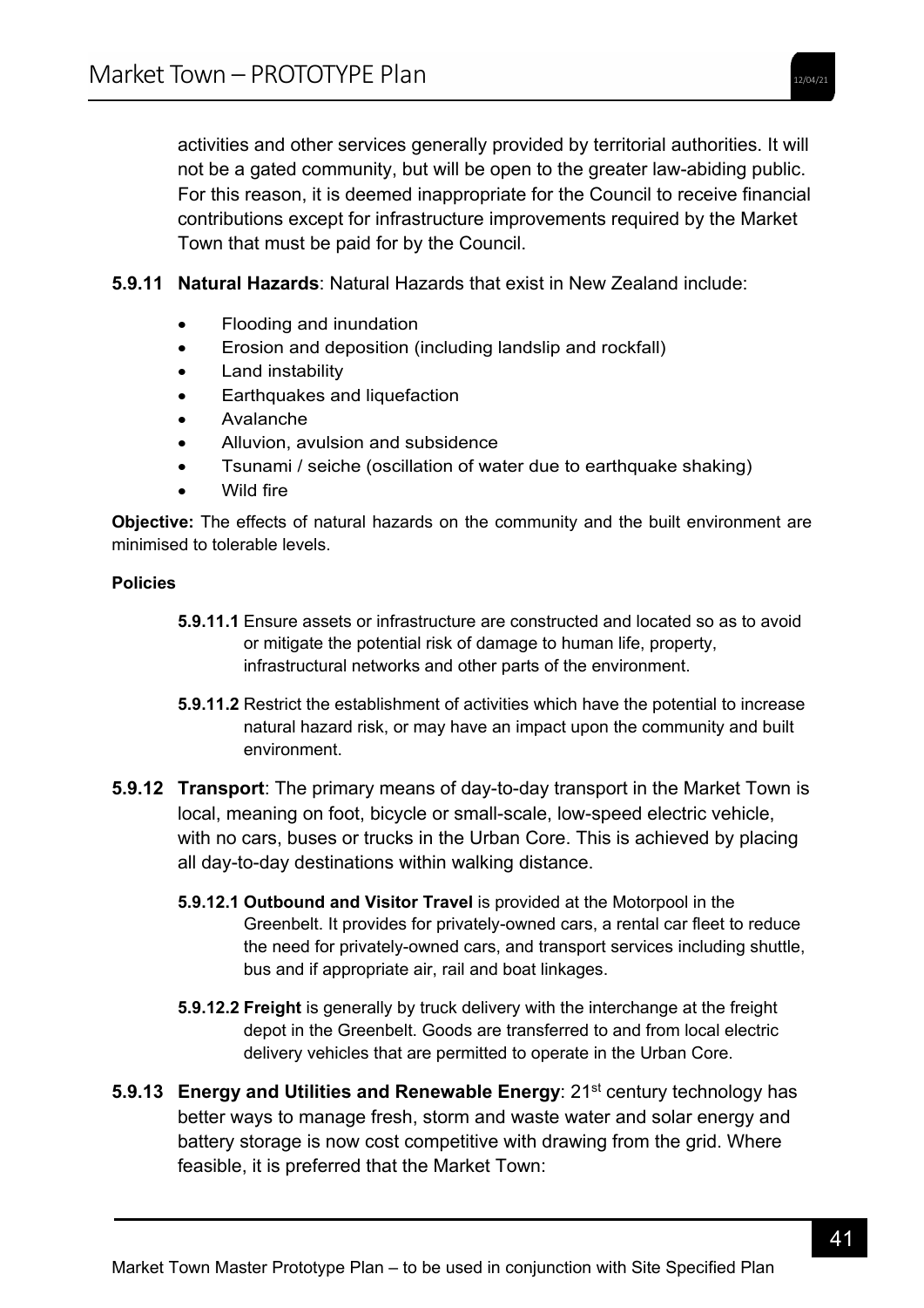activities and other services generally provided by territorial authorities. It will not be a gated community, but will be open to the greater law-abiding public. For this reason, it is deemed inappropriate for the Council to receive financial contributions except for infrastructure improvements required by the Market Town that must be paid for by the Council.

**5.9.11 Natural Hazards**: Natural Hazards that exist in New Zealand include:

- Flooding and inundation
- Erosion and deposition (including landslip and rockfall)
- Land instability
- Earthquakes and liquefaction
- Avalanche
- Alluvion, avulsion and subsidence
- Tsunami / seiche (oscillation of water due to earthquake shaking)
- Wild fire

**Objective:** The effects of natural hazards on the community and the built environment are minimised to tolerable levels.

**Policies**

**5.9.11.1** Ensure assets or infrastructure are constructed and located so as to avoid or mitigate the potential risk of damage to human life, property, infrastructural networks and other parts of the environment.

**5.9.11.2** Restrict the establishment of activities which have the potential to increase natural hazard risk, or may have an impact upon the community and built environment.

**5.9.12 Transport**: The primary means of day-to-day transport in the Market Town is local, meaning on foot, bicycle or small-scale, low-speed electric vehicle, with no cars, buses or trucks in the Urban Core. This is achieved by placing all day-to-day destinations within walking distance.

**5.9.12.1 Outbound and Visitor Travel** is provided at the Motorpool in the Greenbelt. It provides for privately-owned cars, a rental car fleet to reduce the need for privately-owned cars, and transport services including shuttle, bus and if appropriate air, rail and boat linkages.

**5.9.12.2 Freight** is generally by truck delivery with the interchange at the freight depot in the Greenbelt. Goods are transferred to and from local electric delivery vehicles that are permitted to operate in the Urban Core.

**5.9.13 Energy and Utilities and Renewable Energy**: 21st century technology has better ways to manage fresh, storm and waste water and solar energy and battery storage is now cost competitive with drawing from the grid. Where feasible, it is preferred that the Market Town: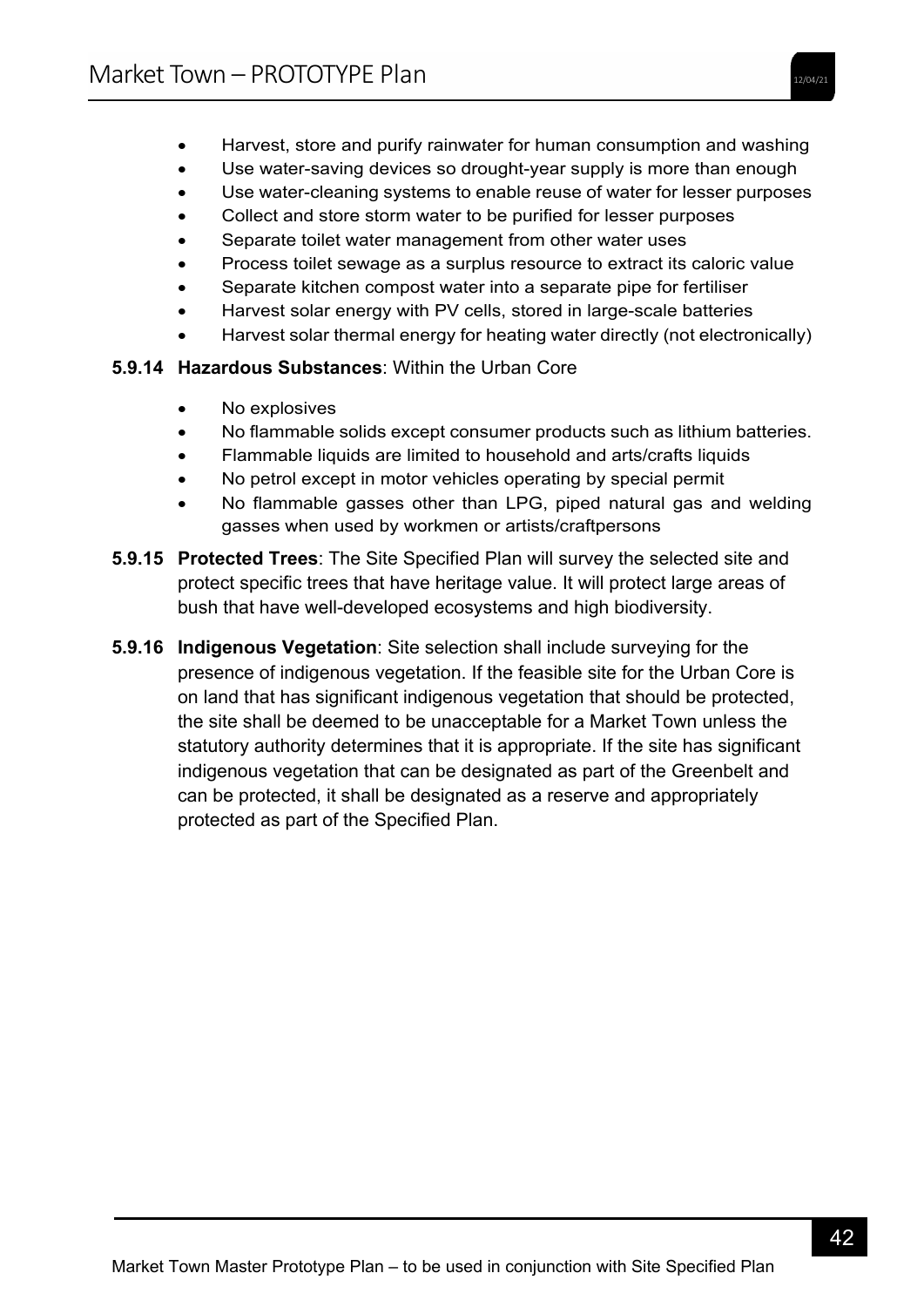- Harvest, store and purify rainwater for human consumption and washing
- Use water-saving devices so drought-year supply is more than enough
- Use water-cleaning systems to enable reuse of water for lesser purposes
- Collect and store storm water to be purified for lesser purposes
- Separate toilet water management from other water uses
- Process toilet sewage as a surplus resource to extract its caloric value
- Separate kitchen compost water into a separate pipe for fertiliser
- Harvest solar energy with PV cells, stored in large-scale batteries
- Harvest solar thermal energy for heating water directly (not electronically)

**5.9.14 Hazardous Substances**: Within the Urban Core

- No explosives
- No flammable solids except consumer products such as lithium batteries.
- Flammable liquids are limited to household and arts/crafts liquids
- No petrol except in motor vehicles operating by special permit
- No flammable gasses other than LPG, piped natural gas and welding gasses when used by workmen or artists/craftpersons

**5.9.15 Protected Trees**: The Site Specified Plan will survey the selected site and protect specific trees that have heritage value. It will protect large areas of bush that have well-developed ecosystems and high biodiversity.

**5.9.16 Indigenous Vegetation**: Site selection shall include surveying for the presence of indigenous vegetation. If the feasible site for the Urban Core is on land that has significant indigenous vegetation that should be protected, the site shall be deemed to be unacceptable for a Market Town unless the statutory authority determines that it is appropriate. If the site has significant indigenous vegetation that can be designated as part of the Greenbelt and can be protected, it shall be designated as a reserve and appropriately protected as part of the Specified Plan.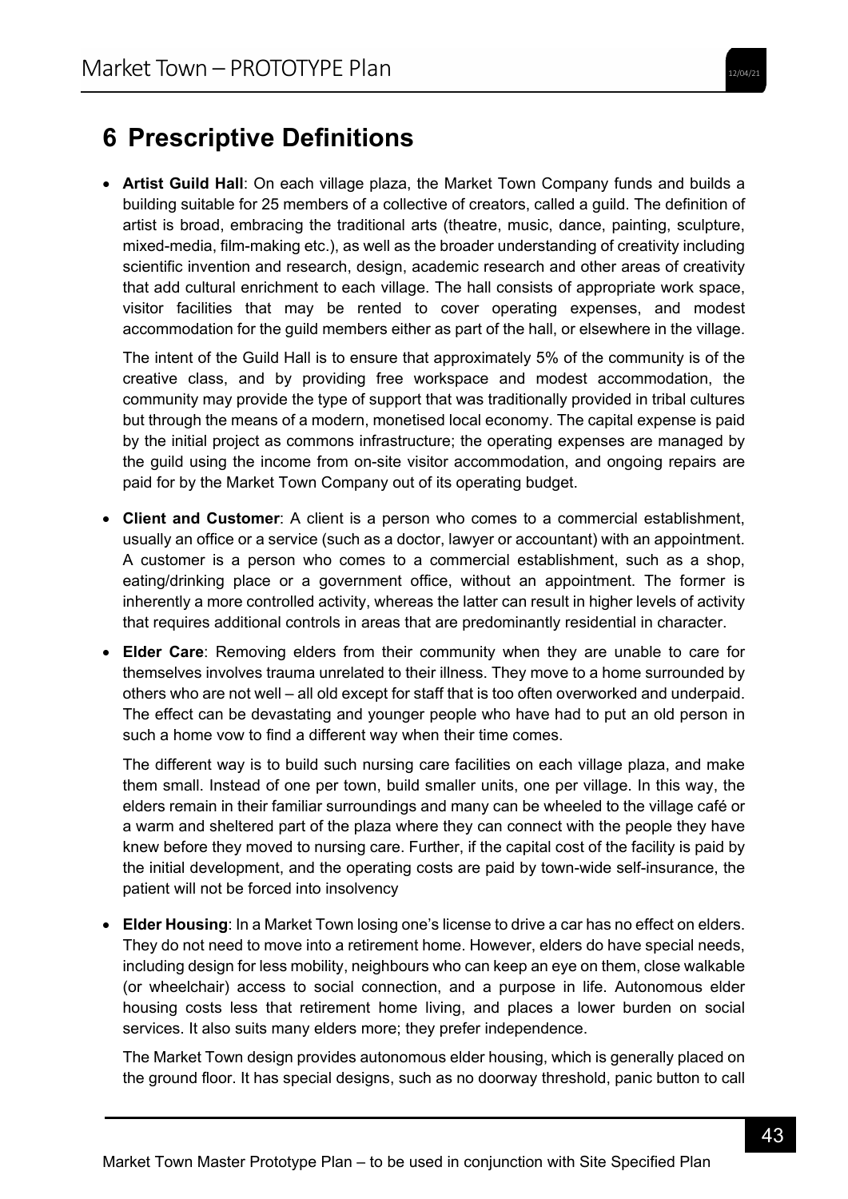# 6 Prescriptive Definitions

- **Artist Guild Hall**: On each village plaza, the Market Town Company funds and builds a building suitable for 25 members of a collective of creators, called a guild. The definition of artist is broad, embracing the traditional arts (theatre, music, dance, painting, sculpture, mixed-media, film-making etc.), as well as the broader understanding of creativity including scientific invention and research, design, academic research and other areas of creativity that add cultural enrichment to each village. The hall consists of appropriate work space, visitor facilities that may be rented to cover operating expenses, and modest accommodation for the guild members either as part of the hall, or elsewhere in the village.

  The intent of the Guild Hall is to ensure that approximately 5% of the community is of the creative class, and by providing free workspace and modest accommodation, the community may provide the type of support that was traditionally provided in tribal cultures but through the means of a modern, monetised local economy. The capital expense is paid by the initial project as commons infrastructure; the operating expenses are managed by the guild using the income from on-site visitor accommodation, and ongoing repairs are paid for by the Market Town Company out of its operating budget.

- **Client and Customer**: A client is a person who comes to a commercial establishment, usually an office or a service (such as a doctor, lawyer or accountant) with an appointment. A customer is a person who comes to a commercial establishment, such as a shop, eating/drinking place or a government office, without an appointment. The former is inherently a more controlled activity, whereas the latter can result in higher levels of activity that requires additional controls in areas that are predominantly residential in character.

- **Elder Care**: Removing elders from their community when they are unable to care for themselves involves trauma unrelated to their illness. They move to a home surrounded by others who are not well – all old except for staff that is too often overworked and underpaid. The effect can be devastating and younger people who have had to put an old person in such a home vow to find a different way when their time comes.

  The different way is to build such nursing care facilities on each village plaza, and make them small. Instead of one per town, build smaller units, one per village. In this way, the elders remain in their familiar surroundings and many can be wheeled to the village café or a warm and sheltered part of the plaza where they can connect with the people they have knew before they moved to nursing care. Further, if the capital cost of the facility is paid by the initial development, and the operating costs are paid by town-wide self-insurance, the patient will not be forced into insolvency

- **Elder Housing**: In a Market Town losing one's license to drive a car has no effect on elders. They do not need to move into a retirement home. However, elders do have special needs, including design for less mobility, neighbours who can keep an eye on them, close walkable (or wheelchair) access to social connection, and a purpose in life. Autonomous elder housing costs less that retirement home living, and places a lower burden on social services. It also suits many elders more; they prefer independence.

  The Market Town design provides autonomous elder housing, which is generally placed on the ground floor. It has special designs, such as no doorway threshold, panic button to call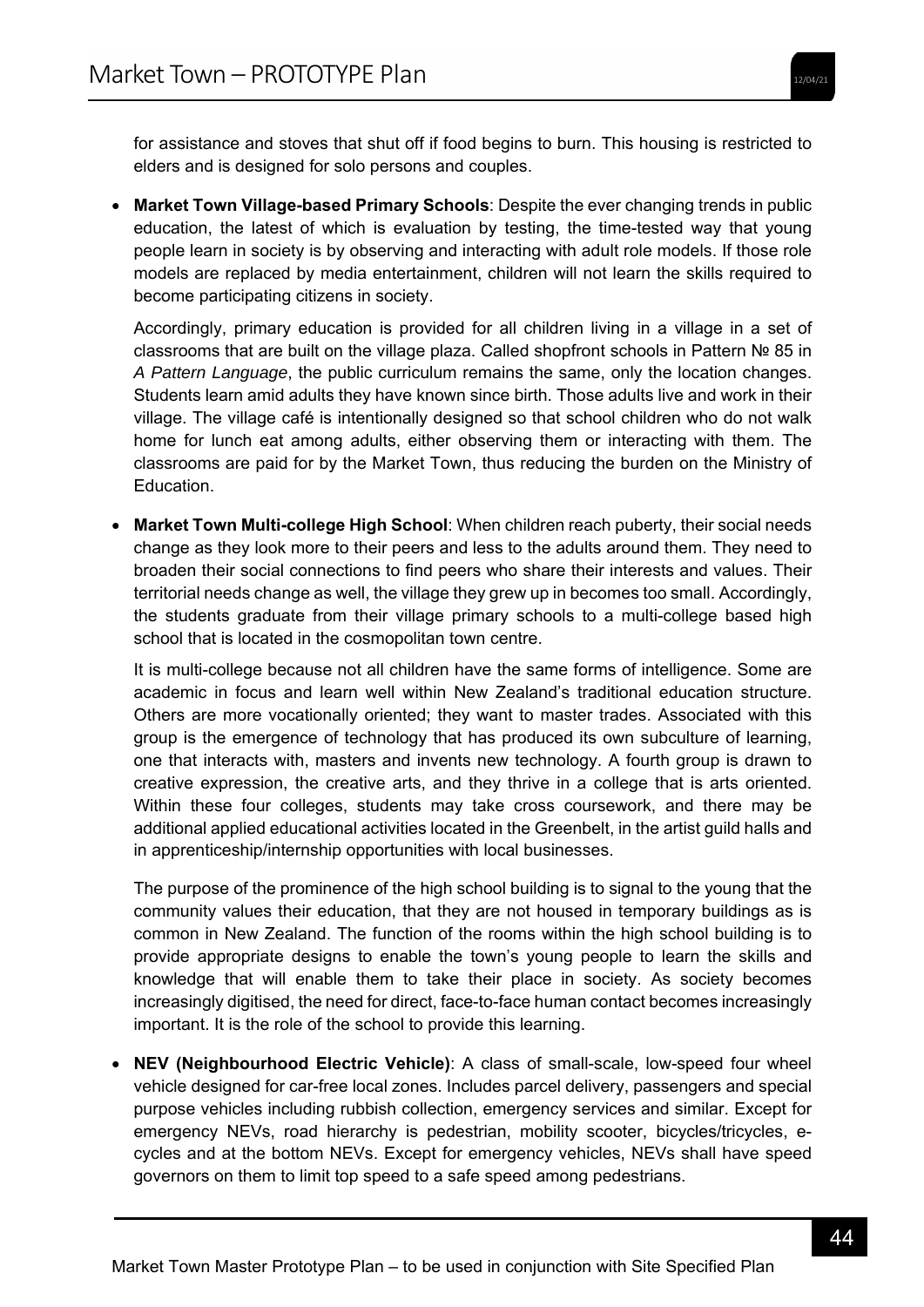for assistance and stoves that shut off if food begins to burn. This housing is restricted to elders and is designed for solo persons and couples.

- **Market Town Village-based Primary Schools**: Despite the ever changing trends in public education, the latest of which is evaluation by testing, the time-tested way that young people learn in society is by observing and interacting with adult role models. If those role models are replaced by media entertainment, children will not learn the skills required to become participating citizens in society.

  Accordingly, primary education is provided for all children living in a village in a set of classrooms that are built on the village plaza. Called shopfront schools in Pattern № 85 in *A Pattern Language*, the public curriculum remains the same, only the location changes. Students learn amid adults they have known since birth. Those adults live and work in their village. The village café is intentionally designed so that school children who do not walk home for lunch eat among adults, either observing them or interacting with them. The classrooms are paid for by the Market Town, thus reducing the burden on the Ministry of Education.

- **Market Town Multi-college High School**: When children reach puberty, their social needs change as they look more to their peers and less to the adults around them. They need to broaden their social connections to find peers who share their interests and values. Their territorial needs change as well, the village they grew up in becomes too small. Accordingly, the students graduate from their village primary schools to a multi-college based high school that is located in the cosmopolitan town centre.

  It is multi-college because not all children have the same forms of intelligence. Some are academic in focus and learn well within New Zealand's traditional education structure. Others are more vocationally oriented; they want to master trades. Associated with this group is the emergence of technology that has produced its own subculture of learning, one that interacts with, masters and invents new technology. A fourth group is drawn to creative expression, the creative arts, and they thrive in a college that is arts oriented. Within these four colleges, students may take cross coursework, and there may be additional applied educational activities located in the Greenbelt, in the artist guild halls and in apprenticeship/internship opportunities with local businesses.

  The purpose of the prominence of the high school building is to signal to the young that the community values their education, that they are not housed in temporary buildings as is common in New Zealand. The function of the rooms within the high school building is to provide appropriate designs to enable the town's young people to learn the skills and knowledge that will enable them to take their place in society. As society becomes increasingly digitised, the need for direct, face-to-face human contact becomes increasingly important. It is the role of the school to provide this learning.

- **NEV (Neighbourhood Electric Vehicle)**: A class of small-scale, low-speed four wheel vehicle designed for car-free local zones. Includes parcel delivery, passengers and special purpose vehicles including rubbish collection, emergency services and similar. Except for emergency NEVs, road hierarchy is pedestrian, mobility scooter, bicycles/tricycles, e-cycles and at the bottom NEVs. Except for emergency vehicles, NEVs shall have speed governors on them to limit top speed to a safe speed among pedestrians.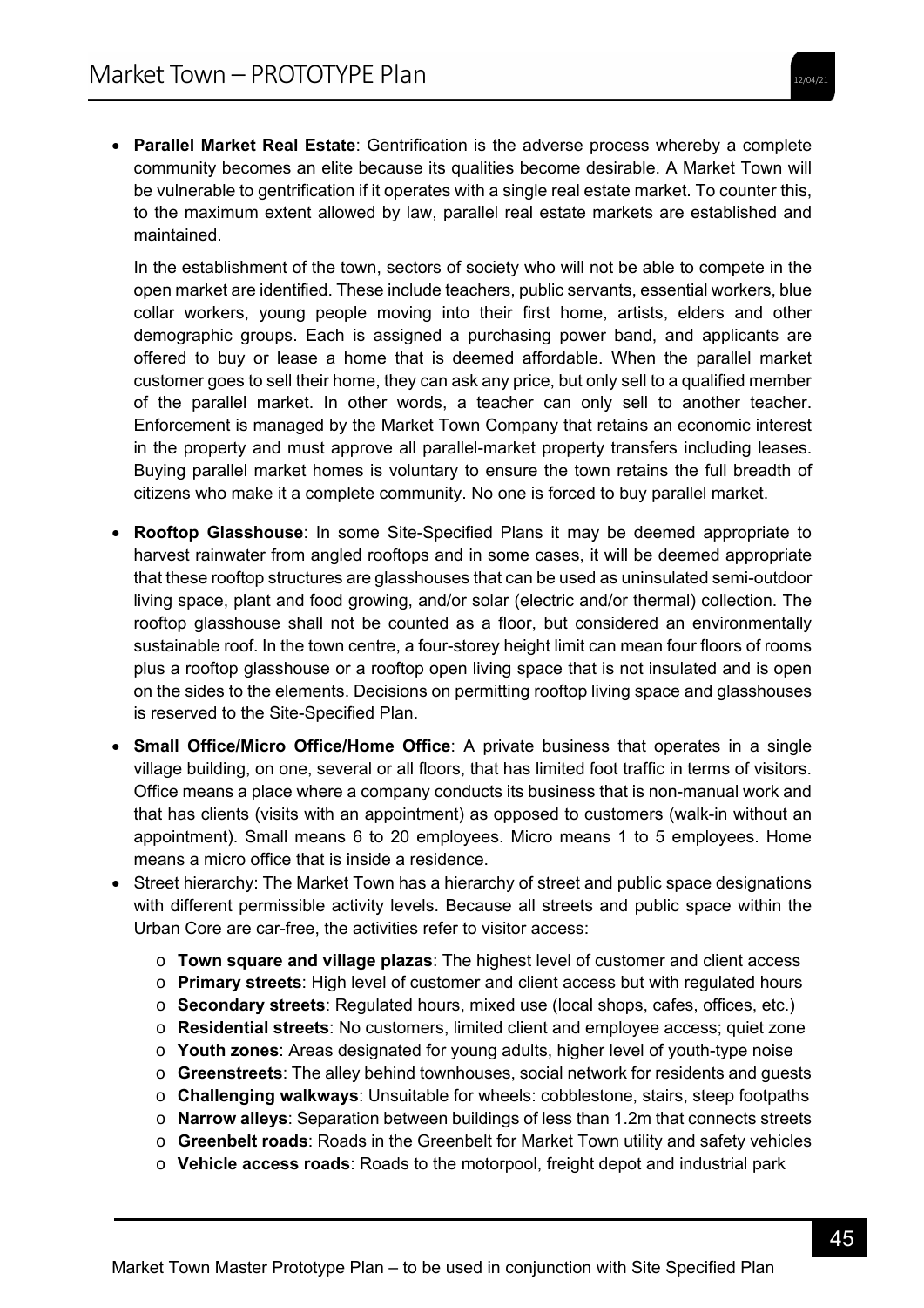- **Parallel Market Real Estate**: Gentrification is the adverse process whereby a complete community becomes an elite because its qualities become desirable. A Market Town will be vulnerable to gentrification if it operates with a single real estate market. To counter this, to the maximum extent allowed by law, parallel real estate markets are established and maintained.

  In the establishment of the town, sectors of society who will not be able to compete in the open market are identified. These include teachers, public servants, essential workers, blue collar workers, young people moving into their first home, artists, elders and other demographic groups. Each is assigned a purchasing power band, and applicants are offered to buy or lease a home that is deemed affordable. When the parallel market customer goes to sell their home, they can ask any price, but only sell to a qualified member of the parallel market. In other words, a teacher can only sell to another teacher. Enforcement is managed by the Market Town Company that retains an economic interest in the property and must approve all parallel-market property transfers including leases. Buying parallel market homes is voluntary to ensure the town retains the full breadth of citizens who make it a complete community. No one is forced to buy parallel market.

- **Rooftop Glasshouse**: In some Site-Specified Plans it may be deemed appropriate to harvest rainwater from angled rooftops and in some cases, it will be deemed appropriate that these rooftop structures are glasshouses that can be used as uninsulated semi-outdoor living space, plant and food growing, and/or solar (electric and/or thermal) collection. The rooftop glasshouse shall not be counted as a floor, but considered an environmentally sustainable roof. In the town centre, a four-storey height limit can mean four floors of rooms plus a rooftop glasshouse or a rooftop open living space that is not insulated and is open on the sides to the elements. Decisions on permitting rooftop living space and glasshouses is reserved to the Site-Specified Plan.

- **Small Office/Micro Office/Home Office**: A private business that operates in a single village building, on one, several or all floors, that has limited foot traffic in terms of visitors. Office means a place where a company conducts its business that is non-manual work and that has clients (visits with an appointment) as opposed to customers (walk-in without an appointment). Small means 6 to 20 employees. Micro means 1 to 5 employees. Home means a micro office that is inside a residence.

- Street hierarchy: The Market Town has a hierarchy of street and public space designations with different permissible activity levels. Because all streets and public space within the Urban Core are car-free, the activities refer to visitor access:
  - **Town square and village plazas**: The highest level of customer and client access
  - **Primary streets**: High level of customer and client access but with regulated hours
  - **Secondary streets**: Regulated hours, mixed use (local shops, cafes, offices, etc.)
  - **Residential streets**: No customers, limited client and employee access; quiet zone
  - **Youth zones**: Areas designated for young adults, higher level of youth-type noise
  - **Greenstreets**: The alley behind townhouses, social network for residents and guests
  - **Challenging walkways**: Unsuitable for wheels: cobblestone, stairs, steep footpaths
  - **Narrow alleys**: Separation between buildings of less than 1.2m that connects streets
  - **Greenbelt roads**: Roads in the Greenbelt for Market Town utility and safety vehicles
  - **Vehicle access roads**: Roads to the motorpool, freight depot and industrial park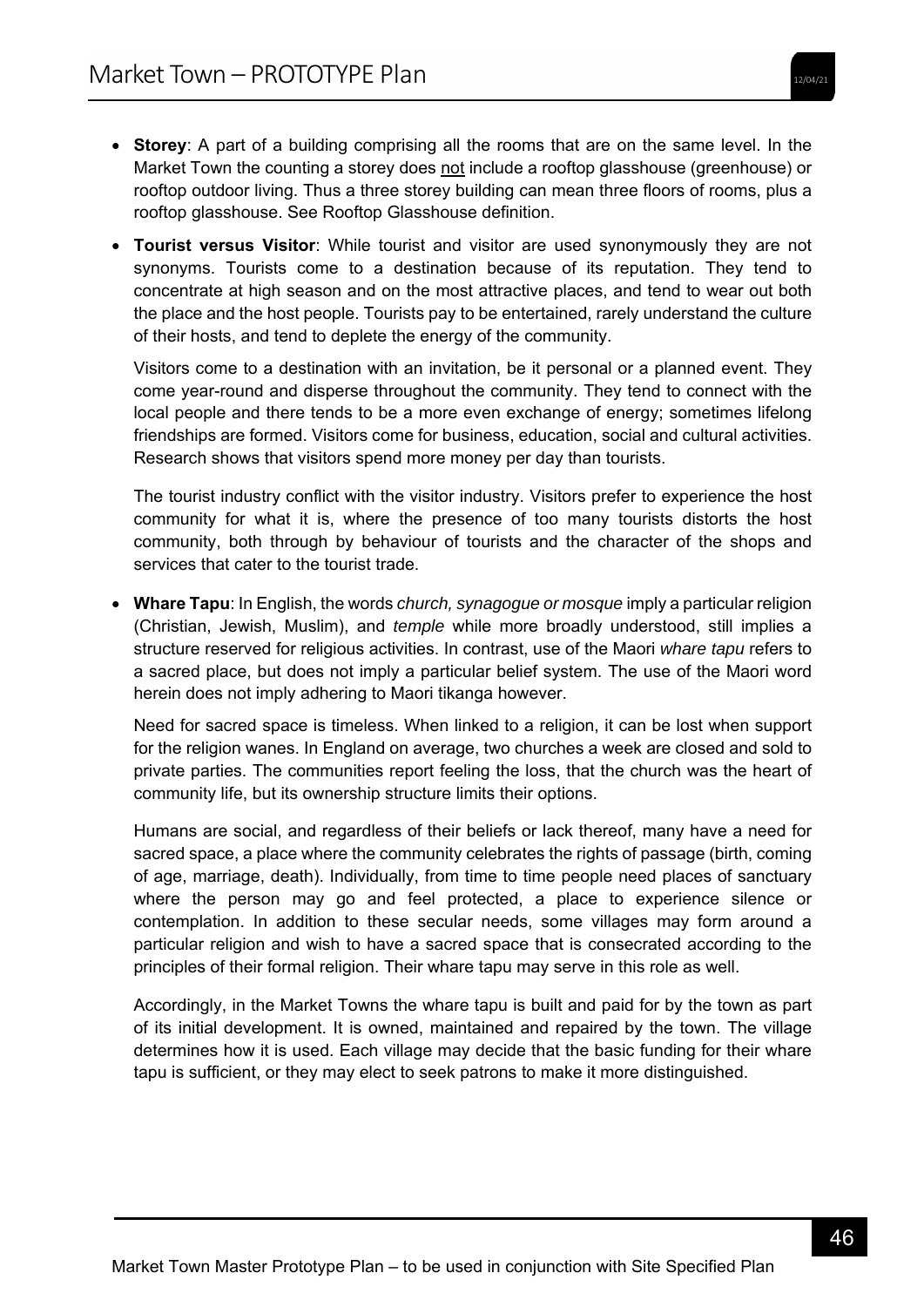- **Storey**: A part of a building comprising all the rooms that are on the same level. In the Market Town the counting a storey does <u>not</u> include a rooftop glasshouse (greenhouse) or rooftop outdoor living. Thus a three storey building can mean three floors of rooms, plus a rooftop glasshouse. See Rooftop Glasshouse definition.

- **Tourist versus Visitor**: While tourist and visitor are used synonymously they are not synonyms. Tourists come to a destination because of its reputation. They tend to concentrate at high season and on the most attractive places, and tend to wear out both the place and the host people. Tourists pay to be entertained, rarely understand the culture of their hosts, and tend to deplete the energy of the community.

  Visitors come to a destination with an invitation, be it personal or a planned event. They come year-round and disperse throughout the community. They tend to connect with the local people and there tends to be a more even exchange of energy; sometimes lifelong friendships are formed. Visitors come for business, education, social and cultural activities. Research shows that visitors spend more money per day than tourists.

  The tourist industry conflict with the visitor industry. Visitors prefer to experience the host community for what it is, where the presence of too many tourists distorts the host community, both through by behaviour of tourists and the character of the shops and services that cater to the tourist trade.

- **Whare Tapu**: In English, the words *church, synagogue or mosque* imply a particular religion (Christian, Jewish, Muslim), and *temple* while more broadly understood, still implies a structure reserved for religious activities. In contrast, use of the Maori *whare tapu* refers to a sacred place, but does not imply a particular belief system. The use of the Maori word herein does not imply adhering to Maori tikanga however.

  Need for sacred space is timeless. When linked to a religion, it can be lost when support for the religion wanes. In England on average, two churches a week are closed and sold to private parties. The communities report feeling the loss, that the church was the heart of community life, but its ownership structure limits their options.

  Humans are social, and regardless of their beliefs or lack thereof, many have a need for sacred space, a place where the community celebrates the rights of passage (birth, coming of age, marriage, death). Individually, from time to time people need places of sanctuary where the person may go and feel protected, a place to experience silence or contemplation. In addition to these secular needs, some villages may form around a particular religion and wish to have a sacred space that is consecrated according to the principles of their formal religion. Their whare tapu may serve in this role as well.

  Accordingly, in the Market Towns the whare tapu is built and paid for by the town as part of its initial development. It is owned, maintained and repaired by the town. The village determines how it is used. Each village may decide that the basic funding for their whare tapu is sufficient, or they may elect to seek patrons to make it more distinguished.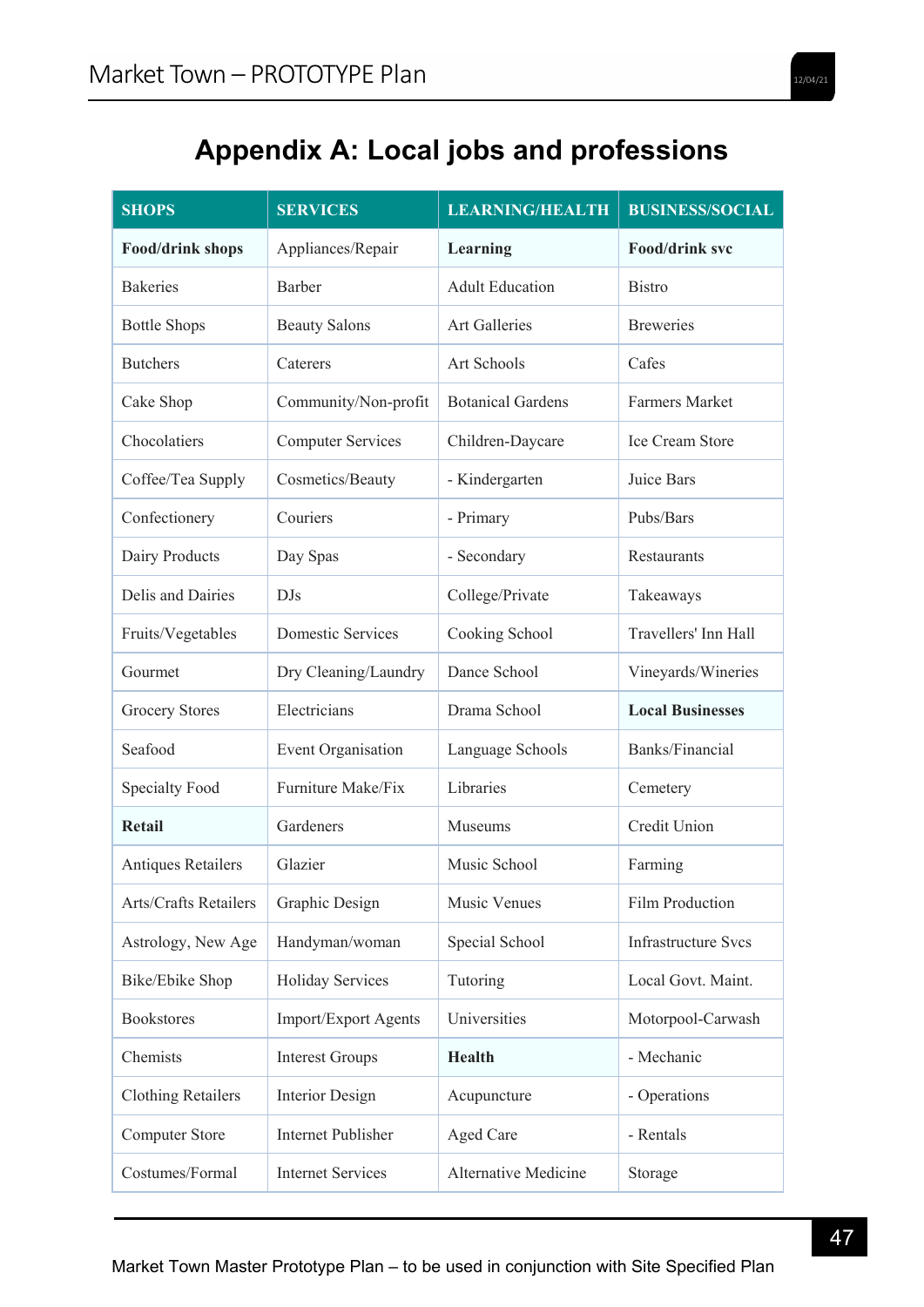# Appendix A: Local jobs and professions

| SHOPS | SERVICES | LEARNING/HEALTH | BUSINESS/SOCIAL |
|---|---|---|---|
| **Food/drink shops** | Appliances/Repair | **Learning** | **Food/drink svc** |
| Bakeries | Barber | Adult Education | Bistro |
| Bottle Shops | Beauty Salons | Art Galleries | Breweries |
| Butchers | Caterers | Art Schools | Cafes |
| Cake Shop | Community/Non-profit | Botanical Gardens | Farmers Market |
| Chocolatiers | Computer Services | Children-Daycare | Ice Cream Store |
| Coffee/Tea Supply | Cosmetics/Beauty | - Kindergarten | Juice Bars |
| Confectionery | Couriers | - Primary | Pubs/Bars |
| Dairy Products | Day Spas | - Secondary | Restaurants |
| Delis and Dairies | DJs | College/Private | Takeaways |
| Fruits/Vegetables | Domestic Services | Cooking School | Travellers' Inn Hall |
| Gourmet | Dry Cleaning/Laundry | Dance School | Vineyards/Wineries |
| Grocery Stores | Electricians | Drama School | **Local Businesses** |
| Seafood | Event Organisation | Language Schools | Banks/Financial |
| Specialty Food | Furniture Make/Fix | Libraries | Cemetery |
| **Retail** | Gardeners | Museums | Credit Union |
| Antiques Retailers | Glazier | Music School | Farming |
| Arts/Crafts Retailers | Graphic Design | Music Venues | Film Production |
| Astrology, New Age | Handyman/woman | Special School | Infrastructure Svcs |
| Bike/Ebike Shop | Holiday Services | Tutoring | Local Govt. Maint. |
| Bookstores | Import/Export Agents | Universities | Motorpool-Carwash |
| Chemists | Interest Groups | **Health** | - Mechanic |
| Clothing Retailers | Interior Design | Acupuncture | - Operations |
| Computer Store | Internet Publisher | Aged Care | - Rentals |
| Costumes/Formal | Internet Services | Alternative Medicine | Storage |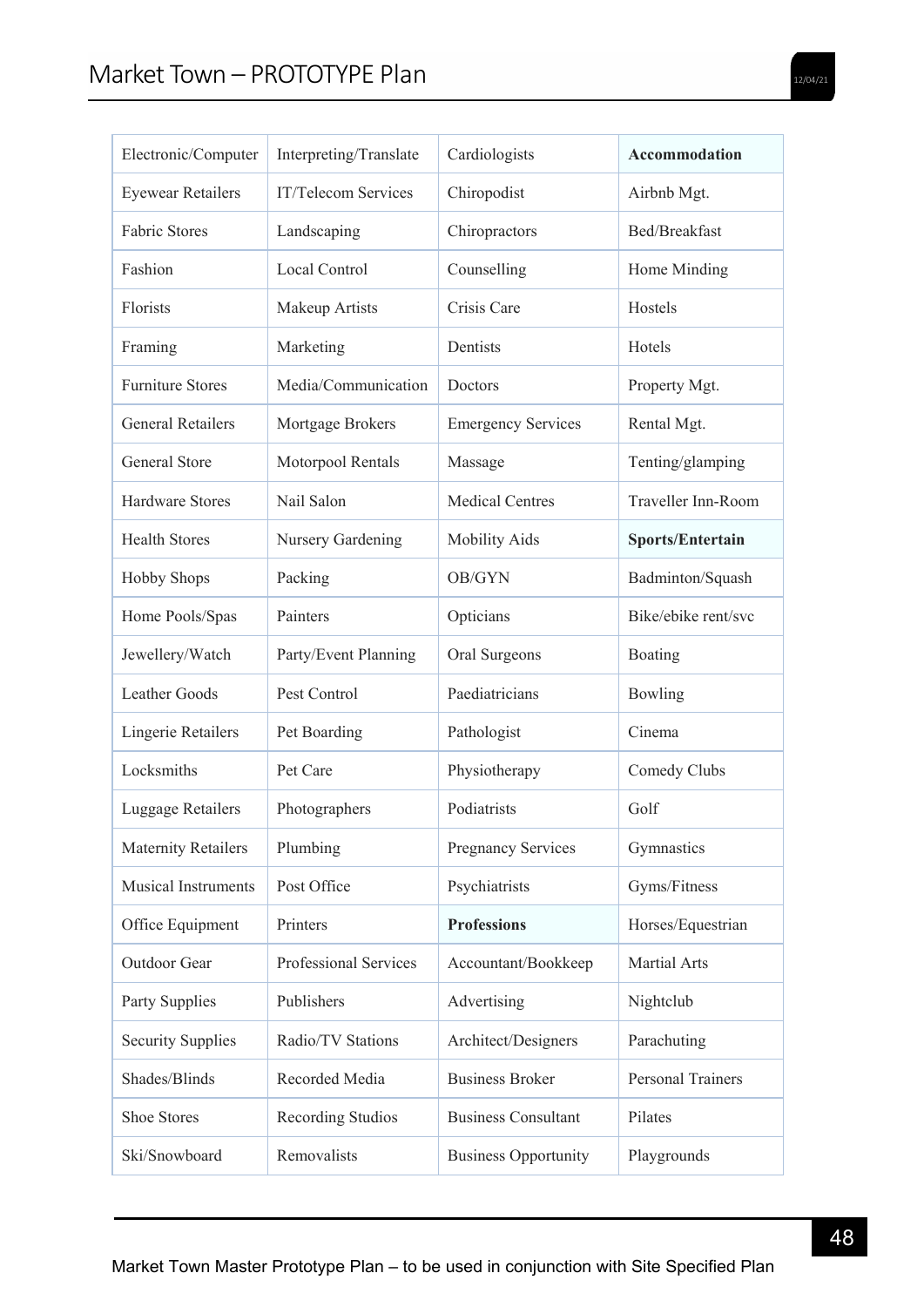| | | | |
|---|---|---|---|
| Electronic/Computer | Interpreting/Translate | Cardiologists | **Accommodation** |
| Eyewear Retailers | IT/Telecom Services | Chiropodist | Airbnb Mgt. |
| Fabric Stores | Landscaping | Chiropractors | Bed/Breakfast |
| Fashion | Local Control | Counselling | Home Minding |
| Florists | Makeup Artists | Crisis Care | Hostels |
| Framing | Marketing | Dentists | Hotels |
| Furniture Stores | Media/Communication | Doctors | Property Mgt. |
| General Retailers | Mortgage Brokers | Emergency Services | Rental Mgt. |
| General Store | Motorpool Rentals | Massage | Tenting/glamping |
| Hardware Stores | Nail Salon | Medical Centres | Traveller Inn-Room |
| Health Stores | Nursery Gardening | Mobility Aids | **Sports/Entertain** |
| Hobby Shops | Packing | OB/GYN | Badminton/Squash |
| Home Pools/Spas | Painters | Opticians | Bike/ebike rent/svc |
| Jewellery/Watch | Party/Event Planning | Oral Surgeons | Boating |
| Leather Goods | Pest Control | Paediatricians | Bowling |
| Lingerie Retailers | Pet Boarding | Pathologist | Cinema |
| Locksmiths | Pet Care | Physiotherapy | Comedy Clubs |
| Luggage Retailers | Photographers | Podiatrists | Golf |
| Maternity Retailers | Plumbing | Pregnancy Services | Gymnastics |
| Musical Instruments | Post Office | Psychiatrists | Gyms/Fitness |
| Office Equipment | Printers | **Professions** | Horses/Equestrian |
| Outdoor Gear | Professional Services | Accountant/Bookkeep | Martial Arts |
| Party Supplies | Publishers | Advertising | Nightclub |
| Security Supplies | Radio/TV Stations | Architect/Designers | Parachuting |
| Shades/Blinds | Recorded Media | Business Broker | Personal Trainers |
| Shoe Stores | Recording Studios | Business Consultant | Pilates |
| Ski/Snowboard | Removalists | Business Opportunity | Playgrounds |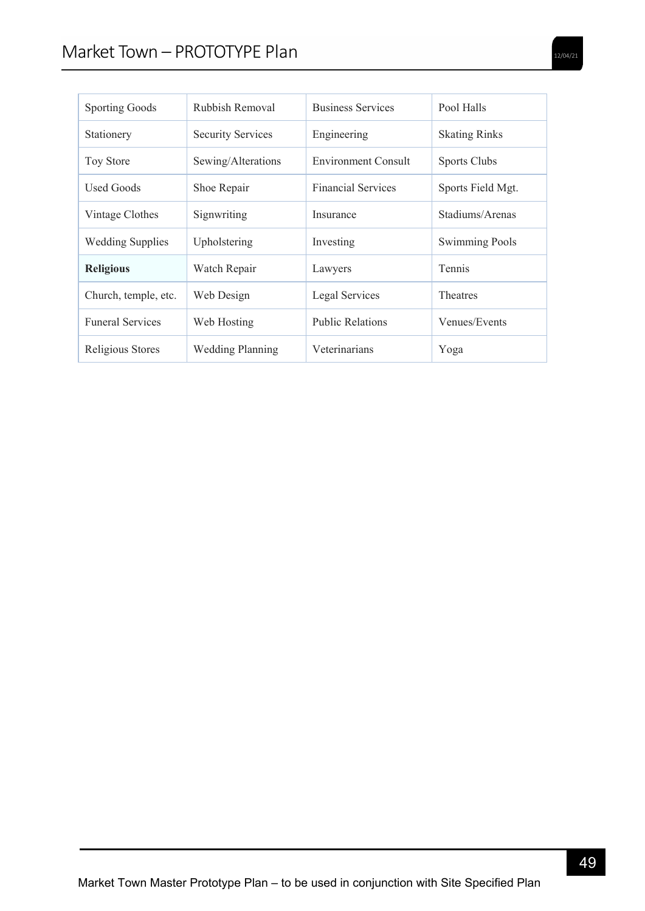| | | | |
|---|---|---|---|
| Sporting Goods | Rubbish Removal | Business Services | Pool Halls |
| Stationery | Security Services | Engineering | Skating Rinks |
| Toy Store | Sewing/Alterations | Environment Consult | Sports Clubs |
| Used Goods | Shoe Repair | Financial Services | Sports Field Mgt. |
| Vintage Clothes | Signwriting | Insurance | Stadiums/Arenas |
| Wedding Supplies | Upholstering | Investing | Swimming Pools |
| **Religious** | Watch Repair | Lawyers | Tennis |
| Church, temple, etc. | Web Design | Legal Services | Theatres |
| Funeral Services | Web Hosting | Public Relations | Venues/Events |
| Religious Stores | Wedding Planning | Veterinarians | Yoga |